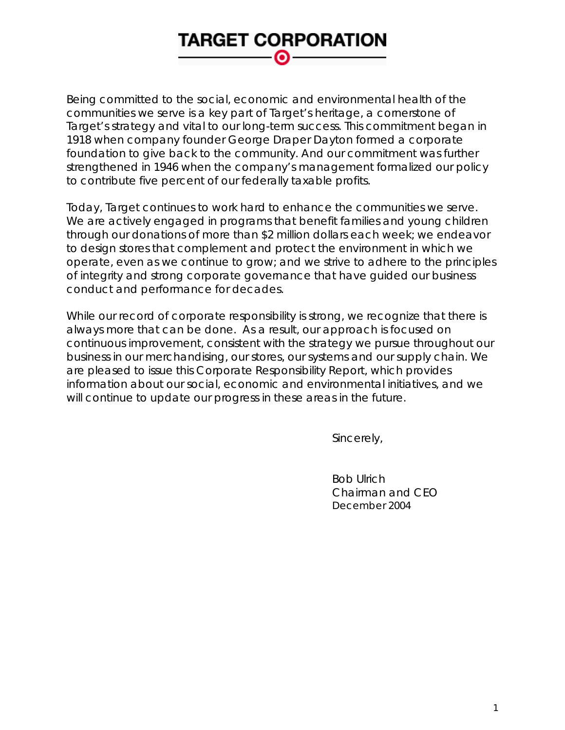# TARGET CORPORATION

Being committed to the social, economic and environmental health of the communities we serve is a key part of Target's heritage, a cornerstone of Target's strategy and vital to our long-term success. This commitment began in 1918 when company founder George Draper Dayton formed a corporate foundation to give back to the community. And our commitment was further strengthened in 1946 when the company's management formalized our policy to contribute five percent of our federally taxable profits.

Today, Target continues to work hard to enhance the communities we serve. We are actively engaged in programs that benefit families and young children through our donations of more than $2 million dollars each week; we endeavor to design stores that complement and protect the environment in which we operate, even as we continue to grow; and we strive to adhere to the principles of integrity and strong corporate governance that have guided our business conduct and performance for decades.

While our record of corporate responsibility is strong, we recognize that there is always more that can be done. As a result, our approach is focused on continuous improvement, consistent with the strategy we pursue throughout our business in our merchandising, our stores, our systems and our supply chain. We are pleased to issue this Corporate Responsibility Report, which provides information about our social, economic and environmental initiatives, and we will continue to update our progress in these areas in the future.

Sincerely,

Bob Ulrich
Chairman and CEO
December 2004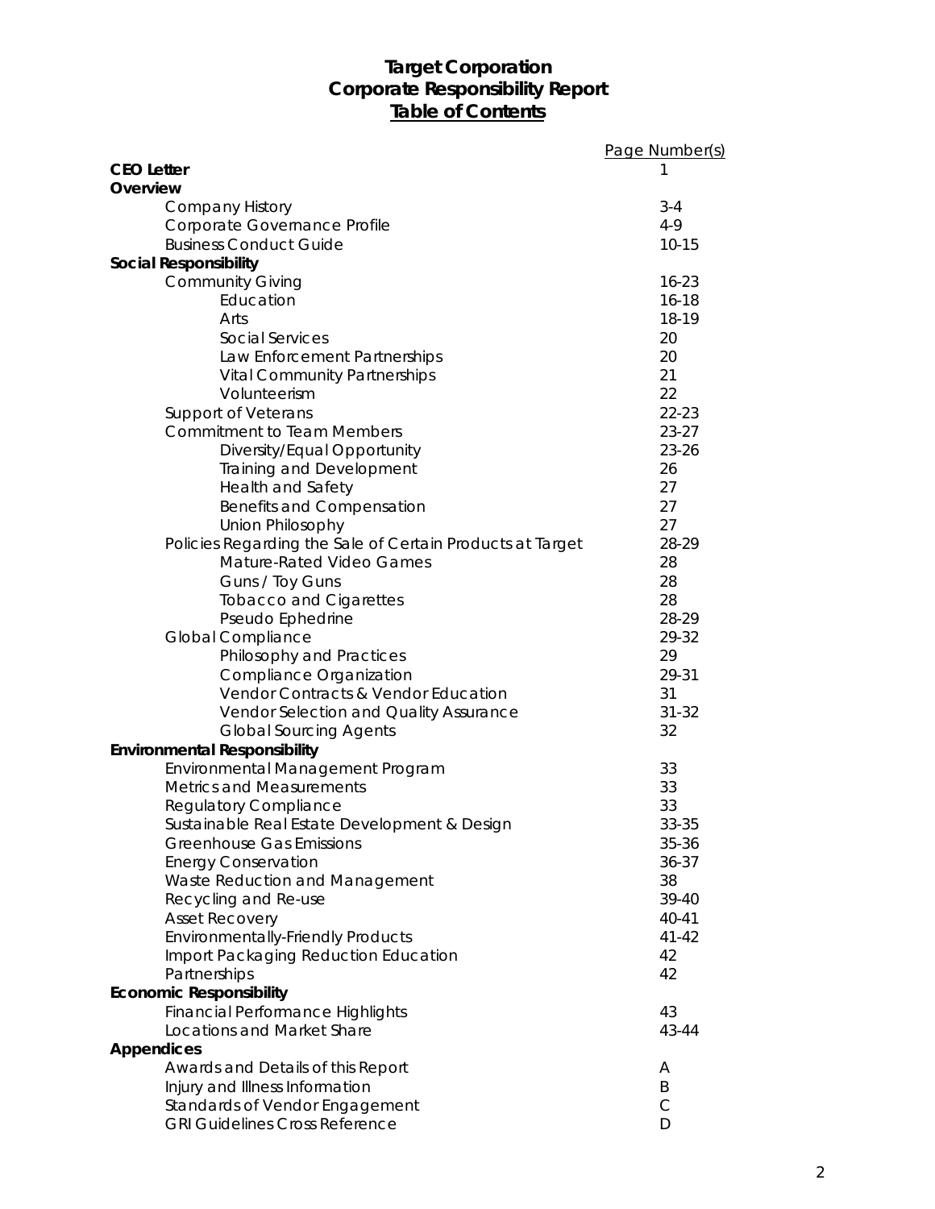# Target Corporation
## Corporate Responsibility Report
### Table of Contents

| | Page Number(s) |
|---|---|
| **CEO Letter** | 1 |
| **Overview** | |
| Company History | 3-4 |
| Corporate Governance Profile | 4-9 |
| Business Conduct Guide | 10-15 |
| **Social Responsibility** | |
| Community Giving | 16-23 |
| Education | 16-18 |
| Arts | 18-19 |
| Social Services | 20 |
| Law Enforcement Partnerships | 20 |
| Vital Community Partnerships | 21 |
| Volunteerism | 22 |
| Support of Veterans | 22-23 |
| Commitment to Team Members | 23-27 |
| Diversity/Equal Opportunity | 23-26 |
| Training and Development | 26 |
| Health and Safety | 27 |
| Benefits and Compensation | 27 |
| Union Philosophy | 27 |
| Policies Regarding the Sale of Certain Products at Target | 28-29 |
| Mature-Rated Video Games | 28 |
| Guns / Toy Guns | 28 |
| Tobacco and Cigarettes | 28 |
| Pseudo Ephedrine | 28-29 |
| Global Compliance | 29-32 |
| Philosophy and Practices | 29 |
| Compliance Organization | 29-31 |
| Vendor Contracts & Vendor Education | 31 |
| Vendor Selection and Quality Assurance | 31-32 |
| Global Sourcing Agents | 32 |
| **Environmental Responsibility** | |
| Environmental Management Program | 33 |
| Metrics and Measurements | 33 |
| Regulatory Compliance | 33 |
| Sustainable Real Estate Development & Design | 33-35 |
| Greenhouse Gas Emissions | 35-36 |
| Energy Conservation | 36-37 |
| Waste Reduction and Management | 38 |
| Recycling and Re-use | 39-40 |
| Asset Recovery | 40-41 |
| Environmentally-Friendly Products | 41-42 |
| Import Packaging Reduction Education | 42 |
| Partnerships | 42 |
| **Economic Responsibility** | |
| Financial Performance Highlights | 43 |
| Locations and Market Share | 43-44 |
| **Appendices** | |
| Awards and Details of this Report | A |
| Injury and Illness Information | B |
| Standards of Vendor Engagement | C |
| GRI Guidelines Cross Reference | D |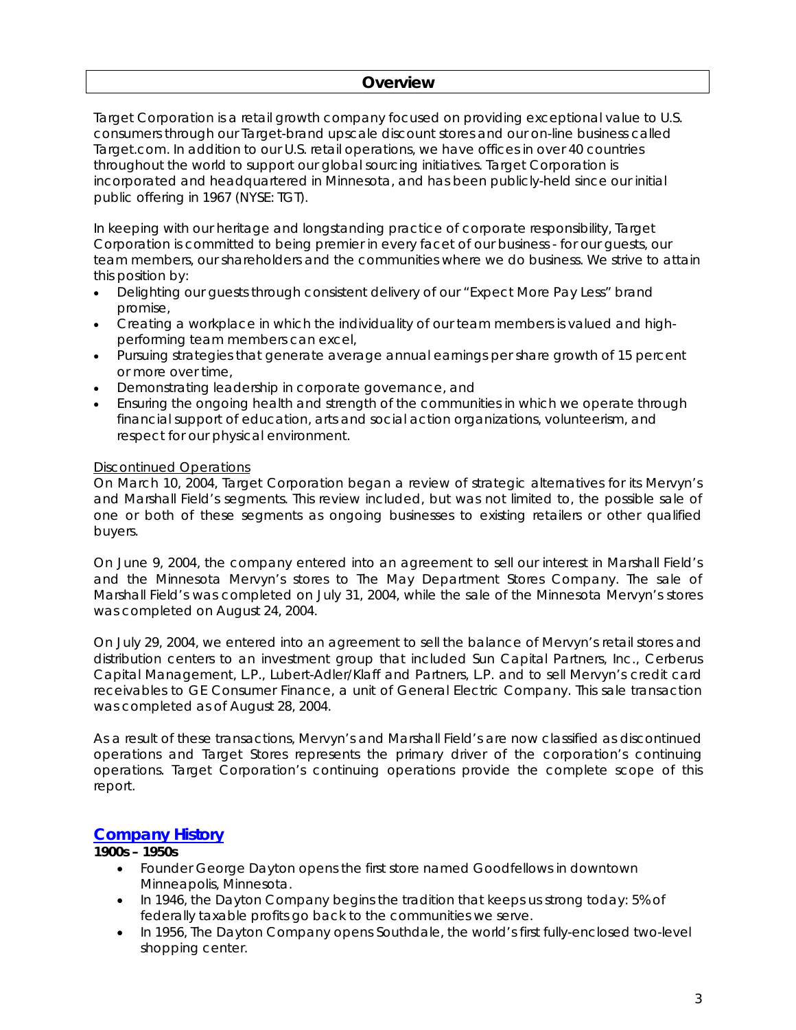# Overview

Target Corporation is a retail growth company focused on providing exceptional value to U.S. consumers through our Target-brand upscale discount stores and our on-line business called Target.com. In addition to our U.S. retail operations, we have offices in over 40 countries throughout the world to support our global sourcing initiatives. Target Corporation is incorporated and headquartered in Minnesota, and has been publicly-held since our initial public offering in 1967 (NYSE: TGT).

In keeping with our heritage and longstanding practice of corporate responsibility, Target Corporation is committed to being premier in every facet of our business - for our guests, our team members, our shareholders and the communities where we do business. We strive to attain this position by:

- Delighting our guests through consistent delivery of our "Expect More Pay Less" brand promise,
- Creating a workplace in which the individuality of our team members is valued and high-performing team members can excel,
- Pursuing strategies that generate average annual earnings per share growth of 15 percent or more over time,
- Demonstrating leadership in corporate governance, and
- Ensuring the ongoing health and strength of the communities in which we operate through financial support of education, arts and social action organizations, volunteerism, and respect for our physical environment.

Discontinued Operations

On March 10, 2004, Target Corporation began a review of strategic alternatives for its Mervyn's and Marshall Field's segments. This review included, but was not limited to, the possible sale of one or both of these segments as ongoing businesses to existing retailers or other qualified buyers.

On June 9, 2004, the company entered into an agreement to sell our interest in Marshall Field's and the Minnesota Mervyn's stores to The May Department Stores Company. The sale of Marshall Field's was completed on July 31, 2004, while the sale of the Minnesota Mervyn's stores was completed on August 24, 2004.

On July 29, 2004, we entered into an agreement to sell the balance of Mervyn's retail stores and distribution centers to an investment group that included Sun Capital Partners, Inc., Cerberus Capital Management, L.P., Lubert-Adler/Klaff and Partners, L.P. and to sell Mervyn's credit card receivables to GE Consumer Finance, a unit of General Electric Company. This sale transaction was completed as of August 28, 2004.

As a result of these transactions, Mervyn's and Marshall Field's are now classified as discontinued operations and Target Stores represents the primary driver of the corporation's continuing operations. Target Corporation's continuing operations provide the complete scope of this report.

## Company History

**1900s – 1950s**

- Founder George Dayton opens the first store named Goodfellows in downtown Minneapolis, Minnesota.
- In 1946, the Dayton Company begins the tradition that keeps us strong today: 5% of federally taxable profits go back to the communities we serve.
- In 1956, The Dayton Company opens Southdale, the world's first fully-enclosed two-level shopping center.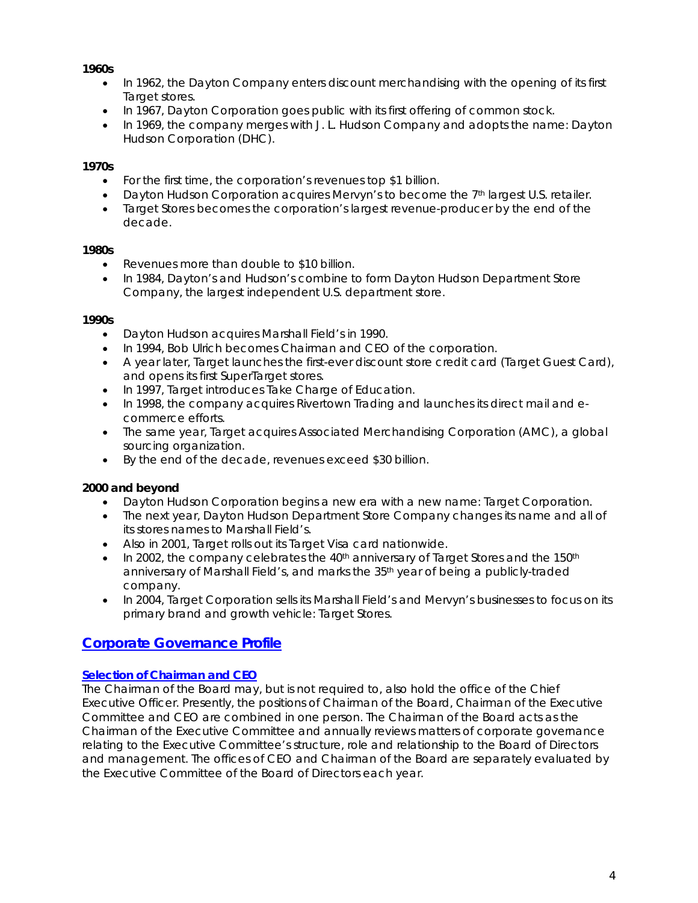**1960s**

- In 1962, the Dayton Company enters discount merchandising with the opening of its first Target stores.
- In 1967, Dayton Corporation goes public with its first offering of common stock.
- In 1969, the company merges with J. L. Hudson Company and adopts the name: Dayton Hudson Corporation (DHC).

**1970s**

- For the first time, the corporation's revenues top $1 billion.
- Dayton Hudson Corporation acquires Mervyn's to become the 7th largest U.S. retailer.
- Target Stores becomes the corporation's largest revenue-producer by the end of the decade.

**1980s**

- Revenues more than double to $10 billion.
- In 1984, Dayton's and Hudson's combine to form Dayton Hudson Department Store Company, the largest independent U.S. department store.

**1990s**

- Dayton Hudson acquires Marshall Field's in 1990.
- In 1994, Bob Ulrich becomes Chairman and CEO of the corporation.
- A year later, Target launches the first-ever discount store credit card (Target Guest Card), and opens its first SuperTarget stores.
- In 1997, Target introduces Take Charge of Education.
- In 1998, the company acquires Rivertown Trading and launches its direct mail and e-commerce efforts.
- The same year, Target acquires Associated Merchandising Corporation (AMC), a global sourcing organization.
- By the end of the decade, revenues exceed $30 billion.

**2000 and beyond**

- Dayton Hudson Corporation begins a new era with a new name: Target Corporation.
- The next year, Dayton Hudson Department Store Company changes its name and all of its stores names to Marshall Field's.
- Also in 2001, Target rolls out its Target Visa card nationwide.
- In 2002, the company celebrates the 40th anniversary of Target Stores and the 150th anniversary of Marshall Field's, and marks the 35th year of being a publicly-traded company.
- In 2004, Target Corporation sells its Marshall Field's and Mervyn's businesses to focus on its primary brand and growth vehicle: Target Stores.

## Corporate Governance Profile

### Selection of Chairman and CEO

The Chairman of the Board may, but is not required to, also hold the office of the Chief Executive Officer. Presently, the positions of Chairman of the Board, Chairman of the Executive Committee and CEO are combined in one person. The Chairman of the Board acts as the Chairman of the Executive Committee and annually reviews matters of corporate governance relating to the Executive Committee's structure, role and relationship to the Board of Directors and management. The offices of CEO and Chairman of the Board are separately evaluated by the Executive Committee of the Board of Directors each year.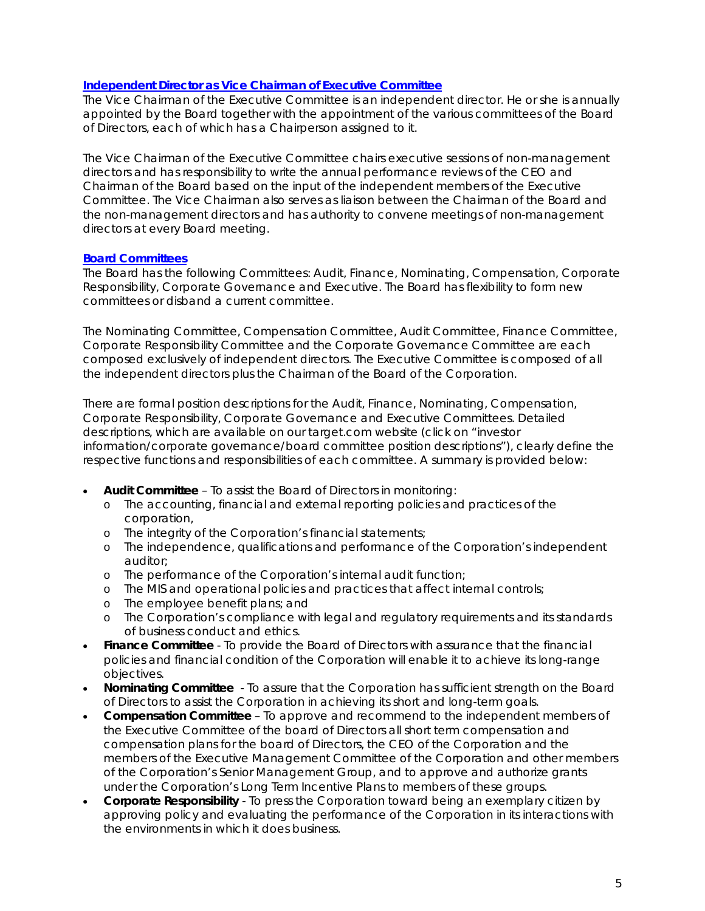## [Independent Director as Vice Chairman of Executive Committee]

The Vice Chairman of the Executive Committee is an independent director. He or she is annually appointed by the Board together with the appointment of the various committees of the Board of Directors, each of which has a Chairperson assigned to it.

The Vice Chairman of the Executive Committee chairs executive sessions of non-management directors and has responsibility to write the annual performance reviews of the CEO and Chairman of the Board based on the input of the independent members of the Executive Committee. The Vice Chairman also serves as liaison between the Chairman of the Board and the non-management directors and has authority to convene meetings of non-management directors at every Board meeting.

## [Board Committees]

The Board has the following Committees: Audit, Finance, Nominating, Compensation, Corporate Responsibility, Corporate Governance and Executive. The Board has flexibility to form new committees or disband a current committee.

The Nominating Committee, Compensation Committee, Audit Committee, Finance Committee, Corporate Responsibility Committee and the Corporate Governance Committee are each composed exclusively of independent directors. The Executive Committee is composed of all the independent directors plus the Chairman of the Board of the Corporation.

There are formal position descriptions for the Audit, Finance, Nominating, Compensation, Corporate Responsibility, Corporate Governance and Executive Committees. Detailed descriptions, which are available on our target.com website (click on "investor information/corporate governance/board committee position descriptions"), clearly define the respective functions and responsibilities of each committee. A summary is provided below:

- **Audit Committee** – To assist the Board of Directors in monitoring:
  - The accounting, financial and external reporting policies and practices of the corporation,
  - The integrity of the Corporation's financial statements;
  - The independence, qualifications and performance of the Corporation's independent auditor;
  - The performance of the Corporation's internal audit function;
  - The MIS and operational policies and practices that affect internal controls;
  - The employee benefit plans; and
  - The Corporation's compliance with legal and regulatory requirements and its standards of business conduct and ethics.
- **Finance Committee** - To provide the Board of Directors with assurance that the financial policies and financial condition of the Corporation will enable it to achieve its long-range objectives.
- **Nominating Committee** - To assure that the Corporation has sufficient strength on the Board of Directors to assist the Corporation in achieving its short and long-term goals.
- **Compensation Committee** – To approve and recommend to the independent members of the Executive Committee of the board of Directors all short term compensation and compensation plans for the board of Directors, the CEO of the Corporation and the members of the Executive Management Committee of the Corporation and other members of the Corporation's Senior Management Group, and to approve and authorize grants under the Corporation's Long Term Incentive Plans to members of these groups.
- **Corporate Responsibility** - To press the Corporation toward being an exemplary citizen by approving policy and evaluating the performance of the Corporation in its interactions with the environments in which it does business.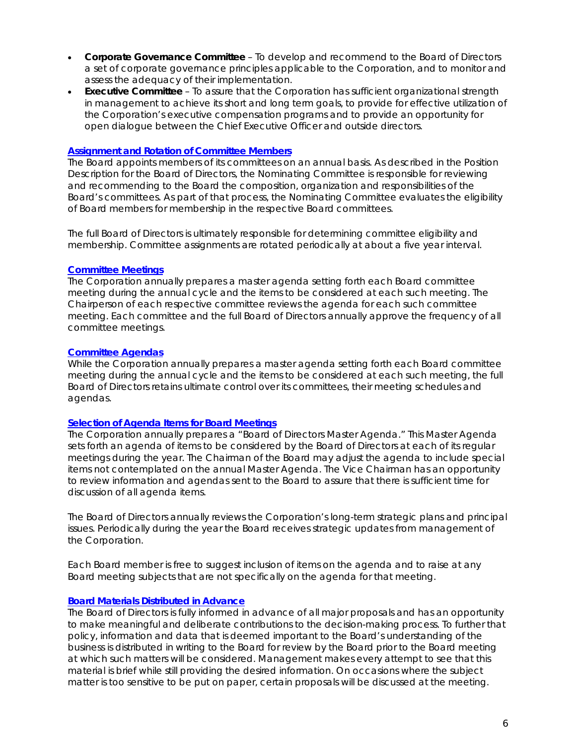- **Corporate Governance Committee** – To develop and recommend to the Board of Directors a set of corporate governance principles applicable to the Corporation, and to monitor and assess the adequacy of their implementation.
- **Executive Committee** – To assure that the Corporation has sufficient organizational strength in management to achieve its short and long term goals, to provide for effective utilization of the Corporation's executive compensation programs and to provide an opportunity for open dialogue between the Chief Executive Officer and outside directors.

### Assignment and Rotation of Committee Members

The Board appoints members of its committees on an annual basis. As described in the Position Description for the Board of Directors, the Nominating Committee is responsible for reviewing and recommending to the Board the composition, organization and responsibilities of the Board's committees. As part of that process, the Nominating Committee evaluates the eligibility of Board members for membership in the respective Board committees.

The full Board of Directors is ultimately responsible for determining committee eligibility and membership. Committee assignments are rotated periodically at about a five year interval.

### Committee Meetings

The Corporation annually prepares a master agenda setting forth each Board committee meeting during the annual cycle and the items to be considered at each such meeting. The Chairperson of each respective committee reviews the agenda for each such committee meeting. Each committee and the full Board of Directors annually approve the frequency of all committee meetings.

### Committee Agendas

While the Corporation annually prepares a master agenda setting forth each Board committee meeting during the annual cycle and the items to be considered at each such meeting, the full Board of Directors retains ultimate control over its committees, their meeting schedules and agendas.

### Selection of Agenda Items for Board Meetings

The Corporation annually prepares a "Board of Directors Master Agenda." This Master Agenda sets forth an agenda of items to be considered by the Board of Directors at each of its regular meetings during the year. The Chairman of the Board may adjust the agenda to include special items not contemplated on the annual Master Agenda. The Vice Chairman has an opportunity to review information and agendas sent to the Board to assure that there is sufficient time for discussion of all agenda items.

The Board of Directors annually reviews the Corporation's long-term strategic plans and principal issues. Periodically during the year the Board receives strategic updates from management of the Corporation.

Each Board member is free to suggest inclusion of items on the agenda and to raise at any Board meeting subjects that are not specifically on the agenda for that meeting.

### Board Materials Distributed in Advance

The Board of Directors is fully informed in advance of all major proposals and has an opportunity to make meaningful and deliberate contributions to the decision-making process. To further that policy, information and data that is deemed important to the Board's understanding of the business is distributed in writing to the Board for review by the Board prior to the Board meeting at which such matters will be considered. Management makes every attempt to see that this material is brief while still providing the desired information. On occasions where the subject matter is too sensitive to be put on paper, certain proposals will be discussed at the meeting.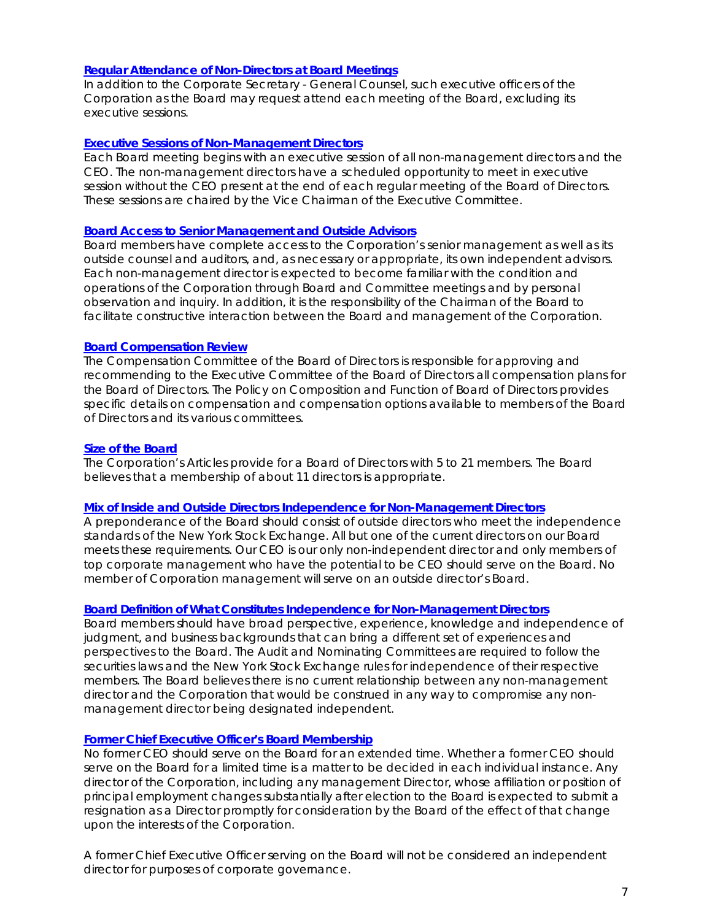### Regular Attendance of Non-Directors at Board Meetings

In addition to the Corporate Secretary - General Counsel, such executive officers of the Corporation as the Board may request attend each meeting of the Board, excluding its executive sessions.

### Executive Sessions of Non-Management Directors

Each Board meeting begins with an executive session of all non-management directors and the CEO. The non-management directors have a scheduled opportunity to meet in executive session without the CEO present at the end of each regular meeting of the Board of Directors. These sessions are chaired by the Vice Chairman of the Executive Committee.

### Board Access to Senior Management and Outside Advisors

Board members have complete access to the Corporation's senior management as well as its outside counsel and auditors, and, as necessary or appropriate, its own independent advisors. Each non-management director is expected to become familiar with the condition and operations of the Corporation through Board and Committee meetings and by personal observation and inquiry. In addition, it is the responsibility of the Chairman of the Board to facilitate constructive interaction between the Board and management of the Corporation.

### Board Compensation Review

The Compensation Committee of the Board of Directors is responsible for approving and recommending to the Executive Committee of the Board of Directors all compensation plans for the Board of Directors. The Policy on Composition and Function of Board of Directors provides specific details on compensation and compensation options available to members of the Board of Directors and its various committees.

### Size of the Board

The Corporation's Articles provide for a Board of Directors with 5 to 21 members. The Board believes that a membership of about 11 directors is appropriate.

### Mix of Inside and Outside Directors Independence for Non-Management Directors

A preponderance of the Board should consist of outside directors who meet the independence standards of the New York Stock Exchange. All but one of the current directors on our Board meets these requirements. Our CEO is our only non-independent director and only members of top corporate management who have the potential to be CEO should serve on the Board. No member of Corporation management will serve on an outside director's Board.

### Board Definition of What Constitutes Independence for Non-Management Directors

Board members should have broad perspective, experience, knowledge and independence of judgment, and business backgrounds that can bring a different set of experiences and perspectives to the Board. The Audit and Nominating Committees are required to follow the securities laws and the New York Stock Exchange rules for independence of their respective members. The Board believes there is no current relationship between any non-management director and the Corporation that would be construed in any way to compromise any non-management director being designated independent.

### Former Chief Executive Officer's Board Membership

No former CEO should serve on the Board for an extended time. Whether a former CEO should serve on the Board for a limited time is a matter to be decided in each individual instance. Any director of the Corporation, including any management Director, whose affiliation or position of principal employment changes substantially after election to the Board is expected to submit a resignation as a Director promptly for consideration by the Board of the effect of that change upon the interests of the Corporation.

A former Chief Executive Officer serving on the Board will not be considered an independent director for purposes of corporate governance.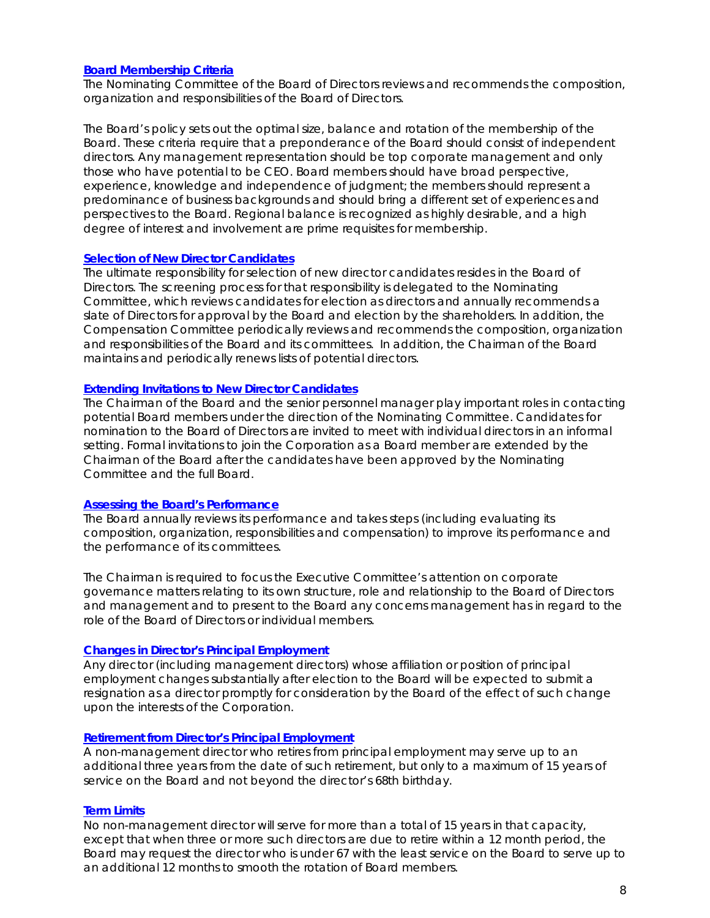## Board Membership Criteria

The Nominating Committee of the Board of Directors reviews and recommends the composition, organization and responsibilities of the Board of Directors.

The Board's policy sets out the optimal size, balance and rotation of the membership of the Board. These criteria require that a preponderance of the Board should consist of independent directors. Any management representation should be top corporate management and only those who have potential to be CEO. Board members should have broad perspective, experience, knowledge and independence of judgment; the members should represent a predominance of business backgrounds and should bring a different set of experiences and perspectives to the Board. Regional balance is recognized as highly desirable, and a high degree of interest and involvement are prime requisites for membership.

## Selection of New Director Candidates

The ultimate responsibility for selection of new director candidates resides in the Board of Directors. The screening process for that responsibility is delegated to the Nominating Committee, which reviews candidates for election as directors and annually recommends a slate of Directors for approval by the Board and election by the shareholders. In addition, the Compensation Committee periodically reviews and recommends the composition, organization and responsibilities of the Board and its committees. In addition, the Chairman of the Board maintains and periodically renews lists of potential directors.

## Extending Invitations to New Director Candidates

The Chairman of the Board and the senior personnel manager play important roles in contacting potential Board members under the direction of the Nominating Committee. Candidates for nomination to the Board of Directors are invited to meet with individual directors in an informal setting. Formal invitations to join the Corporation as a Board member are extended by the Chairman of the Board after the candidates have been approved by the Nominating Committee and the full Board.

## Assessing the Board's Performance

The Board annually reviews its performance and takes steps (including evaluating its composition, organization, responsibilities and compensation) to improve its performance and the performance of its committees.

The Chairman is required to focus the Executive Committee's attention on corporate governance matters relating to its own structure, role and relationship to the Board of Directors and management and to present to the Board any concerns management has in regard to the role of the Board of Directors or individual members.

## Changes in Director's Principal Employment

Any director (including management directors) whose affiliation or position of principal employment changes substantially after election to the Board will be expected to submit a resignation as a director promptly for consideration by the Board of the effect of such change upon the interests of the Corporation.

## Retirement from Director's Principal Employment

A non-management director who retires from principal employment may serve up to an additional three years from the date of such retirement, but only to a maximum of 15 years of service on the Board and not beyond the director's 68th birthday.

## Term Limits

No non-management director will serve for more than a total of 15 years in that capacity, except that when three or more such directors are due to retire within a 12 month period, the Board may request the director who is under 67 with the least service on the Board to serve up to an additional 12 months to smooth the rotation of Board members.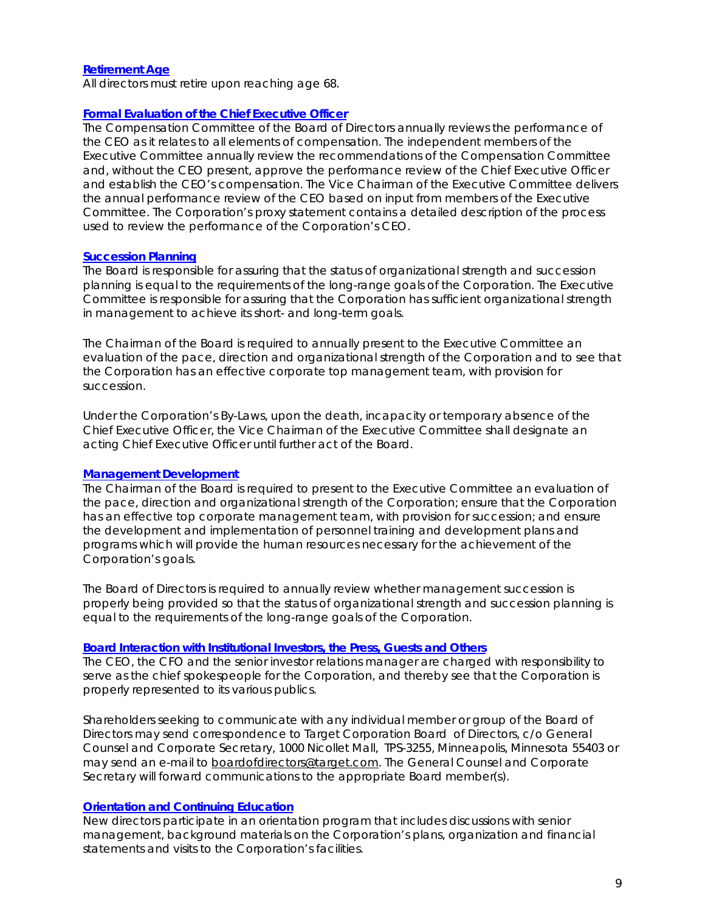### Retirement Age

All directors must retire upon reaching age 68.

### Formal Evaluation of the Chief Executive Officer

The Compensation Committee of the Board of Directors annually reviews the performance of the CEO as it relates to all elements of compensation. The independent members of the Executive Committee annually review the recommendations of the Compensation Committee and, without the CEO present, approve the performance review of the Chief Executive Officer and establish the CEO's compensation. The Vice Chairman of the Executive Committee delivers the annual performance review of the CEO based on input from members of the Executive Committee. The Corporation's proxy statement contains a detailed description of the process used to review the performance of the Corporation's CEO.

### Succession Planning

The Board is responsible for assuring that the status of organizational strength and succession planning is equal to the requirements of the long-range goals of the Corporation. The Executive Committee is responsible for assuring that the Corporation has sufficient organizational strength in management to achieve its short- and long-term goals.

The Chairman of the Board is required to annually present to the Executive Committee an evaluation of the pace, direction and organizational strength of the Corporation and to see that the Corporation has an effective corporate top management team, with provision for succession.

Under the Corporation's By-Laws, upon the death, incapacity or temporary absence of the Chief Executive Officer, the Vice Chairman of the Executive Committee shall designate an acting Chief Executive Officer until further act of the Board.

### Management Development

The Chairman of the Board is required to present to the Executive Committee an evaluation of the pace, direction and organizational strength of the Corporation; ensure that the Corporation has an effective top corporate management team, with provision for succession; and ensure the development and implementation of personnel training and development plans and programs which will provide the human resources necessary for the achievement of the Corporation's goals.

The Board of Directors is required to annually review whether management succession is properly being provided so that the status of organizational strength and succession planning is equal to the requirements of the long-range goals of the Corporation.

### Board Interaction with Institutional Investors, the Press, Guests and Others

The CEO, the CFO and the senior investor relations manager are charged with responsibility to serve as the chief spokespeople for the Corporation, and thereby see that the Corporation is properly represented to its various publics.

Shareholders seeking to communicate with any individual member or group of the Board of Directors may send correspondence to Target Corporation Board of Directors, c/o General Counsel and Corporate Secretary, 1000 Nicollet Mall, TPS-3255, Minneapolis, Minnesota 55403 or may send an e-mail to boardofdirectors@target.com. The General Counsel and Corporate Secretary will forward communications to the appropriate Board member(s).

### Orientation and Continuing Education

New directors participate in an orientation program that includes discussions with senior management, background materials on the Corporation's plans, organization and financial statements and visits to the Corporation's facilities.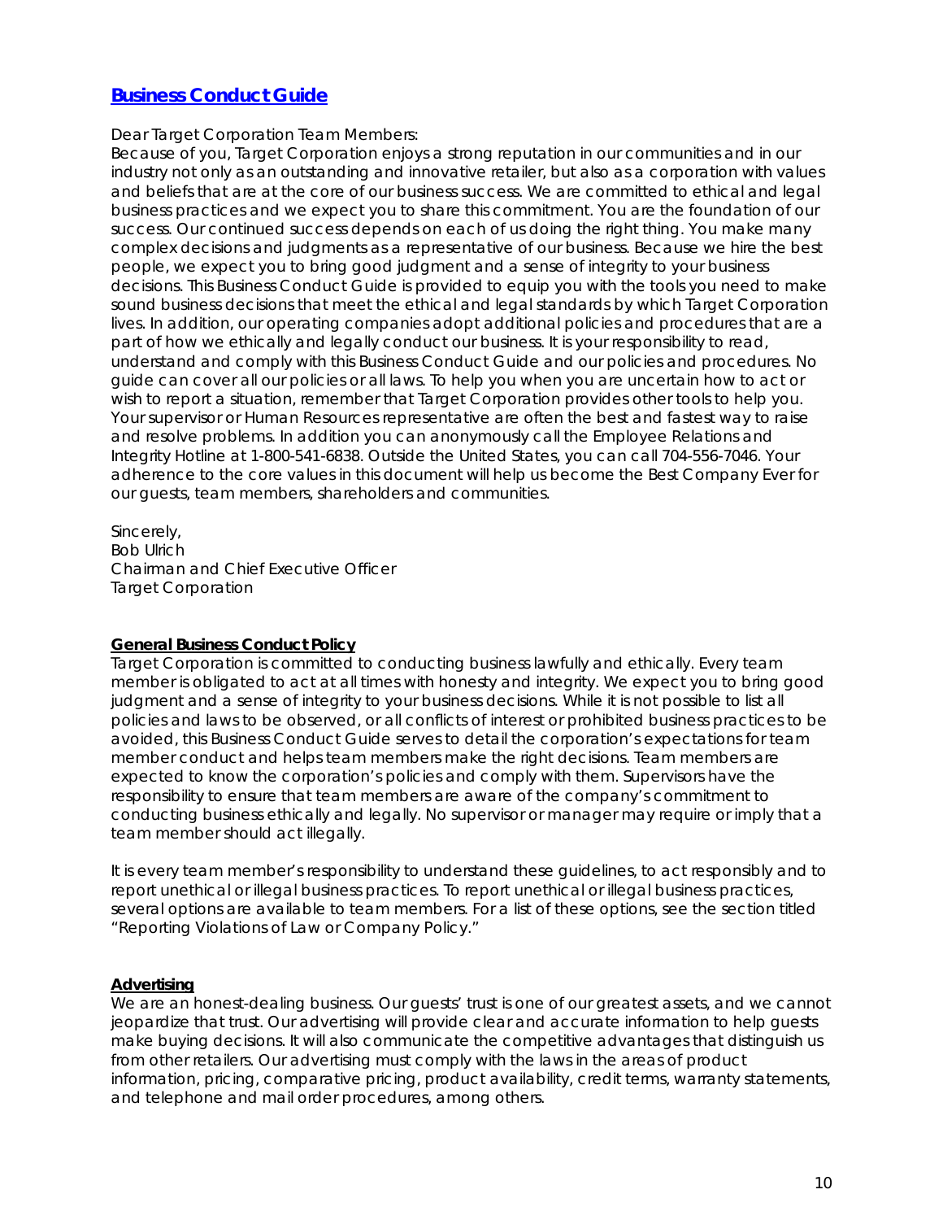## Business Conduct Guide

Dear Target Corporation Team Members:

Because of you, Target Corporation enjoys a strong reputation in our communities and in our industry not only as an outstanding and innovative retailer, but also as a corporation with values and beliefs that are at the core of our business success. We are committed to ethical and legal business practices and we expect you to share this commitment. You are the foundation of our success. Our continued success depends on each of us doing the right thing. You make many complex decisions and judgments as a representative of our business. Because we hire the best people, we expect you to bring good judgment and a sense of integrity to your business decisions. This Business Conduct Guide is provided to equip you with the tools you need to make sound business decisions that meet the ethical and legal standards by which Target Corporation lives. In addition, our operating companies adopt additional policies and procedures that are a part of how we ethically and legally conduct our business. It is your responsibility to read, understand and comply with this Business Conduct Guide and our policies and procedures. No guide can cover all our policies or all laws. To help you when you are uncertain how to act or wish to report a situation, remember that Target Corporation provides other tools to help you. Your supervisor or Human Resources representative are often the best and fastest way to raise and resolve problems. In addition you can anonymously call the Employee Relations and Integrity Hotline at 1-800-541-6838. Outside the United States, you can call 704-556-7046. Your adherence to the core values in this document will help us become the Best Company Ever for our guests, team members, shareholders and communities.

Sincerely,
Bob Ulrich
Chairman and Chief Executive Officer
Target Corporation

### General Business Conduct Policy

Target Corporation is committed to conducting business lawfully and ethically. Every team member is obligated to act at all times with honesty and integrity. We expect you to bring good judgment and a sense of integrity to your business decisions. While it is not possible to list all policies and laws to be observed, or all conflicts of interest or prohibited business practices to be avoided, this Business Conduct Guide serves to detail the corporation's expectations for team member conduct and helps team members make the right decisions. Team members are expected to know the corporation's policies and comply with them. Supervisors have the responsibility to ensure that team members are aware of the company's commitment to conducting business ethically and legally. No supervisor or manager may require or imply that a team member should act illegally.

It is every team member's responsibility to understand these guidelines, to act responsibly and to report unethical or illegal business practices. To report unethical or illegal business practices, several options are available to team members. For a list of these options, see the section titled "Reporting Violations of Law or Company Policy."

### Advertising

We are an honest-dealing business. Our guests' trust is one of our greatest assets, and we cannot jeopardize that trust. Our advertising will provide clear and accurate information to help guests make buying decisions. It will also communicate the competitive advantages that distinguish us from other retailers. Our advertising must comply with the laws in the areas of product information, pricing, comparative pricing, product availability, credit terms, warranty statements, and telephone and mail order procedures, among others.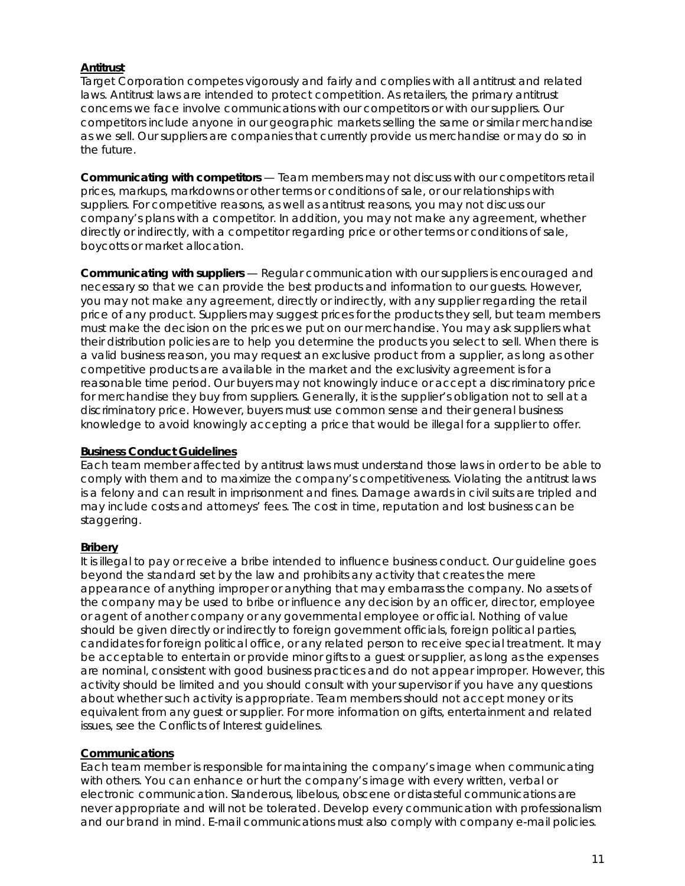## Antitrust

Target Corporation competes vigorously and fairly and complies with all antitrust and related laws. Antitrust laws are intended to protect competition. As retailers, the primary antitrust concerns we face involve communications with our competitors or with our suppliers. Our competitors include anyone in our geographic markets selling the same or similar merchandise as we sell. Our suppliers are companies that currently provide us merchandise or may do so in the future.

**Communicating with competitors** — Team members may not discuss with our competitors retail prices, markups, markdowns or other terms or conditions of sale, or our relationships with suppliers. For competitive reasons, as well as antitrust reasons, you may not discuss our company's plans with a competitor. In addition, you may not make any agreement, whether directly or indirectly, with a competitor regarding price or other terms or conditions of sale, boycotts or market allocation.

**Communicating with suppliers** — Regular communication with our suppliers is encouraged and necessary so that we can provide the best products and information to our guests. However, you may not make any agreement, directly or indirectly, with any supplier regarding the retail price of any product. Suppliers may suggest prices for the products they sell, but team members must make the decision on the prices we put on our merchandise. You may ask suppliers what their distribution policies are to help you determine the products you select to sell. When there is a valid business reason, you may request an exclusive product from a supplier, as long as other competitive products are available in the market and the exclusivity agreement is for a reasonable time period. Our buyers may not knowingly induce or accept a discriminatory price for merchandise they buy from suppliers. Generally, it is the supplier's obligation not to sell at a discriminatory price. However, buyers must use common sense and their general business knowledge to avoid knowingly accepting a price that would be illegal for a supplier to offer.

## Business Conduct Guidelines

Each team member affected by antitrust laws must understand those laws in order to be able to comply with them and to maximize the company's competitiveness. Violating the antitrust laws is a felony and can result in imprisonment and fines. Damage awards in civil suits are tripled and may include costs and attorneys' fees. The cost in time, reputation and lost business can be staggering.

## Bribery

It is illegal to pay or receive a bribe intended to influence business conduct. Our guideline goes beyond the standard set by the law and prohibits any activity that creates the mere appearance of anything improper or anything that may embarrass the company. No assets of the company may be used to bribe or influence any decision by an officer, director, employee or agent of another company or any governmental employee or official. Nothing of value should be given directly or indirectly to foreign government officials, foreign political parties, candidates for foreign political office, or any related person to receive special treatment. It may be acceptable to entertain or provide minor gifts to a guest or supplier, as long as the expenses are nominal, consistent with good business practices and do not appear improper. However, this activity should be limited and you should consult with your supervisor if you have any questions about whether such activity is appropriate. Team members should not accept money or its equivalent from any guest or supplier. For more information on gifts, entertainment and related issues, see the Conflicts of Interest guidelines.

## Communications

Each team member is responsible for maintaining the company's image when communicating with others. You can enhance or hurt the company's image with every written, verbal or electronic communication. Slanderous, libelous, obscene or distasteful communications are never appropriate and will not be tolerated. Develop every communication with professionalism and our brand in mind. E-mail communications must also comply with company e-mail policies.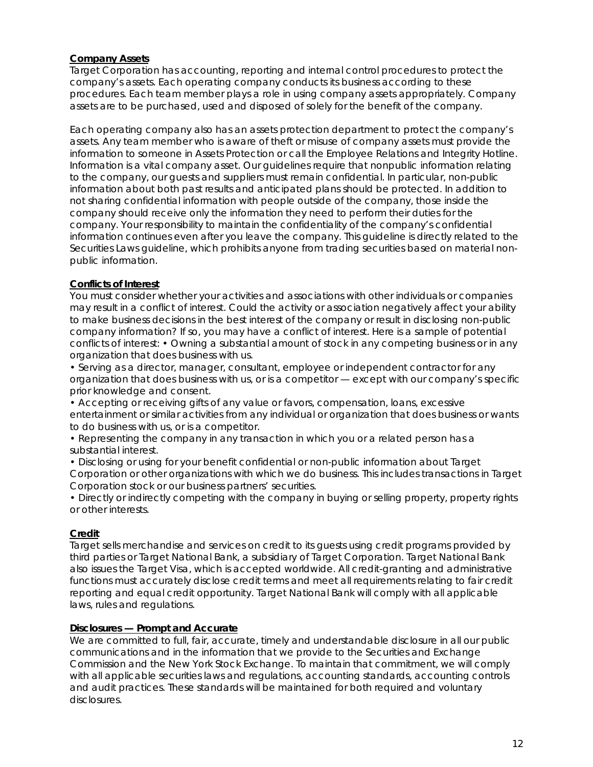**Company Assets**

Target Corporation has accounting, reporting and internal control procedures to protect the company's assets. Each operating company conducts its business according to these procedures. Each team member plays a role in using company assets appropriately. Company assets are to be purchased, used and disposed of solely for the benefit of the company.

Each operating company also has an assets protection department to protect the company's assets. Any team member who is aware of theft or misuse of company assets must provide the information to someone in Assets Protection or call the Employee Relations and Integrity Hotline. Information is a vital company asset. Our guidelines require that nonpublic information relating to the company, our guests and suppliers must remain confidential. In particular, non-public information about both past results and anticipated plans should be protected. In addition to not sharing confidential information with people outside of the company, those inside the company should receive only the information they need to perform their duties for the company. Your responsibility to maintain the confidentiality of the company's confidential information continues even after you leave the company. This guideline is directly related to the Securities Laws guideline, which prohibits anyone from trading securities based on material non-public information.

**Conflicts of Interest**

You must consider whether your activities and associations with other individuals or companies may result in a conflict of interest. Could the activity or association negatively affect your ability to make business decisions in the best interest of the company or result in disclosing non-public company information? If so, you may have a conflict of interest. Here is a sample of potential conflicts of interest:

- Owning a substantial amount of stock in any competing business or in any organization that does business with us.
- Serving as a director, manager, consultant, employee or independent contractor for any organization that does business with us, or is a competitor — except with our company's specific prior knowledge and consent.
- Accepting or receiving gifts of any value or favors, compensation, loans, excessive entertainment or similar activities from any individual or organization that does business or wants to do business with us, or is a competitor.
- Representing the company in any transaction in which you or a related person has a substantial interest.
- Disclosing or using for your benefit confidential or non-public information about Target Corporation or other organizations with which we do business. This includes transactions in Target Corporation stock or our business partners' securities.
- Directly or indirectly competing with the company in buying or selling property, property rights or other interests.

**Credit**

Target sells merchandise and services on credit to its guests using credit programs provided by third parties or Target National Bank, a subsidiary of Target Corporation. Target National Bank also issues the Target Visa, which is accepted worldwide. All credit-granting and administrative functions must accurately disclose credit terms and meet all requirements relating to fair credit reporting and equal credit opportunity. Target National Bank will comply with all applicable laws, rules and regulations.

**Disclosures — Prompt and Accurate**

We are committed to full, fair, accurate, timely and understandable disclosure in all our public communications and in the information that we provide to the Securities and Exchange Commission and the New York Stock Exchange. To maintain that commitment, we will comply with all applicable securities laws and regulations, accounting standards, accounting controls and audit practices. These standards will be maintained for both required and voluntary disclosures.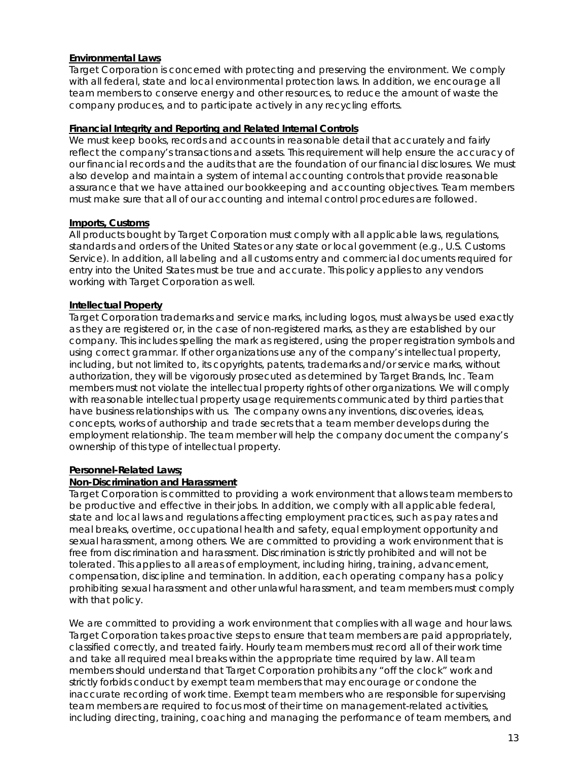**Environmental Laws**
Target Corporation is concerned with protecting and preserving the environment. We comply with all federal, state and local environmental protection laws. In addition, we encourage all team members to conserve energy and other resources, to reduce the amount of waste the company produces, and to participate actively in any recycling efforts.

**Financial Integrity and Reporting and Related Internal Controls**
We must keep books, records and accounts in reasonable detail that accurately and fairly reflect the company's transactions and assets. This requirement will help ensure the accuracy of our financial records and the audits that are the foundation of our financial disclosures. We must also develop and maintain a system of internal accounting controls that provide reasonable assurance that we have attained our bookkeeping and accounting objectives. Team members must make sure that all of our accounting and internal control procedures are followed.

**Imports, Customs**
All products bought by Target Corporation must comply with all applicable laws, regulations, standards and orders of the United States or any state or local government (e.g., U.S. Customs Service). In addition, all labeling and all customs entry and commercial documents required for entry into the United States must be true and accurate. This policy applies to any vendors working with Target Corporation as well.

**Intellectual Property**
Target Corporation trademarks and service marks, including logos, must always be used exactly as they are registered or, in the case of non-registered marks, as they are established by our company. This includes spelling the mark as registered, using the proper registration symbols and using correct grammar. If other organizations use any of the company's intellectual property, including, but not limited to, its copyrights, patents, trademarks and/or service marks, without authorization, they will be vigorously prosecuted as determined by Target Brands, Inc. Team members must not violate the intellectual property rights of other organizations. We will comply with reasonable intellectual property usage requirements communicated by third parties that have business relationships with us. The company owns any inventions, discoveries, ideas, concepts, works of authorship and trade secrets that a team member develops during the employment relationship. The team member will help the company document the company's ownership of this type of intellectual property.

**Personnel-Related Laws;**
**Non-Discrimination and Harassment**
Target Corporation is committed to providing a work environment that allows team members to be productive and effective in their jobs. In addition, we comply with all applicable federal, state and local laws and regulations affecting employment practices, such as pay rates and meal breaks, overtime, occupational health and safety, equal employment opportunity and sexual harassment, among others. We are committed to providing a work environment that is free from discrimination and harassment. Discrimination is strictly prohibited and will not be tolerated. This applies to all areas of employment, including hiring, training, advancement, compensation, discipline and termination. In addition, each operating company has a policy prohibiting sexual harassment and other unlawful harassment, and team members must comply with that policy.

We are committed to providing a work environment that complies with all wage and hour laws. Target Corporation takes proactive steps to ensure that team members are paid appropriately, classified correctly, and treated fairly. Hourly team members must record all of their work time and take all required meal breaks within the appropriate time required by law. All team members should understand that Target Corporation prohibits any "off the clock" work and strictly forbids conduct by exempt team members that may encourage or condone the inaccurate recording of work time. Exempt team members who are responsible for supervising team members are required to focus most of their time on management-related activities, including directing, training, coaching and managing the performance of team members, and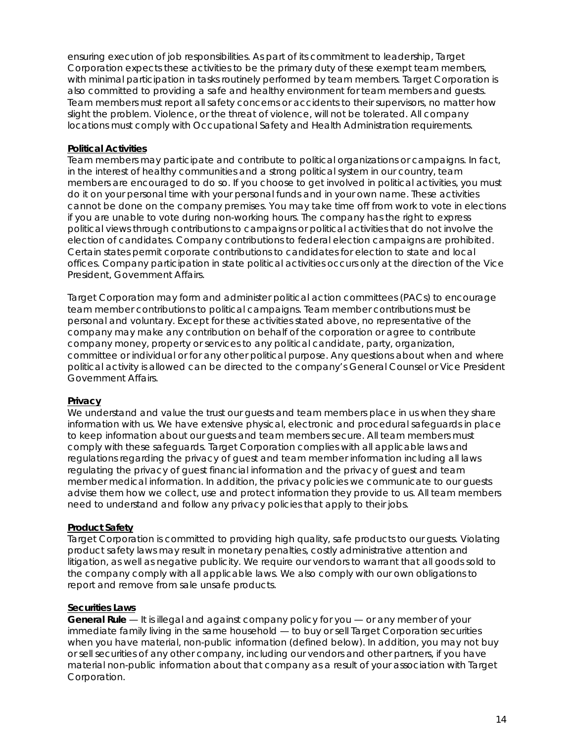ensuring execution of job responsibilities. As part of its commitment to leadership, Target Corporation expects these activities to be the primary duty of these exempt team members, with minimal participation in tasks routinely performed by team members. Target Corporation is also committed to providing a safe and healthy environment for team members and guests. Team members must report all safety concerns or accidents to their supervisors, no matter how slight the problem. Violence, or the threat of violence, will not be tolerated. All company locations must comply with Occupational Safety and Health Administration requirements.

**Political Activities**

Team members may participate and contribute to political organizations or campaigns. In fact, in the interest of healthy communities and a strong political system in our country, team members are encouraged to do so. If you choose to get involved in political activities, you must do it on your personal time with your personal funds and in your own name. These activities cannot be done on the company premises. You may take time off from work to vote in elections if you are unable to vote during non-working hours. The company has the right to express political views through contributions to campaigns or political activities that do not involve the election of candidates. Company contributions to federal election campaigns are prohibited. Certain states permit corporate contributions to candidates for election to state and local offices. Company participation in state political activities occurs only at the direction of the Vice President, Government Affairs.

Target Corporation may form and administer political action committees (PACs) to encourage team member contributions to political campaigns. Team member contributions must be personal and voluntary. Except for these activities stated above, no representative of the company may make any contribution on behalf of the corporation or agree to contribute company money, property or services to any political candidate, party, organization, committee or individual or for any other political purpose. Any questions about when and where political activity is allowed can be directed to the company's General Counsel or Vice President Government Affairs.

**Privacy**

We understand and value the trust our guests and team members place in us when they share information with us. We have extensive physical, electronic and procedural safeguards in place to keep information about our guests and team members secure. All team members must comply with these safeguards. Target Corporation complies with all applicable laws and regulations regarding the privacy of guest and team member information including all laws regulating the privacy of guest financial information and the privacy of guest and team member medical information. In addition, the privacy policies we communicate to our guests advise them how we collect, use and protect information they provide to us. All team members need to understand and follow any privacy policies that apply to their jobs.

**Product Safety**

Target Corporation is committed to providing high quality, safe products to our guests. Violating product safety laws may result in monetary penalties, costly administrative attention and litigation, as well as negative publicity. We require our vendors to warrant that all goods sold to the company comply with all applicable laws. We also comply with our own obligations to report and remove from sale unsafe products.

**Securities Laws**

**General Rule** — It is illegal and against company policy for you — or any member of your immediate family living in the same household — to buy or sell Target Corporation securities when you have material, non-public information (defined below). In addition, you may not buy or sell securities of any other company, including our vendors and other partners, if you have material non-public information about that company as a result of your association with Target Corporation.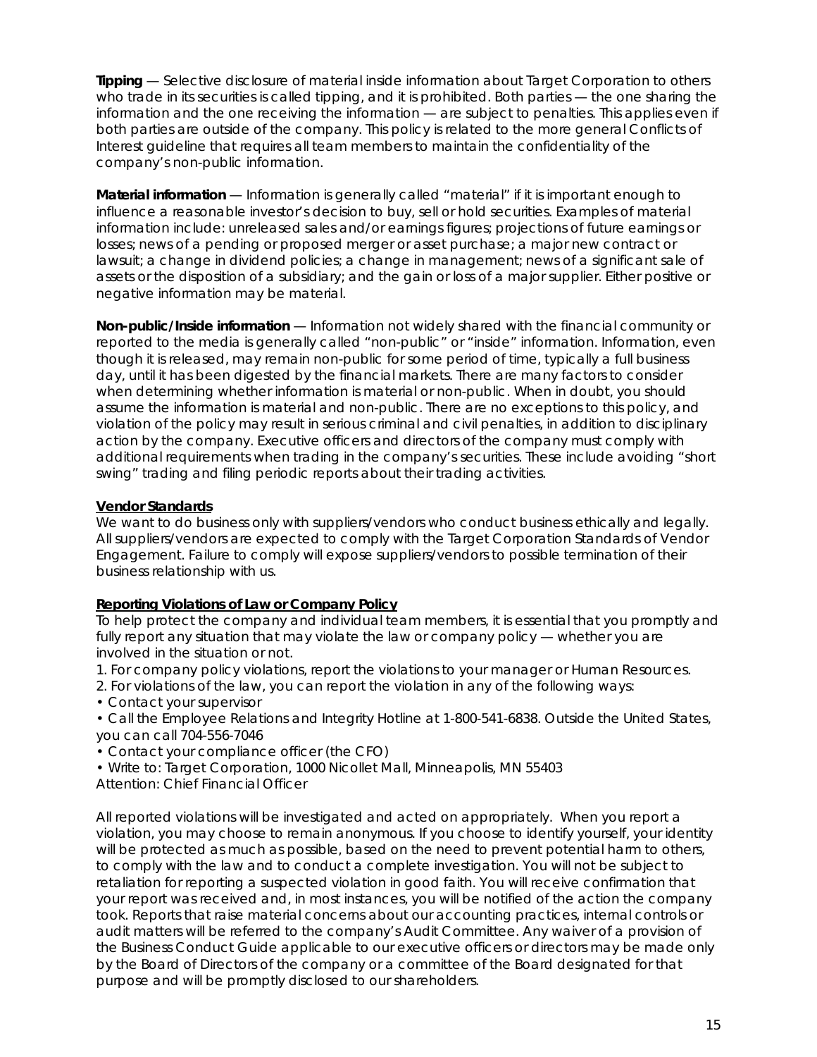**Tipping** — Selective disclosure of material inside information about Target Corporation to others who trade in its securities is called tipping, and it is prohibited. Both parties — the one sharing the information and the one receiving the information — are subject to penalties. This applies even if both parties are outside of the company. This policy is related to the more general Conflicts of Interest guideline that requires all team members to maintain the confidentiality of the company's non-public information.

**Material information** — Information is generally called "material" if it is important enough to influence a reasonable investor's decision to buy, sell or hold securities. Examples of material information include: unreleased sales and/or earnings figures; projections of future earnings or losses; news of a pending or proposed merger or asset purchase; a major new contract or lawsuit; a change in dividend policies; a change in management; news of a significant sale of assets or the disposition of a subsidiary; and the gain or loss of a major supplier. Either positive or negative information may be material.

**Non-public/Inside information** — Information not widely shared with the financial community or reported to the media is generally called "non-public" or "inside" information. Information, even though it is released, may remain non-public for some period of time, typically a full business day, until it has been digested by the financial markets. There are many factors to consider when determining whether information is material or non-public. When in doubt, you should assume the information is material and non-public. There are no exceptions to this policy, and violation of the policy may result in serious criminal and civil penalties, in addition to disciplinary action by the company. Executive officers and directors of the company must comply with additional requirements when trading in the company's securities. These include avoiding "short swing" trading and filing periodic reports about their trading activities.

**Vendor Standards**

We want to do business only with suppliers/vendors who conduct business ethically and legally. All suppliers/vendors are expected to comply with the Target Corporation Standards of Vendor Engagement. Failure to comply will expose suppliers/vendors to possible termination of their business relationship with us.

**Reporting Violations of Law or Company Policy**

To help protect the company and individual team members, it is essential that you promptly and fully report any situation that may violate the law or company policy — whether you are involved in the situation or not.

1. For company policy violations, report the violations to your manager or Human Resources.
2. For violations of the law, you can report the violation in any of the following ways:

- Contact your supervisor
- Call the Employee Relations and Integrity Hotline at 1-800-541-6838. Outside the United States, you can call 704-556-7046
- Contact your compliance officer (the CFO)
- Write to: Target Corporation, 1000 Nicollet Mall, Minneapolis, MN 55403
Attention: Chief Financial Officer

All reported violations will be investigated and acted on appropriately. When you report a violation, you may choose to remain anonymous. If you choose to identify yourself, your identity will be protected as much as possible, based on the need to prevent potential harm to others, to comply with the law and to conduct a complete investigation. You will not be subject to retaliation for reporting a suspected violation in good faith. You will receive confirmation that your report was received and, in most instances, you will be notified of the action the company took. Reports that raise material concerns about our accounting practices, internal controls or audit matters will be referred to the company's Audit Committee. Any waiver of a provision of the Business Conduct Guide applicable to our executive officers or directors may be made only by the Board of Directors of the company or a committee of the Board designated for that purpose and will be promptly disclosed to our shareholders.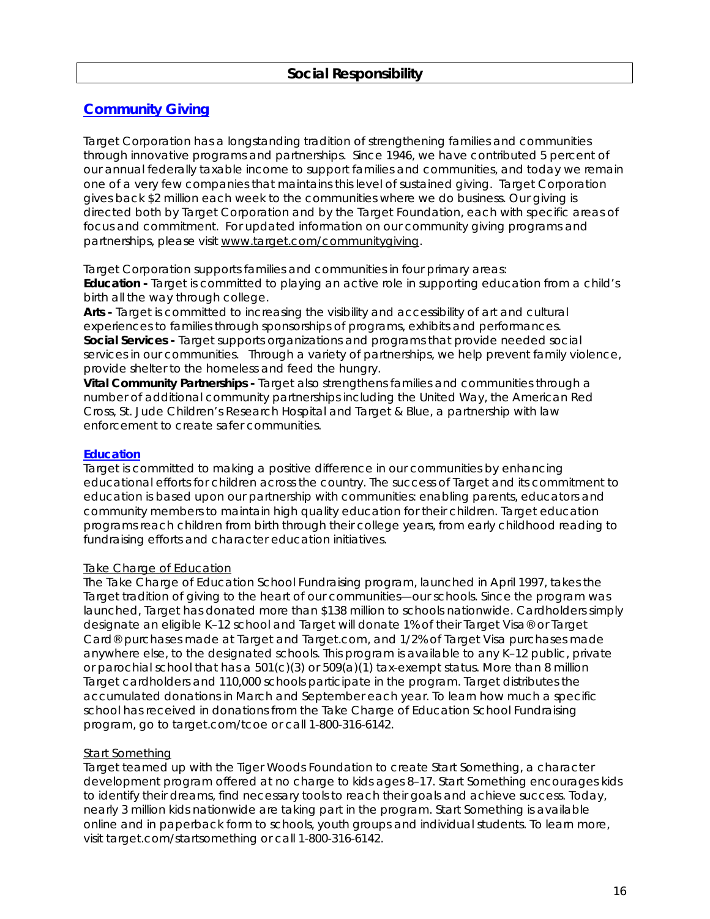# Social Responsibility

## Community Giving

Target Corporation has a longstanding tradition of strengthening families and communities through innovative programs and partnerships. Since 1946, we have contributed 5 percent of our annual federally taxable income to support families and communities, and today we remain one of a very few companies that maintains this level of sustained giving. Target Corporation gives back $2 million each week to the communities where we do business. Our giving is directed both by Target Corporation and by the Target Foundation, each with specific areas of focus and commitment. For updated information on our community giving programs and partnerships, please visit www.target.com/communitygiving.

Target Corporation supports families and communities in four primary areas:

**Education -** Target is committed to playing an active role in supporting education from a child's birth all the way through college.

**Arts -** Target is committed to increasing the visibility and accessibility of art and cultural experiences to families through sponsorships of programs, exhibits and performances.

**Social Services -** Target supports organizations and programs that provide needed social services in our communities. Through a variety of partnerships, we help prevent family violence, provide shelter to the homeless and feed the hungry.

**Vital Community Partnerships -** Target also strengthens families and communities through a number of additional community partnerships including the United Way, the American Red Cross, St. Jude Children's Research Hospital and Target & Blue, a partnership with law enforcement to create safer communities.

### Education

Target is committed to making a positive difference in our communities by enhancing educational efforts for children across the country. The success of Target and its commitment to education is based upon our partnership with communities: enabling parents, educators and community members to maintain high quality education for their children. Target education programs reach children from birth through their college years, from early childhood reading to fundraising efforts and character education initiatives.

#### Take Charge of Education

The Take Charge of Education School Fundraising program, launched in April 1997, takes the Target tradition of giving to the heart of our communities—our schools. Since the program was launched, Target has donated more than $138 million to schools nationwide. Cardholders simply designate an eligible K–12 school and Target will donate 1% of their Target Visa® or Target Card® purchases made at Target and Target.com, and 1/2% of Target Visa purchases made anywhere else, to the designated schools. This program is available to any K–12 public, private or parochial school that has a 501(c)(3) or 509(a)(1) tax-exempt status. More than 8 million Target cardholders and 110,000 schools participate in the program. Target distributes the accumulated donations in March and September each year. To learn how much a specific school has received in donations from the Take Charge of Education School Fundraising program, go to target.com/tcoe or call 1-800-316-6142.

#### Start Something

Target teamed up with the Tiger Woods Foundation to create Start Something, a character development program offered at no charge to kids ages 8–17. Start Something encourages kids to identify their dreams, find necessary tools to reach their goals and achieve success. Today, nearly 3 million kids nationwide are taking part in the program. Start Something is available online and in paperback form to schools, youth groups and individual students. To learn more, visit target.com/startsomething or call 1-800-316-6142.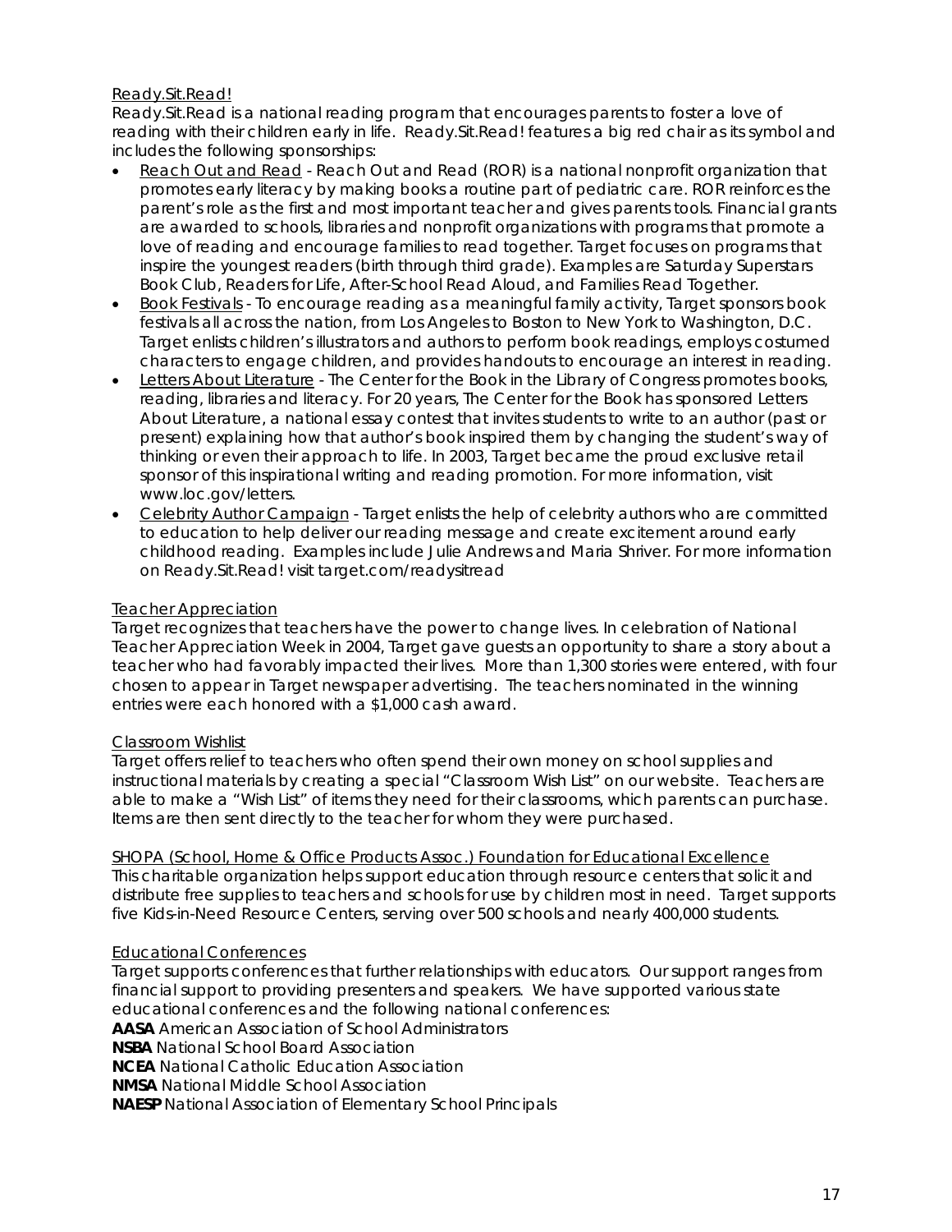## Ready.Sit.Read!

Ready.Sit.Read is a national reading program that encourages parents to foster a love of reading with their children early in life. Ready.Sit.Read! features a big red chair as its symbol and includes the following sponsorships:

- Reach Out and Read - Reach Out and Read (ROR) is a national nonprofit organization that promotes early literacy by making books a routine part of pediatric care. ROR reinforces the parent's role as the first and most important teacher and gives parents tools. Financial grants are awarded to schools, libraries and nonprofit organizations with programs that promote a love of reading and encourage families to read together. Target focuses on programs that inspire the youngest readers (birth through third grade). Examples are Saturday Superstars Book Club, Readers for Life, After-School Read Aloud, and Families Read Together.
- Book Festivals - To encourage reading as a meaningful family activity, Target sponsors book festivals all across the nation, from Los Angeles to Boston to New York to Washington, D.C. Target enlists children's illustrators and authors to perform book readings, employs costumed characters to engage children, and provides handouts to encourage an interest in reading.
- Letters About Literature - The Center for the Book in the Library of Congress promotes books, reading, libraries and literacy. For 20 years, The Center for the Book has sponsored Letters About Literature, a national essay contest that invites students to write to an author (past or present) explaining how that author's book inspired them by changing the student's way of thinking or even their approach to life. In 2003, Target became the proud exclusive retail sponsor of this inspirational writing and reading promotion. For more information, visit www.loc.gov/letters.
- Celebrity Author Campaign - Target enlists the help of celebrity authors who are committed to education to help deliver our reading message and create excitement around early childhood reading. Examples include Julie Andrews and Maria Shriver. For more information on Ready.Sit.Read! visit target.com/readysitread

## Teacher Appreciation

Target recognizes that teachers have the power to change lives. In celebration of National Teacher Appreciation Week in 2004, Target gave guests an opportunity to share a story about a teacher who had favorably impacted their lives. More than 1,300 stories were entered, with four chosen to appear in Target newspaper advertising. The teachers nominated in the winning entries were each honored with a $1,000 cash award.

## Classroom Wishlist

Target offers relief to teachers who often spend their own money on school supplies and instructional materials by creating a special "Classroom Wish List" on our website. Teachers are able to make a "Wish List" of items they need for their classrooms, which parents can purchase. Items are then sent directly to the teacher for whom they were purchased.

## SHOPA (School, Home & Office Products Assoc.) Foundation for Educational Excellence

This charitable organization helps support education through resource centers that solicit and distribute free supplies to teachers and schools for use by children most in need. Target supports five Kids-in-Need Resource Centers, serving over 500 schools and nearly 400,000 students.

## Educational Conferences

Target supports conferences that further relationships with educators. Our support ranges from financial support to providing presenters and speakers. We have supported various state educational conferences and the following national conferences:

**AASA** American Association of School Administrators
**NSBA** National School Board Association
**NCEA** National Catholic Education Association
**NMSA** National Middle School Association
**NAESP** National Association of Elementary School Principals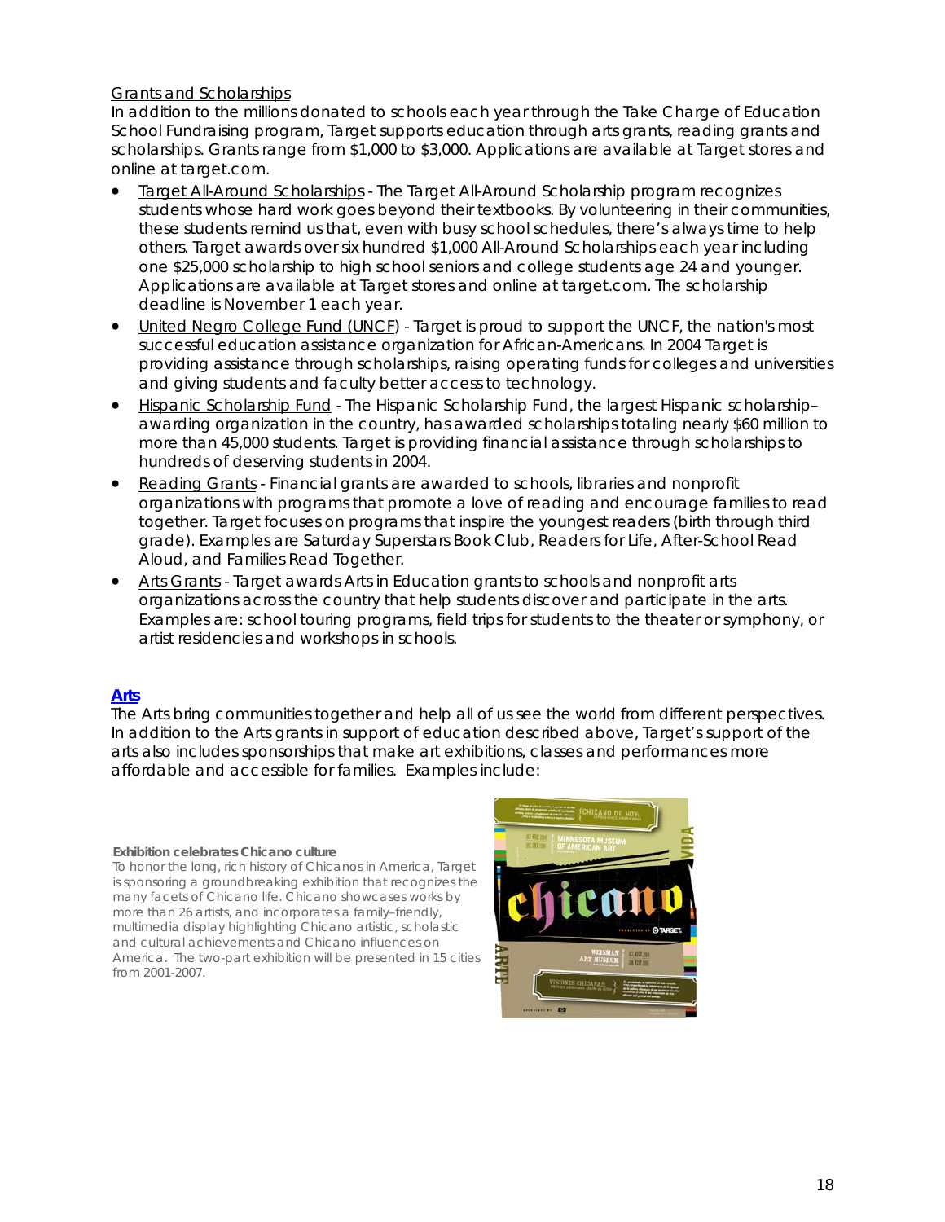Grants and Scholarships

In addition to the millions donated to schools each year through the Take Charge of Education School Fundraising program, Target supports education through arts grants, reading grants and scholarships. Grants range from $1,000 to $3,000. Applications are available at Target stores and online at target.com.

- Target All-Around Scholarships - The Target All-Around Scholarship program recognizes students whose hard work goes beyond their textbooks. By volunteering in their communities, these students remind us that, even with busy school schedules, there's always time to help others. Target awards over six hundred $1,000 All-Around Scholarships each year including one $25,000 scholarship to high school seniors and college students age 24 and younger. Applications are available at Target stores and online at target.com. The scholarship deadline is November 1 each year.
- United Negro College Fund (UNCF) - Target is proud to support the UNCF, the nation's most successful education assistance organization for African-Americans. In 2004 Target is providing assistance through scholarships, raising operating funds for colleges and universities and giving students and faculty better access to technology.
- Hispanic Scholarship Fund - The Hispanic Scholarship Fund, the largest Hispanic scholarship–awarding organization in the country, has awarded scholarships totaling nearly $60 million to more than 45,000 students. Target is providing financial assistance through scholarships to hundreds of deserving students in 2004.
- Reading Grants - Financial grants are awarded to schools, libraries and nonprofit organizations with programs that promote a love of reading and encourage families to read together. Target focuses on programs that inspire the youngest readers (birth through third grade). Examples are Saturday Superstars Book Club, Readers for Life, After-School Read Aloud, and Families Read Together.
- Arts Grants - Target awards Arts in Education grants to schools and nonprofit arts organizations across the country that help students discover and participate in the arts. Examples are: school touring programs, field trips for students to the theater or symphony, or artist residencies and workshops in schools.

## Arts

The Arts bring communities together and help all of us see the world from different perspectives. In addition to the Arts grants in support of education described above, Target's support of the arts also includes sponsorships that make art exhibitions, classes and performances more affordable and accessible for families. Examples include:

**Exhibition celebrates Chicano culture**

To honor the long, rich history of Chicanos in America, Target is sponsoring a groundbreaking exhibition that recognizes the many facets of Chicano life. Chicano showcases works by more than 26 artists, and incorporates a family–friendly, multimedia display highlighting Chicano artistic, scholastic and cultural achievements and Chicano influences on America. The two-part exhibition will be presented in 15 cities from 2001-2007.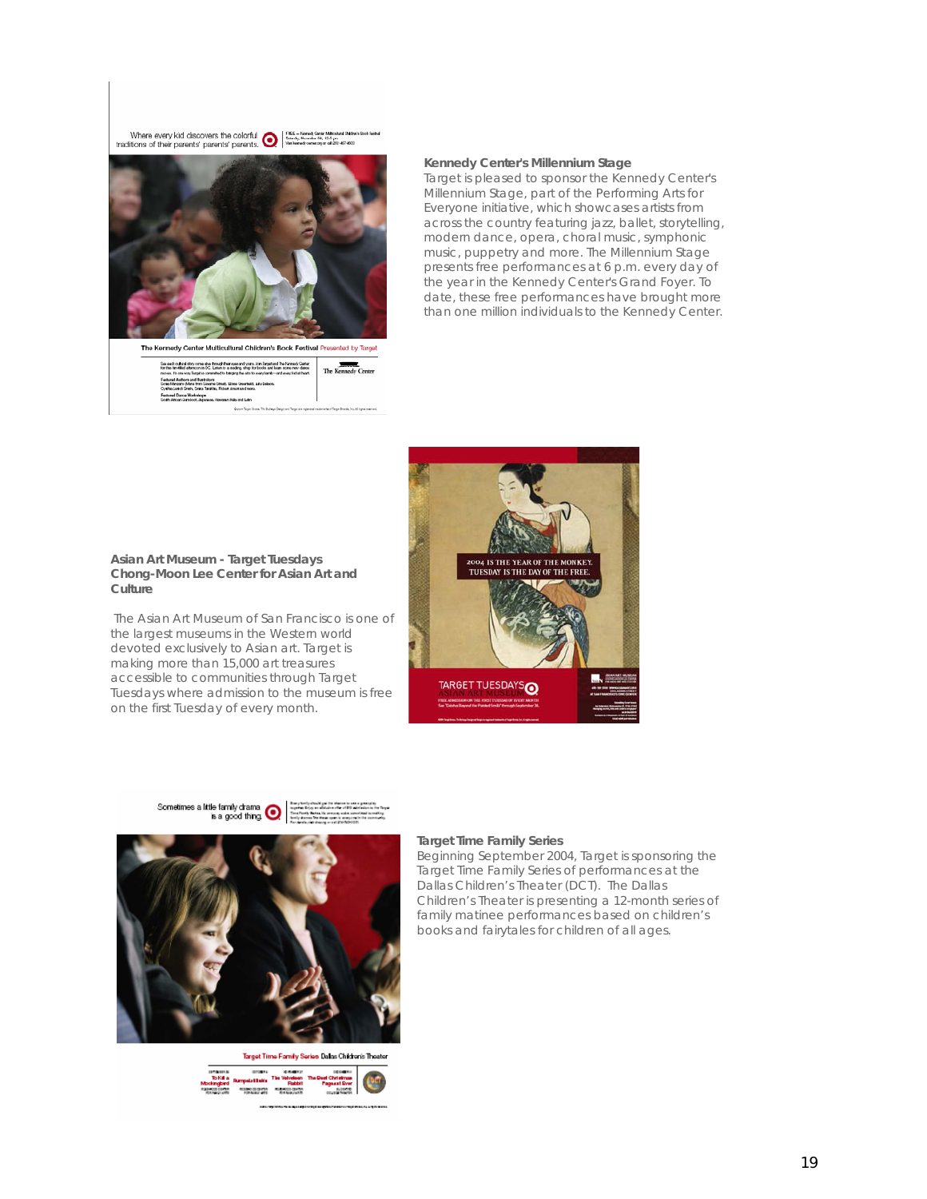### Kennedy Center's Millennium Stage

Target is pleased to sponsor the Kennedy Center's Millennium Stage, part of the Performing Arts for Everyone initiative, which showcases artists from across the country featuring jazz, ballet, storytelling, modern dance, opera, choral music, symphonic music, puppetry and more. The Millennium Stage presents free performances at 6 p.m. every day of the year in the Kennedy Center's Grand Foyer. To date, these free performances have brought more than one million individuals to the Kennedy Center.

### Asian Art Museum - Target Tuesdays
### Chong-Moon Lee Center for Asian Art and Culture

The Asian Art Museum of San Francisco is one of the largest museums in the Western world devoted exclusively to Asian art. Target is making more than 15,000 art treasures accessible to communities through Target Tuesdays where admission to the museum is free on the first Tuesday of every month.

### Target Time Family Series

Beginning September 2004, Target is sponsoring the Target Time Family Series of performances at the Dallas Children's Theater (DCT). The Dallas Children's Theater is presenting a 12-month series of family matinee performances based on children's books and fairytales for children of all ages.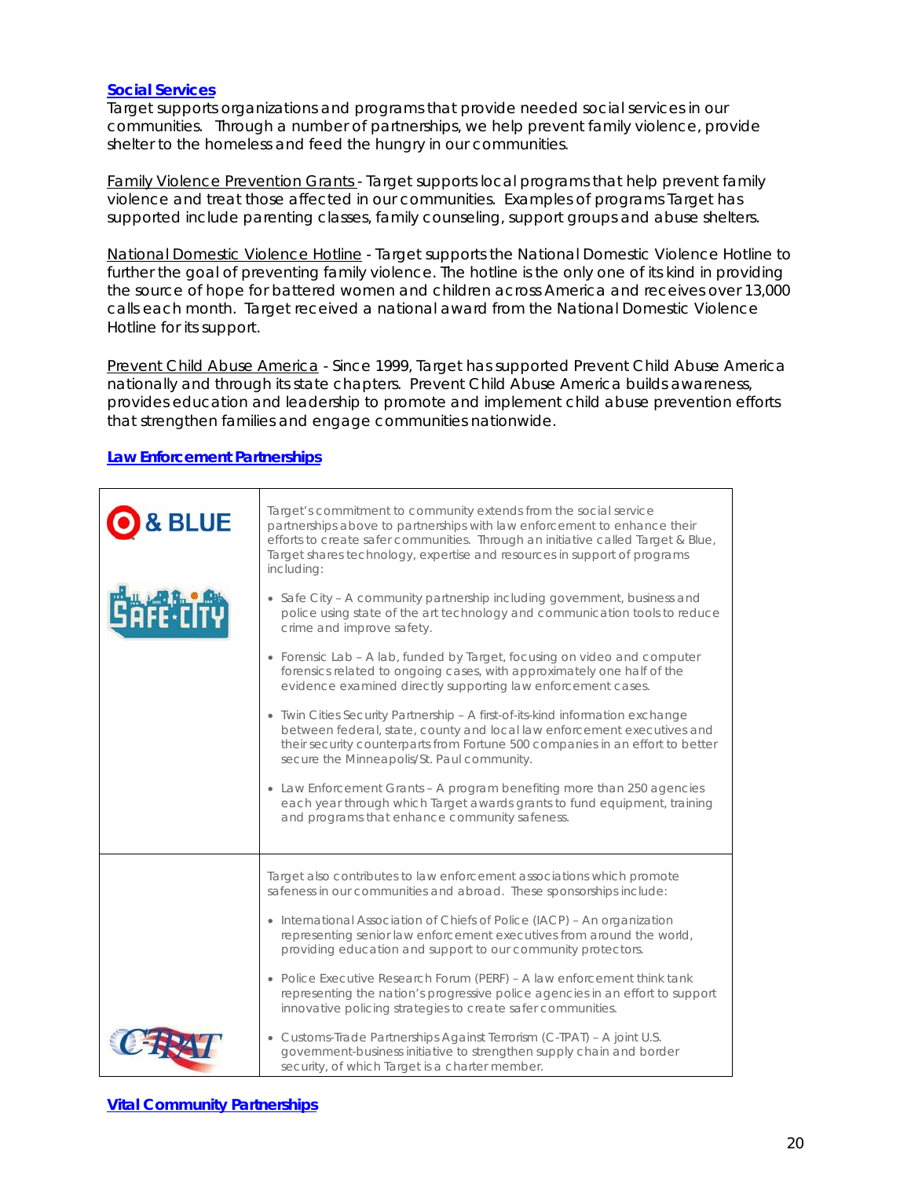## Social Services

Target supports organizations and programs that provide needed social services in our communities. Through a number of partnerships, we help prevent family violence, provide shelter to the homeless and feed the hungry in our communities.

Family Violence Prevention Grants - Target supports local programs that help prevent family violence and treat those affected in our communities. Examples of programs Target has supported include parenting classes, family counseling, support groups and abuse shelters.

National Domestic Violence Hotline - Target supports the National Domestic Violence Hotline to further the goal of preventing family violence. The hotline is the only one of its kind in providing the source of hope for battered women and children across America and receives over 13,000 calls each month. Target received a national award from the National Domestic Violence Hotline for its support.

Prevent Child Abuse America - Since 1999, Target has supported Prevent Child Abuse America nationally and through its state chapters. Prevent Child Abuse America builds awareness, provides education and leadership to promote and implement child abuse prevention efforts that strengthen families and engage communities nationwide.

## Law Enforcement Partnerships

| | |
|---|---|
| & BLUE<br><br>SAFE·CITY | Target's commitment to community extends from the social service partnerships above to partnerships with law enforcement to enhance their efforts to create safer communities. Through an initiative called Target & Blue, Target shares technology, expertise and resources in support of programs including:<br><br>• Safe City – A community partnership including government, business and police using state of the art technology and communication tools to reduce crime and improve safety.<br><br>• Forensic Lab – A lab, funded by Target, focusing on video and computer forensics related to ongoing cases, with approximately one half of the evidence examined directly supporting law enforcement cases.<br><br>• Twin Cities Security Partnership – A first-of-its-kind information exchange between federal, state, county and local law enforcement executives and their security counterparts from Fortune 500 companies in an effort to better secure the Minneapolis/St. Paul community.<br><br>• Law Enforcement Grants – A program benefiting more than 250 agencies each year through which Target awards grants to fund equipment, training and programs that enhance community safeness. |
| C-TPAT | Target also contributes to law enforcement associations which promote safeness in our communities and abroad. These sponsorships include:<br><br>• International Association of Chiefs of Police (IACP) – An organization representing senior law enforcement executives from around the world, providing education and support to our community protectors.<br><br>• Police Executive Research Forum (PERF) – A law enforcement think tank representing the nation's progressive police agencies in an effort to support innovative policing strategies to create safer communities.<br><br>• Customs-Trade Partnerships Against Terrorism (C-TPAT) – A joint U.S. government-business initiative to strengthen supply chain and border security, of which Target is a charter member. |

## Vital Community Partnerships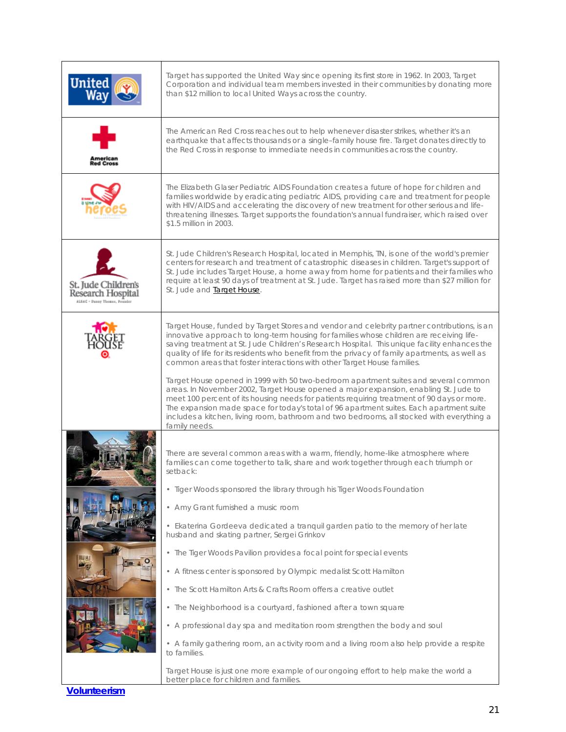| | |
|---|---|
| United Way | Target has supported the United Way since opening its first store in 1962. In 2003, Target Corporation and individual team members invested in their communities by donating more than $12 million to local United Ways across the country. |
| American Red Cross | The American Red Cross reaches out to help whenever disaster strikes, whether it's an earthquake that affects thousands or a single–family house fire. Target donates directly to the Red Cross in response to immediate needs in communities across the country. |
| a time for heroes | The Elizabeth Glaser Pediatric AIDS Foundation creates a future of hope for children and families worldwide by eradicating pediatric AIDS, providing care and treatment for people with HIV/AIDS and accelerating the discovery of new treatment for other serious and life-threatening illnesses. Target supports the foundation's annual fundraiser, which raised over $1.5 million in 2003. |
| St. Jude Children's Research Hospital ALSAC • Danny Thomas, Founder | St. Jude Children's Research Hospital, located in Memphis, TN, is one of the world's premier centers for research and treatment of catastrophic diseases in children. Target's support of St. Jude includes Target House, a home away from home for patients and their families who require at least 90 days of treatment at St. Jude. Target has raised more than $27 million for St. Jude and Target House. |
| TARGET HOUSE | Target House, funded by Target Stores and vendor and celebrity partner contributions, is an innovative approach to long-term housing for families whose children are receiving life-saving treatment at St. Jude Children's Research Hospital. This unique facility enhances the quality of life for its residents who benefit from the privacy of family apartments, as well as common areas that foster interactions with other Target House families.<br><br>Target House opened in 1999 with 50 two-bedroom apartment suites and several common areas. In November 2002, Target House opened a major expansion, enabling St. Jude to meet 100 percent of its housing needs for patients requiring treatment of 90 days or more. The expansion made space for today's total of 96 apartment suites. Each apartment suite includes a kitchen, living room, bathroom and two bedrooms, all stocked with everything a family needs. |
| | There are several common areas with a warm, friendly, home-like atmosphere where families can come together to talk, share and work together through each triumph or setback:<br><br>• Tiger Woods sponsored the library through his Tiger Woods Foundation<br><br>• Amy Grant furnished a music room<br><br>• Ekaterina Gordeeva dedicated a tranquil garden patio to the memory of her late husband and skating partner, Sergei Grinkov<br><br>• The Tiger Woods Pavilion provides a focal point for special events<br><br>• A fitness center is sponsored by Olympic medalist Scott Hamilton<br><br>• The Scott Hamilton Arts & Crafts Room offers a creative outlet<br><br>• The Neighborhood is a courtyard, fashioned after a town square<br><br>• A professional day spa and meditation room strengthen the body and soul<br><br>• A family gathering room, an activity room and a living room also help provide a respite to families.<br><br>Target House is just one more example of our ongoing effort to help make the world a better place for children and families. |

**Volunteerism**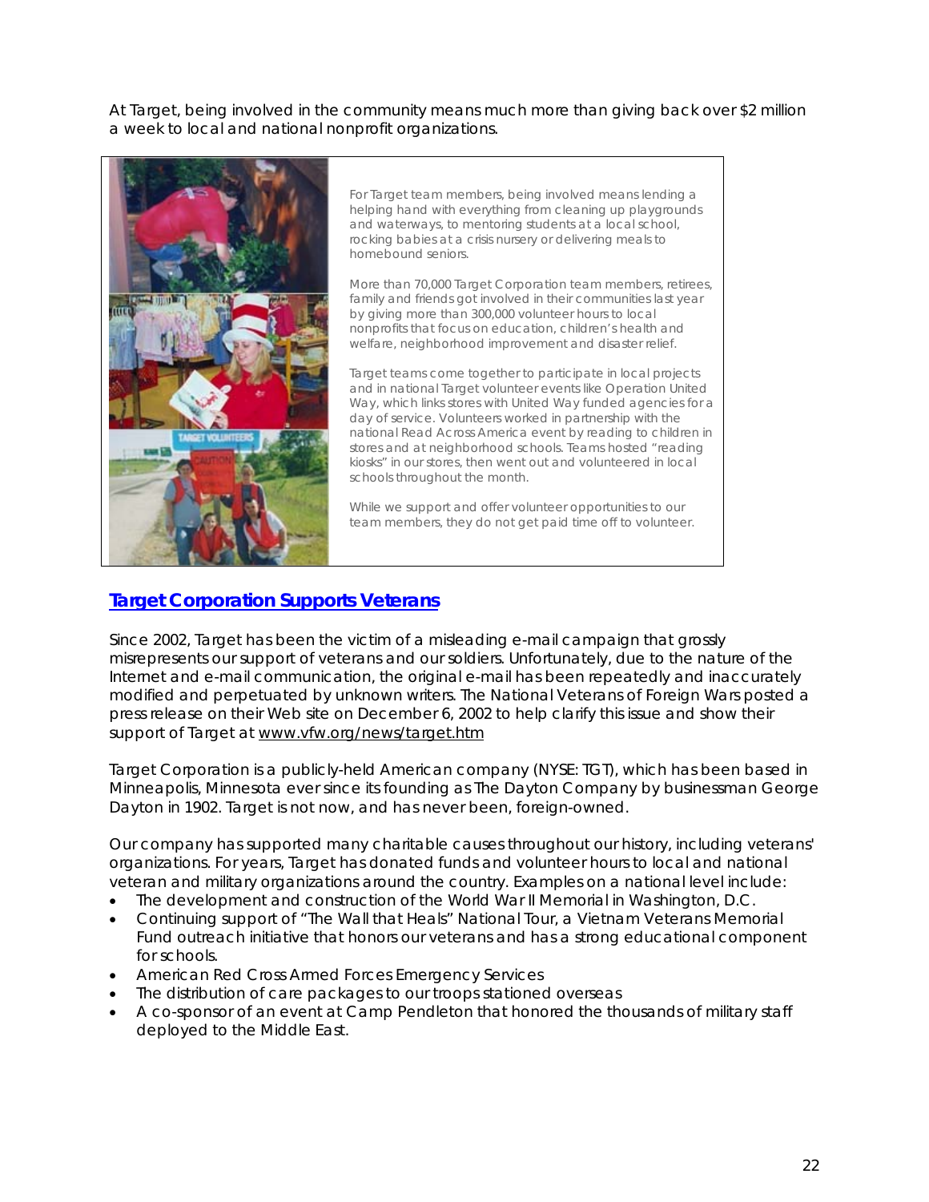At Target, being involved in the community means much more than giving back over $2 million a week to local and national nonprofit organizations.

For Target team members, being involved means lending a helping hand with everything from cleaning up playgrounds and waterways, to mentoring students at a local school, rocking babies at a crisis nursery or delivering meals to homebound seniors.

More than 70,000 Target Corporation team members, retirees, family and friends got involved in their communities last year by giving more than 300,000 volunteer hours to local nonprofits that focus on education, children's health and welfare, neighborhood improvement and disaster relief.

Target teams come together to participate in local projects and in national Target volunteer events like Operation United Way, which links stores with United Way funded agencies for a day of service. Volunteers worked in partnership with the national Read Across America event by reading to children in stores and at neighborhood schools. Teams hosted "reading kiosks" in our stores, then went out and volunteered in local schools throughout the month.

While we support and offer volunteer opportunities to our team members, they do not get paid time off to volunteer.

## Target Corporation Supports Veterans

Since 2002, Target has been the victim of a misleading e-mail campaign that grossly misrepresents our support of veterans and our soldiers. Unfortunately, due to the nature of the Internet and e-mail communication, the original e-mail has been repeatedly and inaccurately modified and perpetuated by unknown writers. The National Veterans of Foreign Wars posted a press release on their Web site on December 6, 2002 to help clarify this issue and show their support of Target at www.vfw.org/news/target.htm

Target Corporation is a publicly-held American company (NYSE: TGT), which has been based in Minneapolis, Minnesota ever since its founding as The Dayton Company by businessman George Dayton in 1902. Target is not now, and has never been, foreign-owned.

Our company has supported many charitable causes throughout our history, including veterans' organizations. For years, Target has donated funds and volunteer hours to local and national veteran and military organizations around the country. Examples on a national level include:

- The development and construction of the World War II Memorial in Washington, D.C.
- Continuing support of "The Wall that Heals" National Tour, a Vietnam Veterans Memorial Fund outreach initiative that honors our veterans and has a strong educational component for schools.
- American Red Cross Armed Forces Emergency Services
- The distribution of care packages to our troops stationed overseas
- A co-sponsor of an event at Camp Pendleton that honored the thousands of military staff deployed to the Middle East.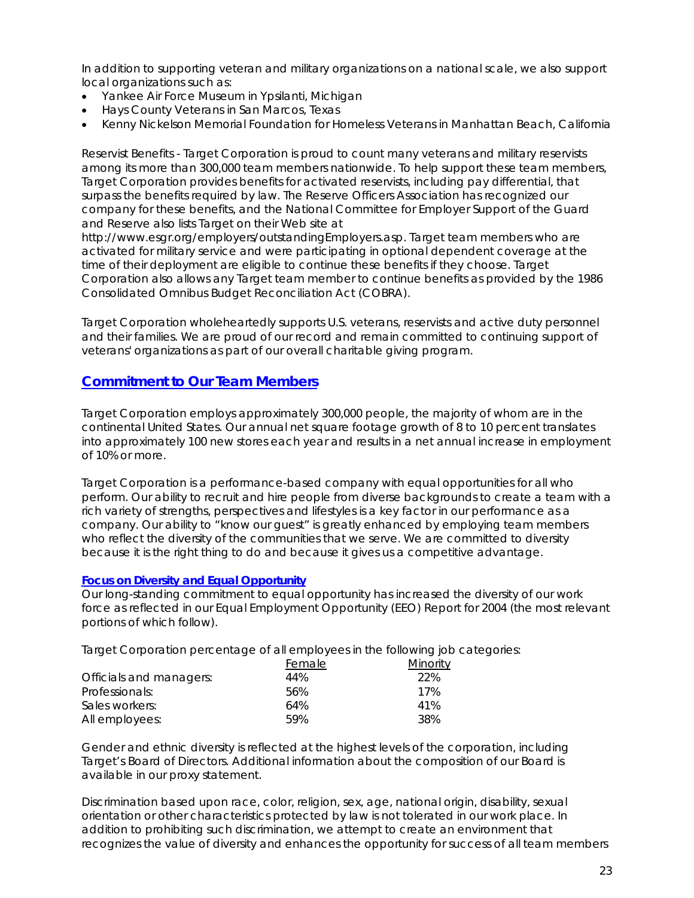In addition to supporting veteran and military organizations on a national scale, we also support local organizations such as:

- Yankee Air Force Museum in Ypsilanti, Michigan
- Hays County Veterans in San Marcos, Texas
- Kenny Nickelson Memorial Foundation for Homeless Veterans in Manhattan Beach, California

Reservist Benefits - Target Corporation is proud to count many veterans and military reservists among its more than 300,000 team members nationwide. To help support these team members, Target Corporation provides benefits for activated reservists, including pay differential, that surpass the benefits required by law. The Reserve Officers Association has recognized our company for these benefits, and the National Committee for Employer Support of the Guard and Reserve also lists Target on their Web site at http://www.esgr.org/employers/outstandingEmployers.asp. Target team members who are activated for military service and were participating in optional dependent coverage at the time of their deployment are eligible to continue these benefits if they choose. Target Corporation also allows any Target team member to continue benefits as provided by the 1986 Consolidated Omnibus Budget Reconciliation Act (COBRA).

Target Corporation wholeheartedly supports U.S. veterans, reservists and active duty personnel and their families. We are proud of our record and remain committed to continuing support of veterans' organizations as part of our overall charitable giving program.

## Commitment to Our Team Members

Target Corporation employs approximately 300,000 people, the majority of whom are in the continental United States. Our annual net square footage growth of 8 to 10 percent translates into approximately 100 new stores each year and results in a net annual increase in employment of 10% or more.

Target Corporation is a performance-based company with equal opportunities for all who perform. Our ability to recruit and hire people from diverse backgrounds to create a team with a rich variety of strengths, perspectives and lifestyles is a key factor in our performance as a company. Our ability to "know our guest" is greatly enhanced by employing team members who reflect the diversity of the communities that we serve. We are committed to diversity because it is the right thing to do and because it gives us a competitive advantage.

### Focus on Diversity and Equal Opportunity

Our long-standing commitment to equal opportunity has increased the diversity of our work force as reflected in our Equal Employment Opportunity (EEO) Report for 2004 (the most relevant portions of which follow).

Target Corporation percentage of all employees in the following job categories:

| | Female | Minority |
|---|---|---|
| Officials and managers: | 44% | 22% |
| Professionals: | 56% | 17% |
| Sales workers: | 64% | 41% |
| All employees: | 59% | 38% |

Gender and ethnic diversity is reflected at the highest levels of the corporation, including Target's Board of Directors. Additional information about the composition of our Board is available in our proxy statement.

Discrimination based upon race, color, religion, sex, age, national origin, disability, sexual orientation or other characteristics protected by law is not tolerated in our work place. In addition to prohibiting such discrimination, we attempt to create an environment that recognizes the value of diversity and enhances the opportunity for success of all team members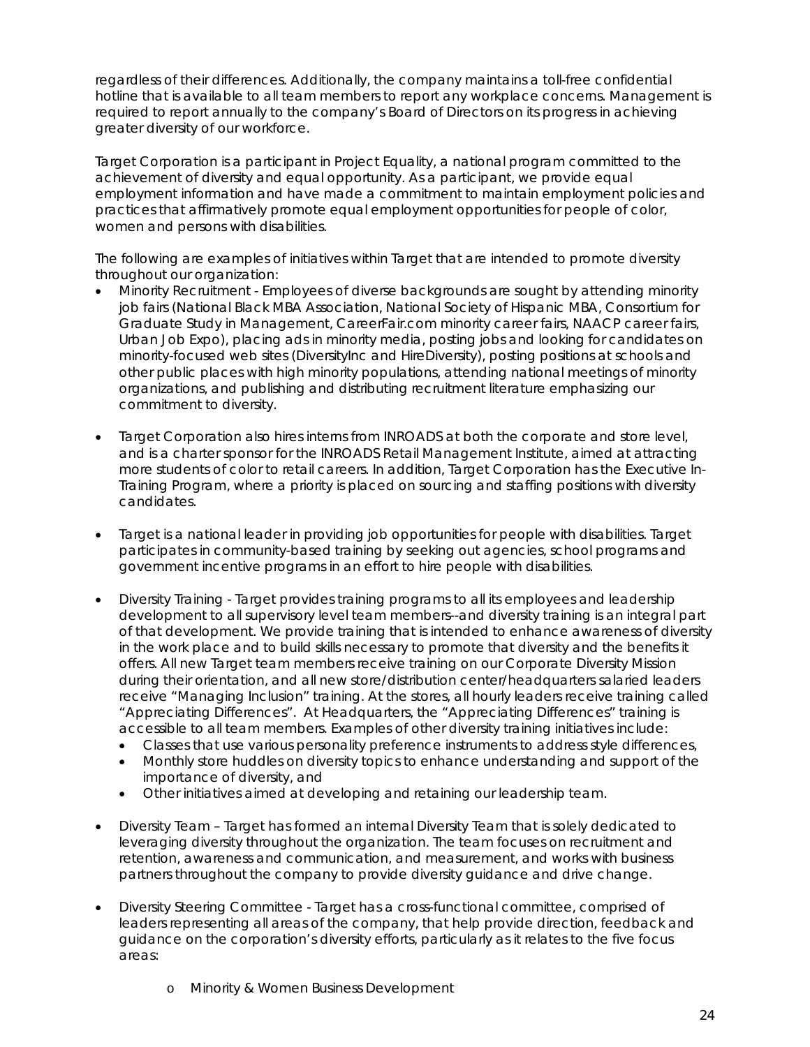regardless of their differences. Additionally, the company maintains a toll-free confidential hotline that is available to all team members to report any workplace concerns. Management is required to report annually to the company's Board of Directors on its progress in achieving greater diversity of our workforce.

Target Corporation is a participant in Project Equality, a national program committed to the achievement of diversity and equal opportunity. As a participant, we provide equal employment information and have made a commitment to maintain employment policies and practices that affirmatively promote equal employment opportunities for people of color, women and persons with disabilities.

The following are examples of initiatives within Target that are intended to promote diversity throughout our organization:

- Minority Recruitment - Employees of diverse backgrounds are sought by attending minority job fairs (National Black MBA Association, National Society of Hispanic MBA, Consortium for Graduate Study in Management, CareerFair.com minority career fairs, NAACP career fairs, Urban Job Expo), placing ads in minority media, posting jobs and looking for candidates on minority-focused web sites (DiversityInc and HireDiversity), posting positions at schools and other public places with high minority populations, attending national meetings of minority organizations, and publishing and distributing recruitment literature emphasizing our commitment to diversity.

- Target Corporation also hires interns from INROADS at both the corporate and store level, and is a charter sponsor for the INROADS Retail Management Institute, aimed at attracting more students of color to retail careers. In addition, Target Corporation has the Executive In-Training Program, where a priority is placed on sourcing and staffing positions with diversity candidates.

- Target is a national leader in providing job opportunities for people with disabilities. Target participates in community-based training by seeking out agencies, school programs and government incentive programs in an effort to hire people with disabilities.

- Diversity Training - Target provides training programs to all its employees and leadership development to all supervisory level team members--and diversity training is an integral part of that development. We provide training that is intended to enhance awareness of diversity in the work place and to build skills necessary to promote that diversity and the benefits it offers. All new Target team members receive training on our Corporate Diversity Mission during their orientation, and all new store/distribution center/headquarters salaried leaders receive "Managing Inclusion" training. At the stores, all hourly leaders receive training called "Appreciating Differences". At Headquarters, the "Appreciating Differences" training is accessible to all team members. Examples of other diversity training initiatives include:
  - Classes that use various personality preference instruments to address style differences,
  - Monthly store huddles on diversity topics to enhance understanding and support of the importance of diversity, and
  - Other initiatives aimed at developing and retaining our leadership team.

- Diversity Team – Target has formed an internal Diversity Team that is solely dedicated to leveraging diversity throughout the organization. The team focuses on recruitment and retention, awareness and communication, and measurement, and works with business partners throughout the company to provide diversity guidance and drive change.

- Diversity Steering Committee - Target has a cross-functional committee, comprised of leaders representing all areas of the company, that help provide direction, feedback and guidance on the corporation's diversity efforts, particularly as it relates to the five focus areas:
  - Minority & Women Business Development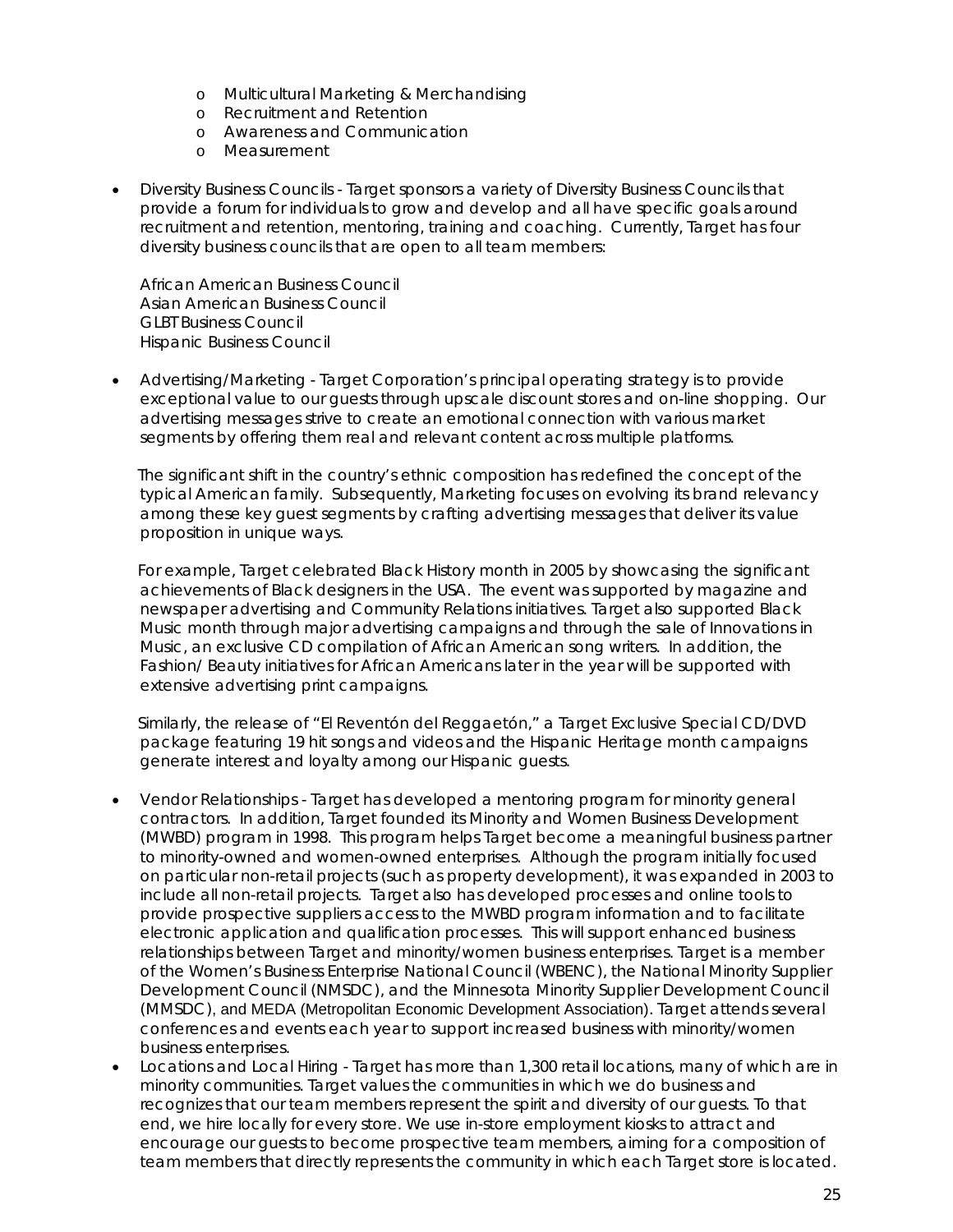- Multicultural Marketing & Merchandising
  - Recruitment and Retention
  - Awareness and Communication
  - Measurement

- Diversity Business Councils - Target sponsors a variety of Diversity Business Councils that provide a forum for individuals to grow and develop and all have specific goals around recruitment and retention, mentoring, training and coaching. Currently, Target has four diversity business councils that are open to all team members:

  African American Business Council
  Asian American Business Council
  GLBT Business Council
  Hispanic Business Council

- Advertising/Marketing - Target Corporation's principal operating strategy is to provide exceptional value to our guests through upscale discount stores and on-line shopping. Our advertising messages strive to create an emotional connection with various market segments by offering them real and relevant content across multiple platforms.

  The significant shift in the country's ethnic composition has redefined the concept of the typical American family. Subsequently, Marketing focuses on evolving its brand relevancy among these key guest segments by crafting advertising messages that deliver its value proposition in unique ways.

  For example, Target celebrated Black History month in 2005 by showcasing the significant achievements of Black designers in the USA. The event was supported by magazine and newspaper advertising and Community Relations initiatives. Target also supported Black Music month through major advertising campaigns and through the sale of Innovations in Music, an exclusive CD compilation of African American song writers. In addition, the Fashion/ Beauty initiatives for African Americans later in the year will be supported with extensive advertising print campaigns.

  Similarly, the release of "El Reventón del Reggaetón," a Target Exclusive Special CD/DVD package featuring 19 hit songs and videos and the Hispanic Heritage month campaigns generate interest and loyalty among our Hispanic guests.

- Vendor Relationships - Target has developed a mentoring program for minority general contractors. In addition, Target founded its Minority and Women Business Development (MWBD) program in 1998. This program helps Target become a meaningful business partner to minority-owned and women-owned enterprises. Although the program initially focused on particular non-retail projects (such as property development), it was expanded in 2003 to include all non-retail projects. Target also has developed processes and online tools to provide prospective suppliers access to the MWBD program information and to facilitate electronic application and qualification processes. This will support enhanced business relationships between Target and minority/women business enterprises. Target is a member of the Women's Business Enterprise National Council (WBENC), the National Minority Supplier Development Council (NMSDC), and the Minnesota Minority Supplier Development Council (MMSDC), and MEDA (Metropolitan Economic Development Association). Target attends several conferences and events each year to support increased business with minority/women business enterprises.
- Locations and Local Hiring - Target has more than 1,300 retail locations, many of which are in minority communities. Target values the communities in which we do business and recognizes that our team members represent the spirit and diversity of our guests. To that end, we hire locally for every store. We use in-store employment kiosks to attract and encourage our guests to become prospective team members, aiming for a composition of team members that directly represents the community in which each Target store is located.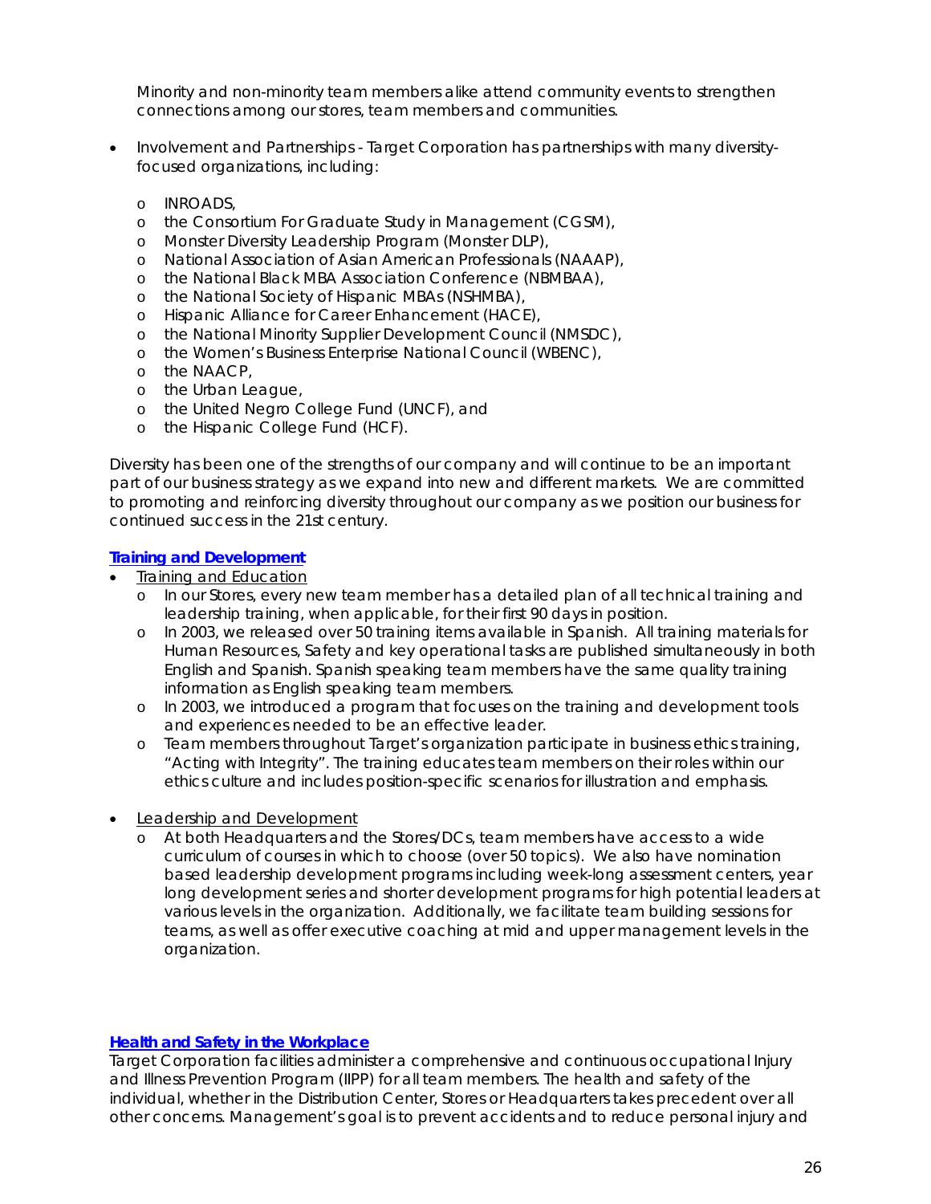Minority and non-minority team members alike attend community events to strengthen connections among our stores, team members and communities.

- Involvement and Partnerships - Target Corporation has partnerships with many diversity-focused organizations, including:
  - INROADS,
  - the Consortium For Graduate Study in Management (CGSM),
  - Monster Diversity Leadership Program (Monster DLP),
  - National Association of Asian American Professionals (NAAAP),
  - the National Black MBA Association Conference (NBMBAA),
  - the National Society of Hispanic MBAs (NSHMBA),
  - Hispanic Alliance for Career Enhancement (HACE),
  - the National Minority Supplier Development Council (NMSDC),
  - the Women's Business Enterprise National Council (WBENC),
  - the NAACP,
  - the Urban League,
  - the United Negro College Fund (UNCF), and
  - the Hispanic College Fund (HCF).

Diversity has been one of the strengths of our company and will continue to be an important part of our business strategy as we expand into new and different markets. We are committed to promoting and reinforcing diversity throughout our company as we position our business for continued success in the 21st century.

## Training and Development

- Training and Education
  - In our Stores, every new team member has a detailed plan of all technical training and leadership training, when applicable, for their first 90 days in position.
  - In 2003, we released over 50 training items available in Spanish. All training materials for Human Resources, Safety and key operational tasks are published simultaneously in both English and Spanish. Spanish speaking team members have the same quality training information as English speaking team members.
  - In 2003, we introduced a program that focuses on the training and development tools and experiences needed to be an effective leader.
  - Team members throughout Target's organization participate in business ethics training, "Acting with Integrity". The training educates team members on their roles within our ethics culture and includes position-specific scenarios for illustration and emphasis.

- Leadership and Development
  - At both Headquarters and the Stores/DCs, team members have access to a wide curriculum of courses in which to choose (over 50 topics). We also have nomination based leadership development programs including week-long assessment centers, year long development series and shorter development programs for high potential leaders at various levels in the organization. Additionally, we facilitate team building sessions for teams, as well as offer executive coaching at mid and upper management levels in the organization.

## Health and Safety in the Workplace

Target Corporation facilities administer a comprehensive and continuous occupational Injury and Illness Prevention Program (IIPP) for all team members. The health and safety of the individual, whether in the Distribution Center, Stores or Headquarters takes precedent over all other concerns. Management's goal is to prevent accidents and to reduce personal injury and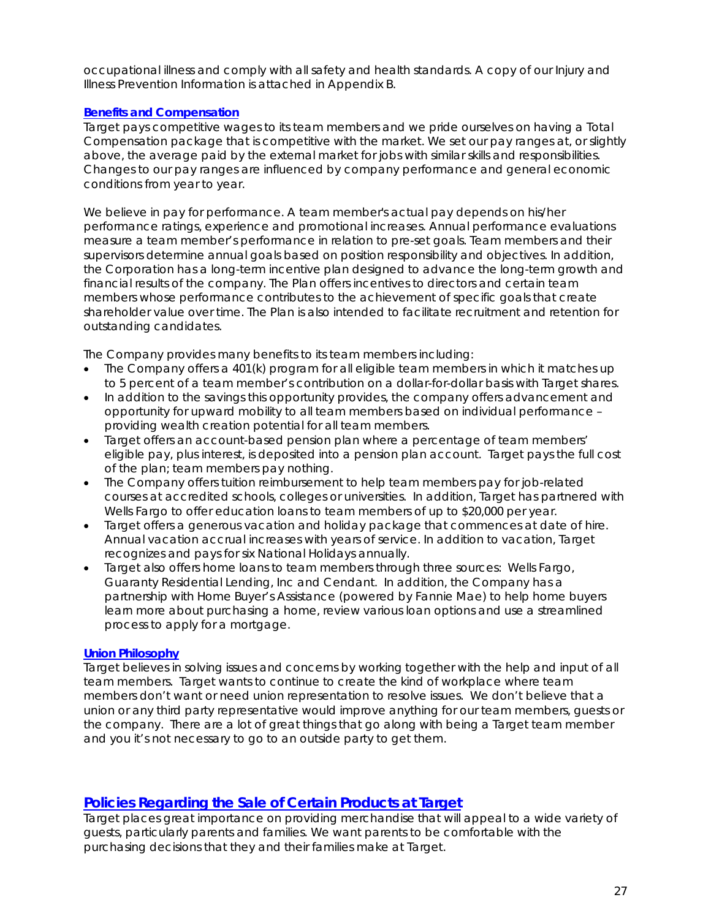occupational illness and comply with all safety and health standards. A copy of our Injury and Illness Prevention Information is attached in Appendix B.

### Benefits and Compensation

Target pays competitive wages to its team members and we pride ourselves on having a Total Compensation package that is competitive with the market. We set our pay ranges at, or slightly above, the average paid by the external market for jobs with similar skills and responsibilities. Changes to our pay ranges are influenced by company performance and general economic conditions from year to year.

We believe in pay for performance. A team member's actual pay depends on his/her performance ratings, experience and promotional increases. Annual performance evaluations measure a team member's performance in relation to pre-set goals. Team members and their supervisors determine annual goals based on position responsibility and objectives. In addition, the Corporation has a long-term incentive plan designed to advance the long-term growth and financial results of the company. The Plan offers incentives to directors and certain team members whose performance contributes to the achievement of specific goals that create shareholder value over time. The Plan is also intended to facilitate recruitment and retention for outstanding candidates.

The Company provides many benefits to its team members including:

- The Company offers a 401(k) program for all eligible team members in which it matches up to 5 percent of a team member's contribution on a dollar-for-dollar basis with Target shares.
- In addition to the savings this opportunity provides, the company offers advancement and opportunity for upward mobility to all team members based on individual performance – providing wealth creation potential for all team members.
- Target offers an account-based pension plan where a percentage of team members' eligible pay, plus interest, is deposited into a pension plan account. Target pays the full cost of the plan; team members pay nothing.
- The Company offers tuition reimbursement to help team members pay for job-related courses at accredited schools, colleges or universities. In addition, Target has partnered with Wells Fargo to offer education loans to team members of up to $20,000 per year.
- Target offers a generous vacation and holiday package that commences at date of hire. Annual vacation accrual increases with years of service. In addition to vacation, Target recognizes and pays for six National Holidays annually.
- Target also offers home loans to team members through three sources: Wells Fargo, Guaranty Residential Lending, Inc and Cendant. In addition, the Company has a partnership with Home Buyer's Assistance (powered by Fannie Mae) to help home buyers learn more about purchasing a home, review various loan options and use a streamlined process to apply for a mortgage.

### Union Philosophy

Target believes in solving issues and concerns by working together with the help and input of all team members. Target wants to continue to create the kind of workplace where team members don't want or need union representation to resolve issues. We don't believe that a union or any third party representative would improve anything for our team members, guests or the company. There are a lot of great things that go along with being a Target team member and you it's not necessary to go to an outside party to get them.

## Policies Regarding the Sale of Certain Products at Target

Target places great importance on providing merchandise that will appeal to a wide variety of guests, particularly parents and families. We want parents to be comfortable with the purchasing decisions that they and their families make at Target.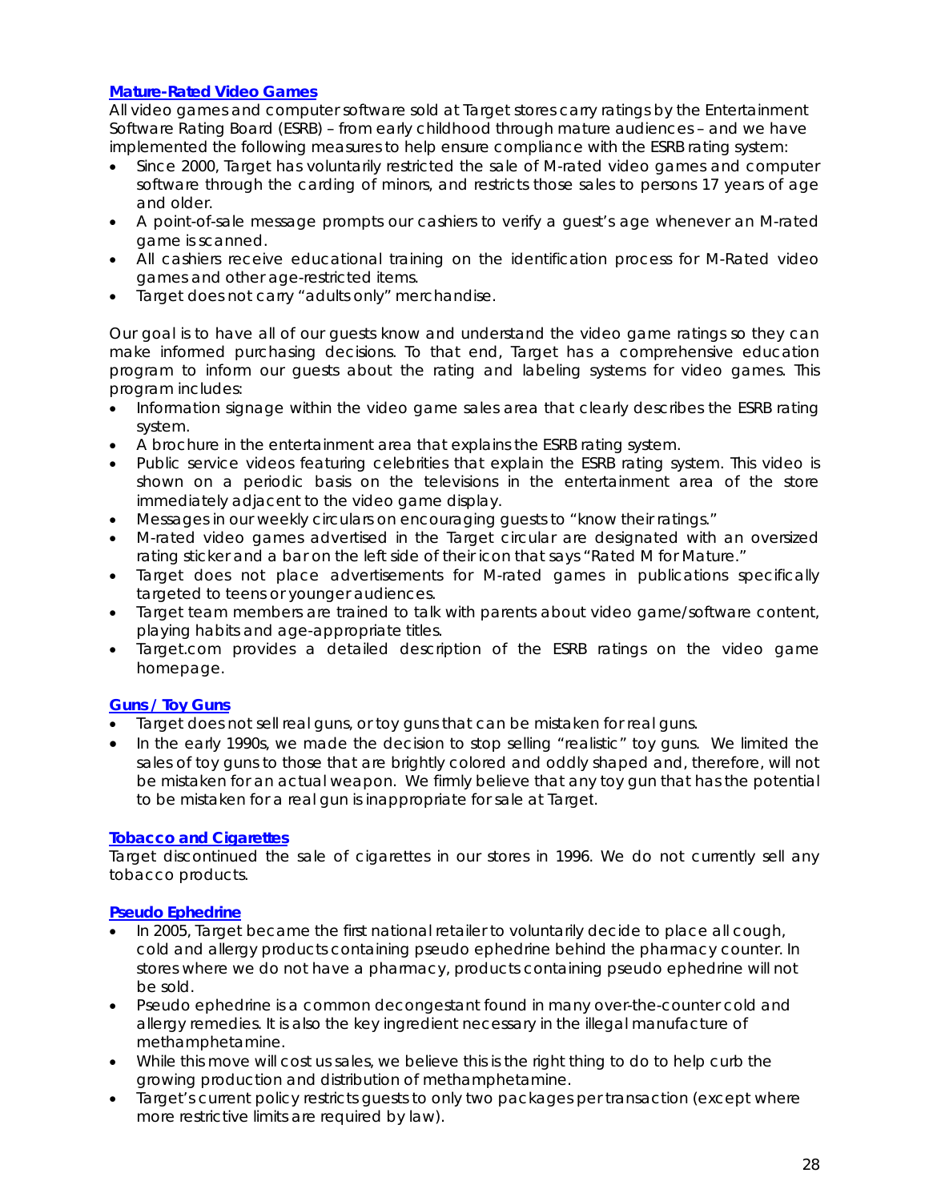### Mature-Rated Video Games

All video games and computer software sold at Target stores carry ratings by the Entertainment Software Rating Board (ESRB) – from early childhood through mature audiences – and we have implemented the following measures to help ensure compliance with the ESRB rating system:

- Since 2000, Target has voluntarily restricted the sale of M-rated video games and computer software through the carding of minors, and restricts those sales to persons 17 years of age and older.
- A point-of-sale message prompts our cashiers to verify a guest's age whenever an M-rated game is scanned.
- All cashiers receive educational training on the identification process for M-Rated video games and other age-restricted items.
- Target does not carry "adults only" merchandise.

Our goal is to have all of our guests know and understand the video game ratings so they can make informed purchasing decisions. To that end, Target has a comprehensive education program to inform our guests about the rating and labeling systems for video games. This program includes:

- Information signage within the video game sales area that clearly describes the ESRB rating system.
- A brochure in the entertainment area that explains the ESRB rating system.
- Public service videos featuring celebrities that explain the ESRB rating system. This video is shown on a periodic basis on the televisions in the entertainment area of the store immediately adjacent to the video game display.
- Messages in our weekly circulars on encouraging guests to "know their ratings."
- M-rated video games advertised in the Target circular are designated with an oversized rating sticker and a bar on the left side of their icon that says "Rated M for Mature."
- Target does not place advertisements for M-rated games in publications specifically targeted to teens or younger audiences.
- Target team members are trained to talk with parents about video game/software content, playing habits and age-appropriate titles.
- Target.com provides a detailed description of the ESRB ratings on the video game homepage.

### Guns / Toy Guns

- Target does not sell real guns, or toy guns that can be mistaken for real guns.
- In the early 1990s, we made the decision to stop selling "realistic" toy guns. We limited the sales of toy guns to those that are brightly colored and oddly shaped and, therefore, will not be mistaken for an actual weapon. We firmly believe that any toy gun that has the potential to be mistaken for a real gun is inappropriate for sale at Target.

### Tobacco and Cigarettes

Target discontinued the sale of cigarettes in our stores in 1996. We do not currently sell any tobacco products.

### Pseudo Ephedrine

- In 2005, Target became the first national retailer to voluntarily decide to place all cough, cold and allergy products containing pseudo ephedrine behind the pharmacy counter. In stores where we do not have a pharmacy, products containing pseudo ephedrine will not be sold.
- Pseudo ephedrine is a common decongestant found in many over-the-counter cold and allergy remedies. It is also the key ingredient necessary in the illegal manufacture of methamphetamine.
- While this move will cost us sales, we believe this is the right thing to do to help curb the growing production and distribution of methamphetamine.
- Target's current policy restricts guests to only two packages per transaction (except where more restrictive limits are required by law).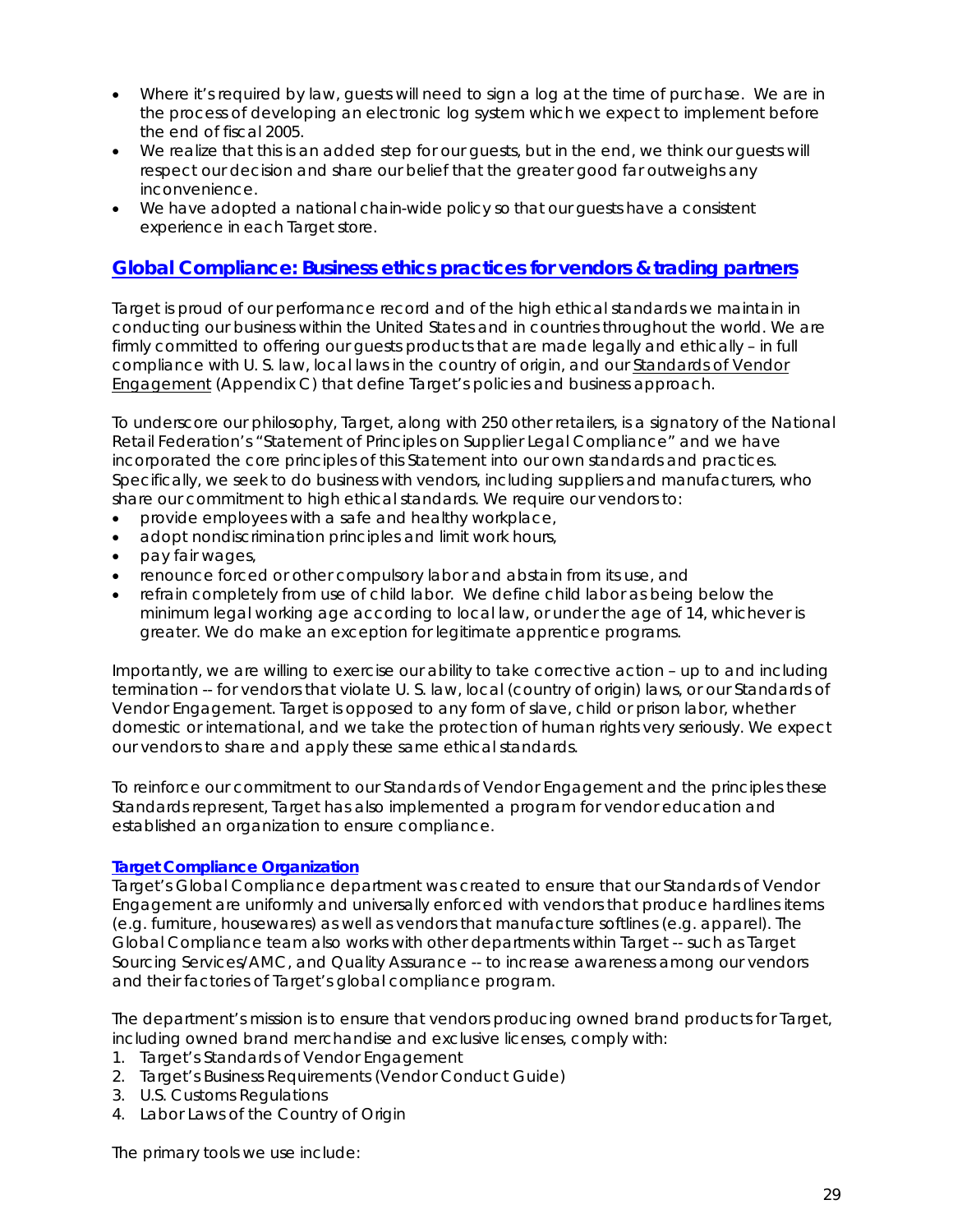- Where it's required by law, guests will need to sign a log at the time of purchase. We are in the process of developing an electronic log system which we expect to implement before the end of fiscal 2005.
- We realize that this is an added step for our guests, but in the end, we think our guests will respect our decision and share our belief that the greater good far outweighs any inconvenience.
- We have adopted a national chain-wide policy so that our guests have a consistent experience in each Target store.

## Global Compliance: Business ethics practices for vendors & trading partners

Target is proud of our performance record and of the high ethical standards we maintain in conducting our business within the United States and in countries throughout the world. We are firmly committed to offering our guests products that are made legally and ethically – in full compliance with U. S. law, local laws in the country of origin, and our Standards of Vendor Engagement (Appendix C) that define Target's policies and business approach.

To underscore our philosophy, Target, along with 250 other retailers, is a signatory of the National Retail Federation's "Statement of Principles on Supplier Legal Compliance" and we have incorporated the core principles of this Statement into our own standards and practices. Specifically, we seek to do business with vendors, including suppliers and manufacturers, who share our commitment to high ethical standards. We require our vendors to:

- provide employees with a safe and healthy workplace,
- adopt nondiscrimination principles and limit work hours,
- pay fair wages,
- renounce forced or other compulsory labor and abstain from its use, and
- refrain completely from use of child labor. We define child labor as being below the minimum legal working age according to local law, or under the age of 14, whichever is greater. We do make an exception for legitimate apprentice programs.

Importantly, we are willing to exercise our ability to take corrective action – up to and including termination -- for vendors that violate U. S. law, local (country of origin) laws, or our Standards of Vendor Engagement. Target is opposed to any form of slave, child or prison labor, whether domestic or international, and we take the protection of human rights very seriously. We expect our vendors to share and apply these same ethical standards.

To reinforce our commitment to our Standards of Vendor Engagement and the principles these Standards represent, Target has also implemented a program for vendor education and established an organization to ensure compliance.

### Target Compliance Organization

Target's Global Compliance department was created to ensure that our Standards of Vendor Engagement are uniformly and universally enforced with vendors that produce hardlines items (e.g. furniture, housewares) as well as vendors that manufacture softlines (e.g. apparel). The Global Compliance team also works with other departments within Target -- such as Target Sourcing Services/AMC, and Quality Assurance -- to increase awareness among our vendors and their factories of Target's global compliance program.

The department's mission is to ensure that vendors producing owned brand products for Target, including owned brand merchandise and exclusive licenses, comply with:

1. Target's Standards of Vendor Engagement
2. Target's Business Requirements (Vendor Conduct Guide)
3. U.S. Customs Regulations
4. Labor Laws of the Country of Origin

The primary tools we use include: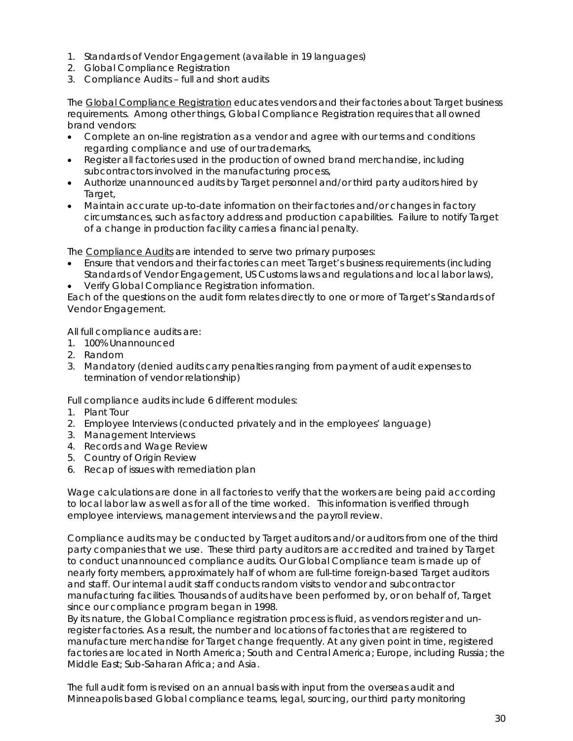1. Standards of Vendor Engagement (available in 19 languages)
2. Global Compliance Registration
3. Compliance Audits – full and short audits

The Global Compliance Registration educates vendors and their factories about Target business requirements. Among other things, Global Compliance Registration requires that all owned brand vendors:

- Complete an on-line registration as a vendor and agree with our terms and conditions regarding compliance and use of our trademarks,
- Register all factories used in the production of owned brand merchandise, including subcontractors involved in the manufacturing process,
- Authorize unannounced audits by Target personnel and/or third party auditors hired by Target,
- Maintain accurate up-to-date information on their factories and/or changes in factory circumstances, such as factory address and production capabilities. Failure to notify Target of a change in production facility carries a financial penalty.

The Compliance Audits are intended to serve two primary purposes:

- Ensure that vendors and their factories can meet Target's business requirements (including Standards of Vendor Engagement, US Customs laws and regulations and local labor laws),
- Verify Global Compliance Registration information.

Each of the questions on the audit form relates directly to one or more of Target's Standards of Vendor Engagement.

All full compliance audits are:

1. 100% Unannounced
2. Random
3. Mandatory (denied audits carry penalties ranging from payment of audit expenses to termination of vendor relationship)

Full compliance audits include 6 different modules:

1. Plant Tour
2. Employee Interviews (conducted privately and in the employees' language)
3. Management Interviews
4. Records and Wage Review
5. Country of Origin Review
6. Recap of issues with remediation plan

Wage calculations are done in all factories to verify that the workers are being paid according to local labor law as well as for all of the time worked. This information is verified through employee interviews, management interviews and the payroll review.

Compliance audits may be conducted by Target auditors and/or auditors from one of the third party companies that we use. These third party auditors are accredited and trained by Target to conduct unannounced compliance audits. Our Global Compliance team is made up of nearly forty members, approximately half of whom are full-time foreign-based Target auditors and staff. Our internal audit staff conducts random visits to vendor and subcontractor manufacturing facilities. Thousands of audits have been performed by, or on behalf of, Target since our compliance program began in 1998.

By its nature, the Global Compliance registration process is fluid, as vendors register and un-register factories. As a result, the number and locations of factories that are registered to manufacture merchandise for Target change frequently. At any given point in time, registered factories are located in North America; South and Central America; Europe, including Russia; the Middle East; Sub-Saharan Africa; and Asia.

The full audit form is revised on an annual basis with input from the overseas audit and Minneapolis based Global compliance teams, legal, sourcing, our third party monitoring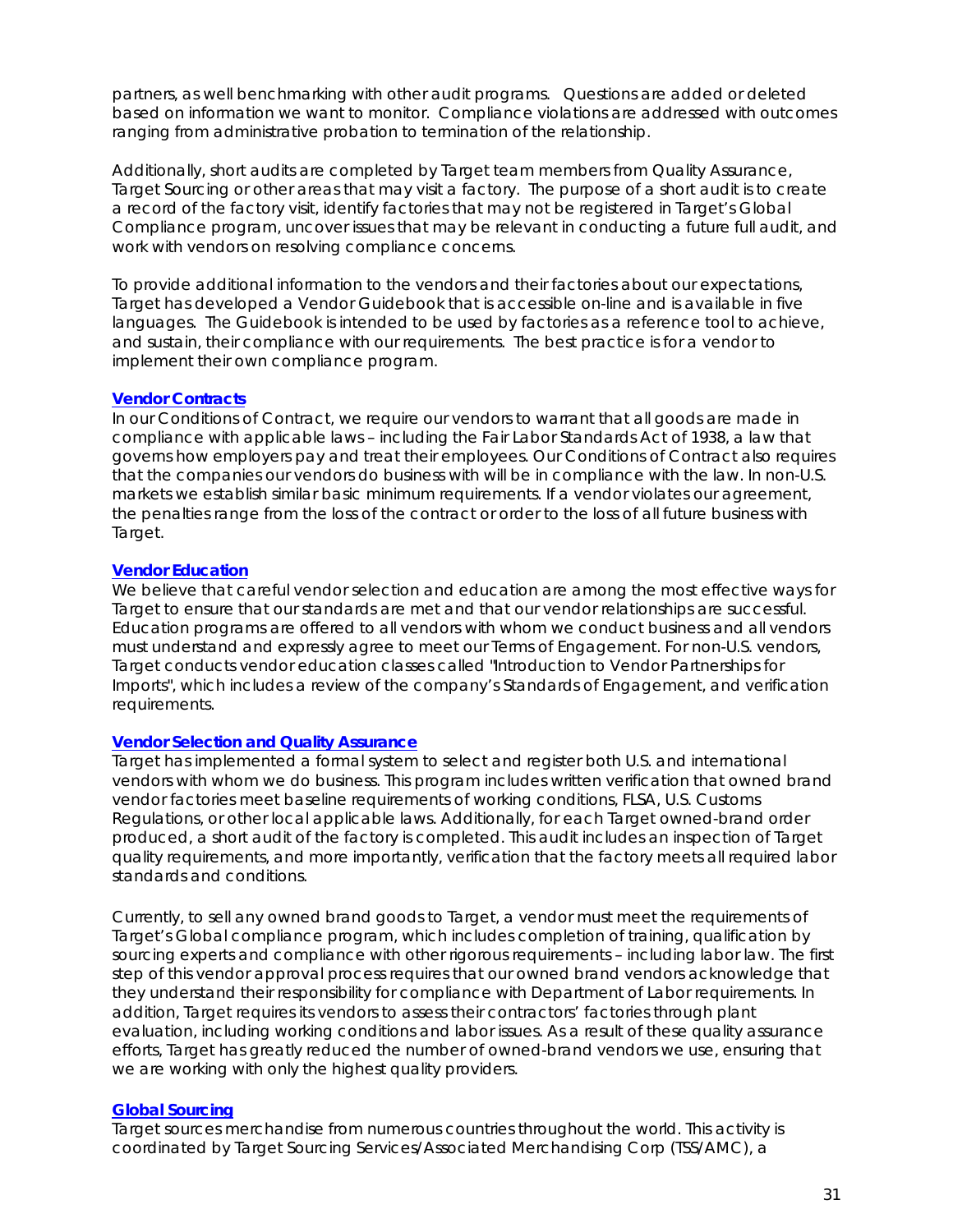partners, as well benchmarking with other audit programs. Questions are added or deleted based on information we want to monitor. Compliance violations are addressed with outcomes ranging from administrative probation to termination of the relationship.

Additionally, short audits are completed by Target team members from Quality Assurance, Target Sourcing or other areas that may visit a factory. The purpose of a short audit is to create a record of the factory visit, identify factories that may not be registered in Target's Global Compliance program, uncover issues that may be relevant in conducting a future full audit, and work with vendors on resolving compliance concerns.

To provide additional information to the vendors and their factories about our expectations, Target has developed a Vendor Guidebook that is accessible on-line and is available in five languages. The Guidebook is intended to be used by factories as a reference tool to achieve, and sustain, their compliance with our requirements. The best practice is for a vendor to implement their own compliance program.

### Vendor Contracts

In our Conditions of Contract, we require our vendors to warrant that all goods are made in compliance with applicable laws – including the Fair Labor Standards Act of 1938, a law that governs how employers pay and treat their employees. Our Conditions of Contract also requires that the companies our vendors do business with will be in compliance with the law. In non-U.S. markets we establish similar basic minimum requirements. If a vendor violates our agreement, the penalties range from the loss of the contract or order to the loss of all future business with Target.

### Vendor Education

We believe that careful vendor selection and education are among the most effective ways for Target to ensure that our standards are met and that our vendor relationships are successful. Education programs are offered to all vendors with whom we conduct business and all vendors must understand and expressly agree to meet our Terms of Engagement. For non-U.S. vendors, Target conducts vendor education classes called "Introduction to Vendor Partnerships for Imports", which includes a review of the company's Standards of Engagement, and verification requirements.

### Vendor Selection and Quality Assurance

Target has implemented a formal system to select and register both U.S. and international vendors with whom we do business. This program includes written verification that owned brand vendor factories meet baseline requirements of working conditions, FLSA, U.S. Customs Regulations, or other local applicable laws. Additionally, for each Target owned-brand order produced, a short audit of the factory is completed. This audit includes an inspection of Target quality requirements, and more importantly, verification that the factory meets all required labor standards and conditions.

Currently, to sell any owned brand goods to Target, a vendor must meet the requirements of Target's Global compliance program, which includes completion of training, qualification by sourcing experts and compliance with other rigorous requirements – including labor law. The first step of this vendor approval process requires that our owned brand vendors acknowledge that they understand their responsibility for compliance with Department of Labor requirements. In addition, Target requires its vendors to assess their contractors' factories through plant evaluation, including working conditions and labor issues. As a result of these quality assurance efforts, Target has greatly reduced the number of owned-brand vendors we use, ensuring that we are working with only the highest quality providers.

### Global Sourcing

Target sources merchandise from numerous countries throughout the world. This activity is coordinated by Target Sourcing Services/Associated Merchandising Corp (TSS/AMC), a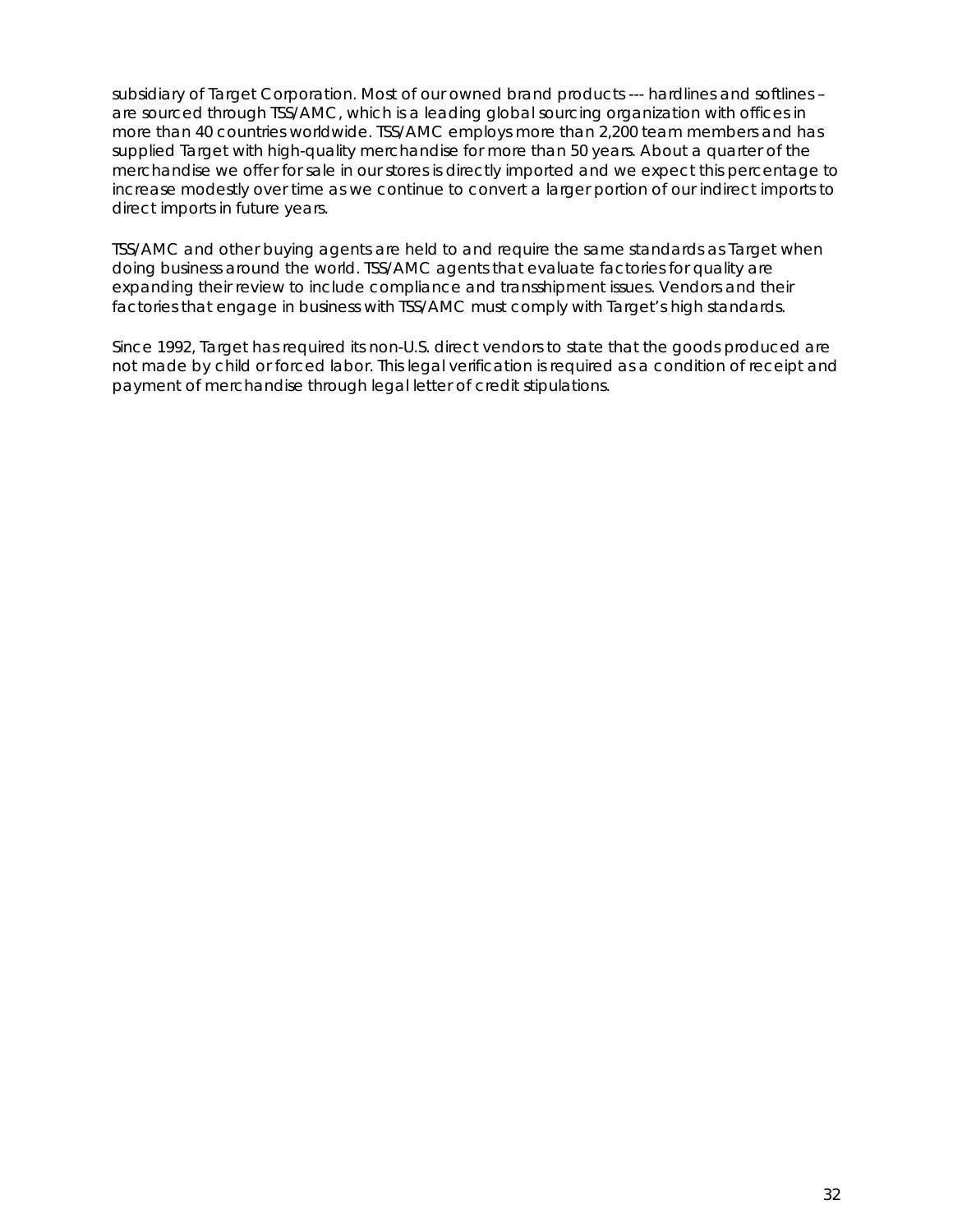subsidiary of Target Corporation. Most of our owned brand products --- hardlines and softlines – are sourced through TSS/AMC, which is a leading global sourcing organization with offices in more than 40 countries worldwide. TSS/AMC employs more than 2,200 team members and has supplied Target with high-quality merchandise for more than 50 years. About a quarter of the merchandise we offer for sale in our stores is directly imported and we expect this percentage to increase modestly over time as we continue to convert a larger portion of our indirect imports to direct imports in future years.

TSS/AMC and other buying agents are held to and require the same standards as Target when doing business around the world. TSS/AMC agents that evaluate factories for quality are expanding their review to include compliance and transshipment issues. Vendors and their factories that engage in business with TSS/AMC must comply with Target's high standards.

Since 1992, Target has required its non-U.S. direct vendors to state that the goods produced are not made by child or forced labor. This legal verification is required as a condition of receipt and payment of merchandise through legal letter of credit stipulations.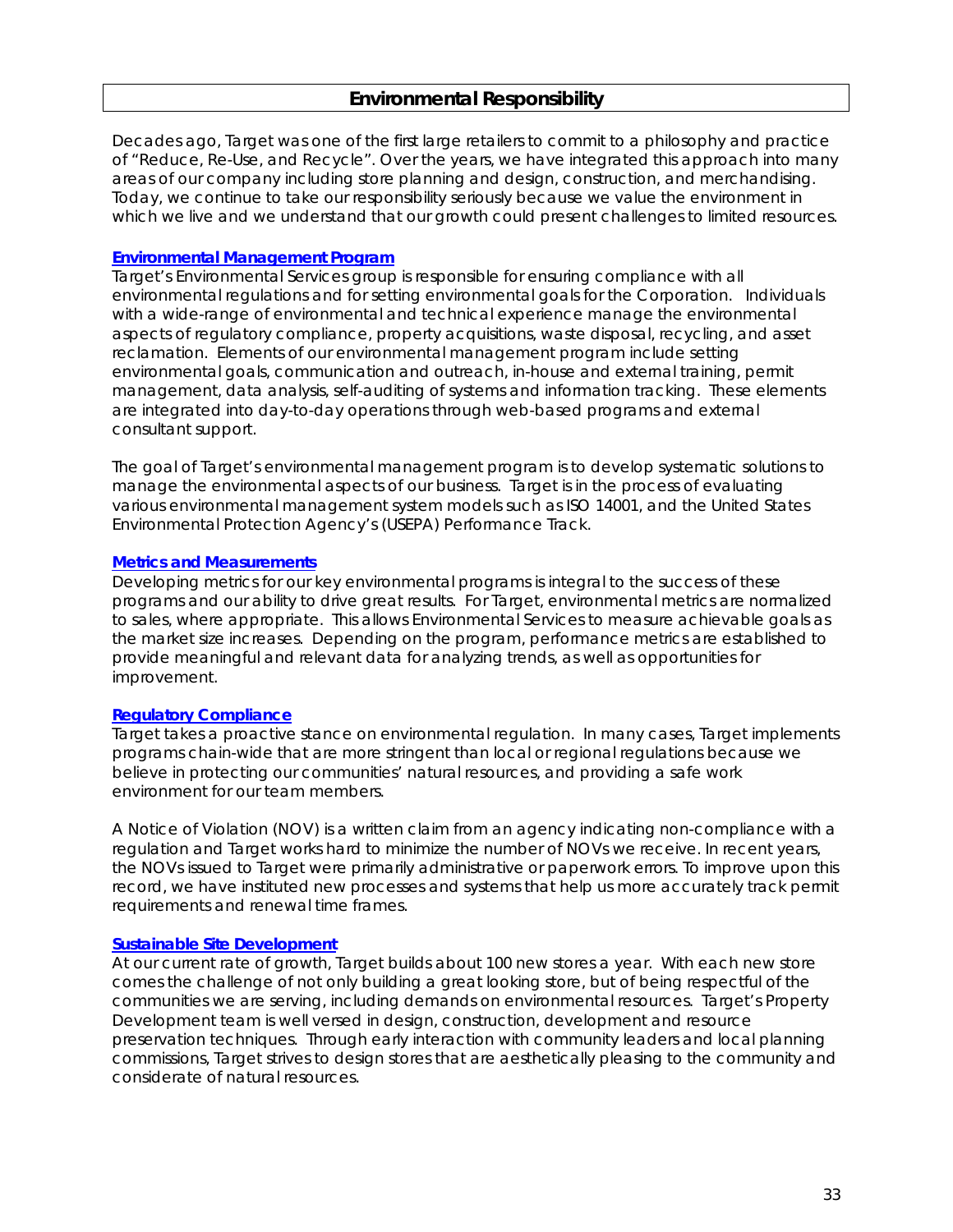## Environmental Responsibility

Decades ago, Target was one of the first large retailers to commit to a philosophy and practice of "Reduce, Re-Use, and Recycle". Over the years, we have integrated this approach into many areas of our company including store planning and design, construction, and merchandising. Today, we continue to take our responsibility seriously because we value the environment in which we live and we understand that our growth could present challenges to limited resources.

### Environmental Management Program

Target's Environmental Services group is responsible for ensuring compliance with all environmental regulations and for setting environmental goals for the Corporation. Individuals with a wide-range of environmental and technical experience manage the environmental aspects of regulatory compliance, property acquisitions, waste disposal, recycling, and asset reclamation. Elements of our environmental management program include setting environmental goals, communication and outreach, in-house and external training, permit management, data analysis, self-auditing of systems and information tracking. These elements are integrated into day-to-day operations through web-based programs and external consultant support.

The goal of Target's environmental management program is to develop systematic solutions to manage the environmental aspects of our business. Target is in the process of evaluating various environmental management system models such as ISO 14001, and the United States Environmental Protection Agency's (USEPA) Performance Track.

### Metrics and Measurements

Developing metrics for our key environmental programs is integral to the success of these programs and our ability to drive great results. For Target, environmental metrics are normalized to sales, where appropriate. This allows Environmental Services to measure achievable goals as the market size increases. Depending on the program, performance metrics are established to provide meaningful and relevant data for analyzing trends, as well as opportunities for improvement.

### Regulatory Compliance

Target takes a proactive stance on environmental regulation. In many cases, Target implements programs chain-wide that are more stringent than local or regional regulations because we believe in protecting our communities' natural resources, and providing a safe work environment for our team members.

A Notice of Violation (NOV) is a written claim from an agency indicating non-compliance with a regulation and Target works hard to minimize the number of NOVs we receive. In recent years, the NOVs issued to Target were primarily administrative or paperwork errors. To improve upon this record, we have instituted new processes and systems that help us more accurately track permit requirements and renewal time frames.

### Sustainable Site Development

At our current rate of growth, Target builds about 100 new stores a year. With each new store comes the challenge of not only building a great looking store, but of being respectful of the communities we are serving, including demands on environmental resources. Target's Property Development team is well versed in design, construction, development and resource preservation techniques. Through early interaction with community leaders and local planning commissions, Target strives to design stores that are aesthetically pleasing to the community and considerate of natural resources.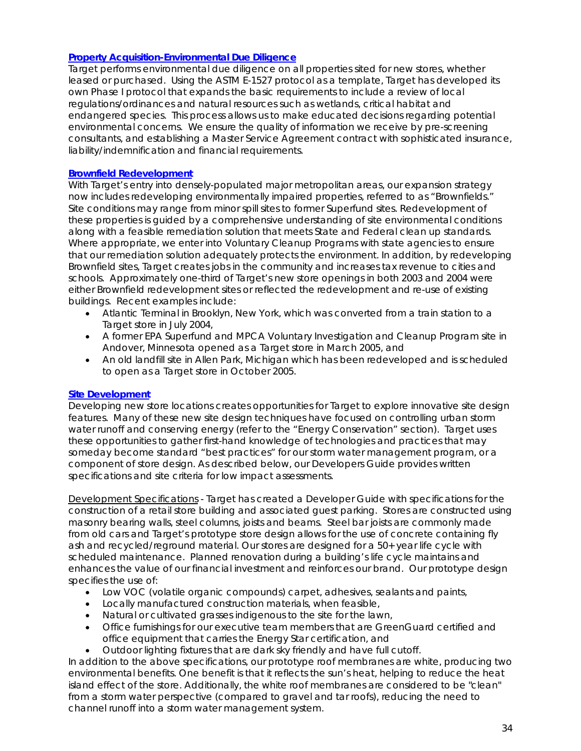## Property Acquisition-Environmental Due Diligence

Target performs environmental due diligence on all properties sited for new stores, whether leased or purchased. Using the ASTM E-1527 protocol as a template, Target has developed its own Phase I protocol that expands the basic requirements to include a review of local regulations/ordinances and natural resources such as wetlands, critical habitat and endangered species. This process allows us to make educated decisions regarding potential environmental concerns. We ensure the quality of information we receive by pre-screening consultants, and establishing a Master Service Agreement contract with sophisticated insurance, liability/indemnification and financial requirements.

## Brownfield Redevelopment

With Target's entry into densely-populated major metropolitan areas, our expansion strategy now includes redeveloping environmentally impaired properties, referred to as "Brownfields." Site conditions may range from minor spill sites to former Superfund sites. Redevelopment of these properties is guided by a comprehensive understanding of site environmental conditions along with a feasible remediation solution that meets State and Federal clean up standards. Where appropriate, we enter into Voluntary Cleanup Programs with state agencies to ensure that our remediation solution adequately protects the environment. In addition, by redeveloping Brownfield sites, Target creates jobs in the community and increases tax revenue to cities and schools. Approximately one-third of Target's new store openings in both 2003 and 2004 were either Brownfield redevelopment sites or reflected the redevelopment and re-use of existing buildings. Recent examples include:

- Atlantic Terminal in Brooklyn, New York, which was converted from a train station to a Target store in July 2004,
- A former EPA Superfund and MPCA Voluntary Investigation and Cleanup Program site in Andover, Minnesota opened as a Target store in March 2005, and
- An old landfill site in Allen Park, Michigan which has been redeveloped and is scheduled to open as a Target store in October 2005.

## Site Development

Developing new store locations creates opportunities for Target to explore innovative site design features. Many of these new site design techniques have focused on controlling urban storm water runoff and conserving energy (refer to the "Energy Conservation" section). Target uses these opportunities to gather first-hand knowledge of technologies and practices that may someday become standard "best practices" for our storm water management program, or a component of store design. As described below, our Developers Guide provides written specifications and site criteria for low impact assessments.

Development Specifications - Target has created a Developer Guide with specifications for the construction of a retail store building and associated guest parking. Stores are constructed using masonry bearing walls, steel columns, joists and beams. Steel bar joists are commonly made from old cars and Target's prototype store design allows for the use of concrete containing fly ash and recycled/reground material. Our stores are designed for a 50+ year life cycle with scheduled maintenance. Planned renovation during a building's life cycle maintains and enhances the value of our financial investment and reinforces our brand. Our prototype design specifies the use of:

- Low VOC (volatile organic compounds) carpet, adhesives, sealants and paints,
- Locally manufactured construction materials, when feasible,
- Natural or cultivated grasses indigenous to the site for the lawn,
- Office furnishings for our executive team members that are GreenGuard certified and office equipment that carries the Energy Star certification, and
- Outdoor lighting fixtures that are dark sky friendly and have full cutoff.

In addition to the above specifications, our prototype roof membranes are white, producing two environmental benefits. One benefit is that it reflects the sun's heat, helping to reduce the heat island effect of the store. Additionally, the white roof membranes are considered to be "clean" from a storm water perspective (compared to gravel and tar roofs), reducing the need to channel runoff into a storm water management system.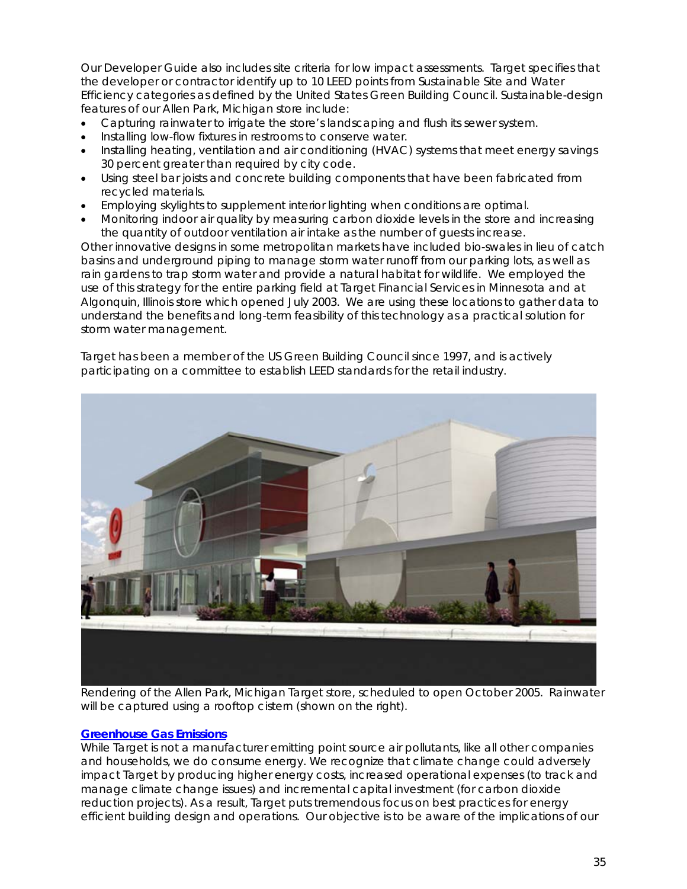Our Developer Guide also includes site criteria for low impact assessments. Target specifies that the developer or contractor identify up to 10 LEED points from Sustainable Site and Water Efficiency categories as defined by the United States Green Building Council. Sustainable-design features of our Allen Park, Michigan store include:

- Capturing rainwater to irrigate the store's landscaping and flush its sewer system.
- Installing low-flow fixtures in restrooms to conserve water.
- Installing heating, ventilation and air conditioning (HVAC) systems that meet energy savings 30 percent greater than required by city code.
- Using steel bar joists and concrete building components that have been fabricated from recycled materials.
- Employing skylights to supplement interior lighting when conditions are optimal.
- Monitoring indoor air quality by measuring carbon dioxide levels in the store and increasing the quantity of outdoor ventilation air intake as the number of guests increase.

Other innovative designs in some metropolitan markets have included bio-swales in lieu of catch basins and underground piping to manage storm water runoff from our parking lots, as well as rain gardens to trap storm water and provide a natural habitat for wildlife. We employed the use of this strategy for the entire parking field at Target Financial Services in Minnesota and at Algonquin, Illinois store which opened July 2003. We are using these locations to gather data to understand the benefits and long-term feasibility of this technology as a practical solution for storm water management.

Target has been a member of the US Green Building Council since 1997, and is actively participating on a committee to establish LEED standards for the retail industry.

Rendering of the Allen Park, Michigan Target store, scheduled to open October 2005. Rainwater will be captured using a rooftop cistern (shown on the right).

**Greenhouse Gas Emissions**

While Target is not a manufacturer emitting point source air pollutants, like all other companies and households, we do consume energy. We recognize that climate change could adversely impact Target by producing higher energy costs, increased operational expenses (to track and manage climate change issues) and incremental capital investment (for carbon dioxide reduction projects). As a result, Target puts tremendous focus on best practices for energy efficient building design and operations. Our objective is to be aware of the implications of our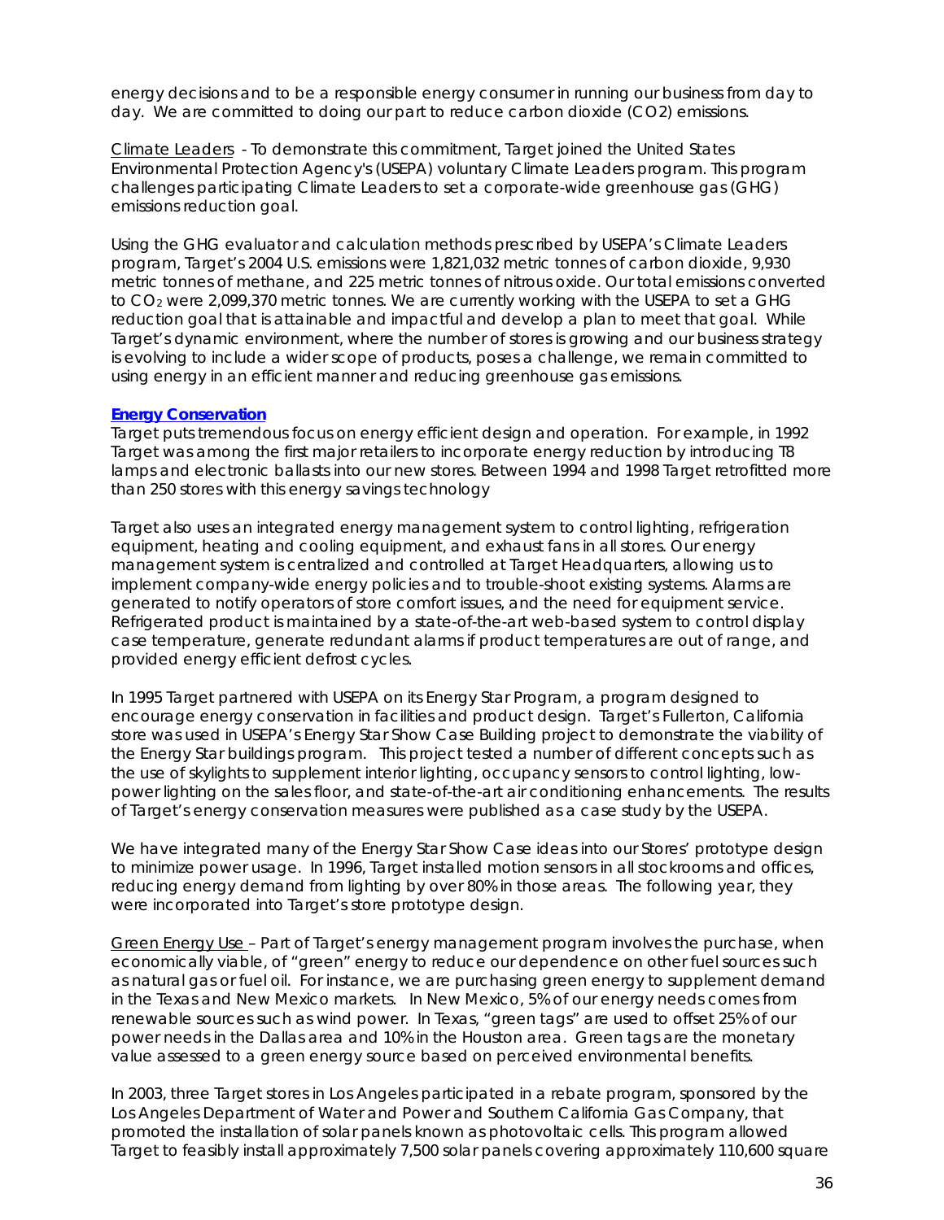energy decisions and to be a responsible energy consumer in running our business from day to day. We are committed to doing our part to reduce carbon dioxide ($CO_2$) emissions.

Climate Leaders - To demonstrate this commitment, Target joined the United States Environmental Protection Agency's (USEPA) voluntary Climate Leaders program. This program challenges participating Climate Leaders to set a corporate-wide greenhouse gas (GHG) emissions reduction goal.

Using the GHG evaluator and calculation methods prescribed by USEPA's Climate Leaders program, Target's 2004 U.S. emissions were 1,821,032 metric tonnes of carbon dioxide, 9,930 metric tonnes of methane, and 225 metric tonnes of nitrous oxide. Our total emissions converted to $CO_2$ were 2,099,370 metric tonnes. We are currently working with the USEPA to set a GHG reduction goal that is attainable and impactful and develop a plan to meet that goal. While Target's dynamic environment, where the number of stores is growing and our business strategy is evolving to include a wider scope of products, poses a challenge, we remain committed to using energy in an efficient manner and reducing greenhouse gas emissions.

**Energy Conservation**

Target puts tremendous focus on energy efficient design and operation. For example, in 1992 Target was among the first major retailers to incorporate energy reduction by introducing T8 lamps and electronic ballasts into our new stores. Between 1994 and 1998 Target retrofitted more than 250 stores with this energy savings technology

Target also uses an integrated energy management system to control lighting, refrigeration equipment, heating and cooling equipment, and exhaust fans in all stores. Our energy management system is centralized and controlled at Target Headquarters, allowing us to implement company-wide energy policies and to trouble-shoot existing systems. Alarms are generated to notify operators of store comfort issues, and the need for equipment service. Refrigerated product is maintained by a state-of-the-art web-based system to control display case temperature, generate redundant alarms if product temperatures are out of range, and provided energy efficient defrost cycles.

In 1995 Target partnered with USEPA on its Energy Star Program, a program designed to encourage energy conservation in facilities and product design. Target's Fullerton, California store was used in USEPA's Energy Star Show Case Building project to demonstrate the viability of the Energy Star buildings program. This project tested a number of different concepts such as the use of skylights to supplement interior lighting, occupancy sensors to control lighting, low-power lighting on the sales floor, and state-of-the-art air conditioning enhancements. The results of Target's energy conservation measures were published as a case study by the USEPA.

We have integrated many of the Energy Star Show Case ideas into our Stores' prototype design to minimize power usage. In 1996, Target installed motion sensors in all stockrooms and offices, reducing energy demand from lighting by over 80% in those areas. The following year, they were incorporated into Target's store prototype design.

Green Energy Use – Part of Target's energy management program involves the purchase, when economically viable, of "green" energy to reduce our dependence on other fuel sources such as natural gas or fuel oil. For instance, we are purchasing green energy to supplement demand in the Texas and New Mexico markets. In New Mexico, 5% of our energy needs comes from renewable sources such as wind power. In Texas, "green tags" are used to offset 25% of our power needs in the Dallas area and 10% in the Houston area. Green tags are the monetary value assessed to a green energy source based on perceived environmental benefits.

In 2003, three Target stores in Los Angeles participated in a rebate program, sponsored by the Los Angeles Department of Water and Power and Southern California Gas Company, that promoted the installation of solar panels known as photovoltaic cells. This program allowed Target to feasibly install approximately 7,500 solar panels covering approximately 110,600 square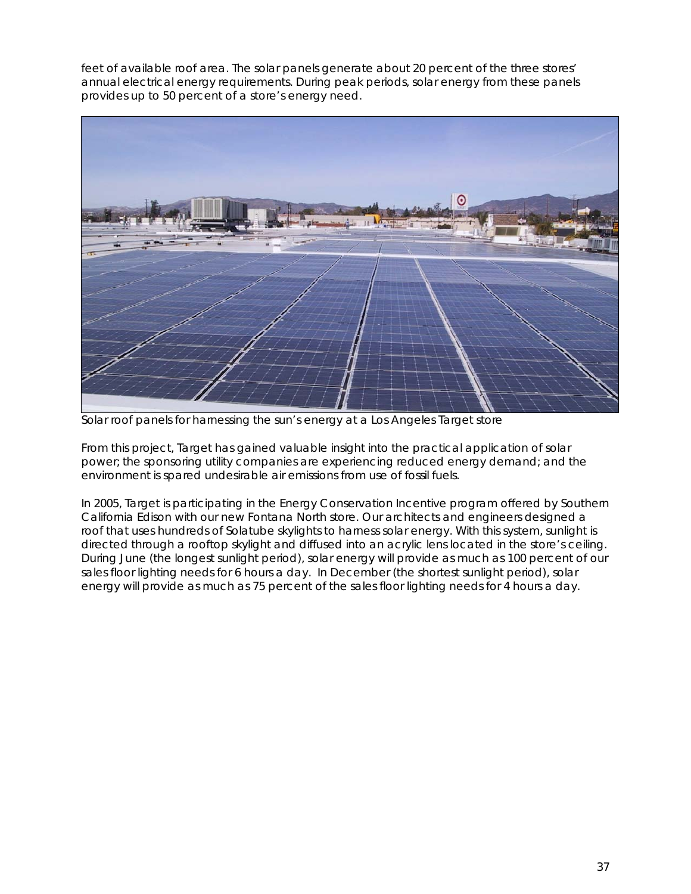feet of available roof area. The solar panels generate about 20 percent of the three stores' annual electrical energy requirements. During peak periods, solar energy from these panels provides up to 50 percent of a store's energy need.

Solar roof panels for harnessing the sun's energy at a Los Angeles Target store

From this project, Target has gained valuable insight into the practical application of solar power; the sponsoring utility companies are experiencing reduced energy demand; and the environment is spared undesirable air emissions from use of fossil fuels.

In 2005, Target is participating in the Energy Conservation Incentive program offered by Southern California Edison with our new Fontana North store. Our architects and engineers designed a roof that uses hundreds of Solatube skylights to harness solar energy. With this system, sunlight is directed through a rooftop skylight and diffused into an acrylic lens located in the store's ceiling. During June (the longest sunlight period), solar energy will provide as much as 100 percent of our sales floor lighting needs for 6 hours a day. In December (the shortest sunlight period), solar energy will provide as much as 75 percent of the sales floor lighting needs for 4 hours a day.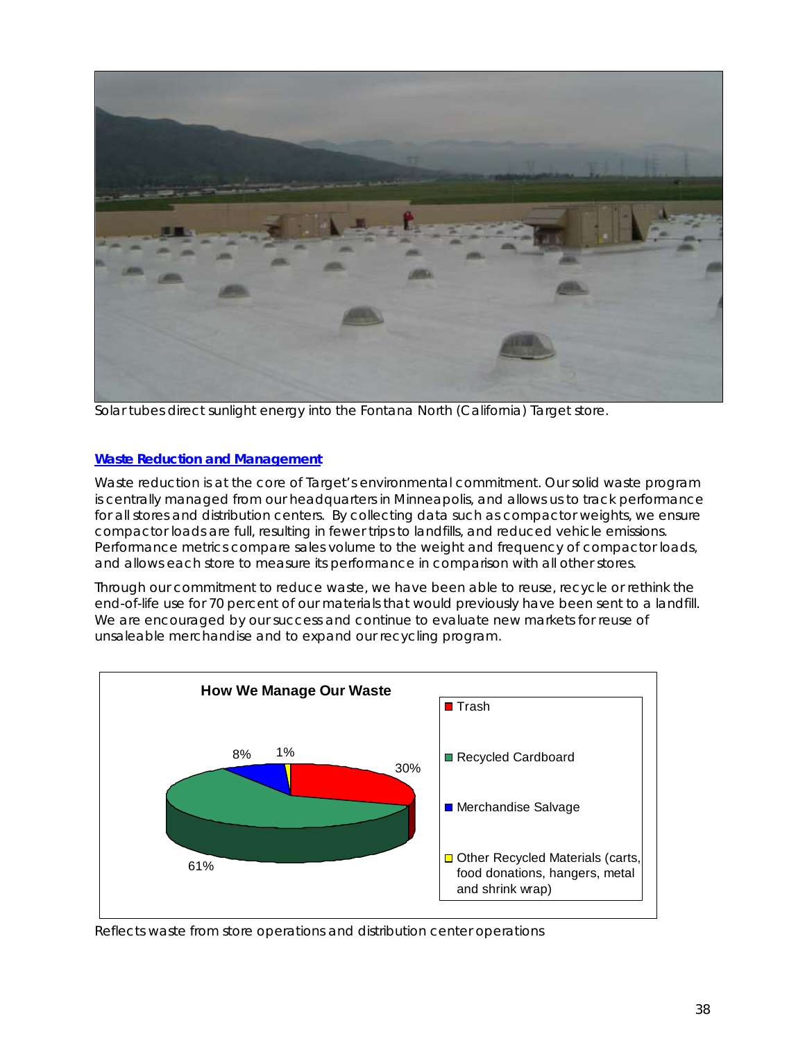Solar tubes direct sunlight energy into the Fontana North (California) Target store.

## Waste Reduction and Management

Waste reduction is at the core of Target's environmental commitment. Our solid waste program is centrally managed from our headquarters in Minneapolis, and allows us to track performance for all stores and distribution centers. By collecting data such as compactor weights, we ensure compactor loads are full, resulting in fewer trips to landfills, and reduced vehicle emissions. Performance metrics compare sales volume to the weight and frequency of compactor loads, and allows each store to measure its performance in comparison with all other stores.

Through our commitment to reduce waste, we have been able to reuse, recycle or rethink the end-of-life use for 70 percent of our materials that would previously have been sent to a landfill. We are encouraged by our success and continue to evaluate new markets for reuse of unsaleable merchandise and to expand our recycling program.

**How We Manage Our Waste**

| Category | Share |
| --- | --- |
| Trash | 30% |
| Recycled Cardboard | 61% |
| Merchandise Salvage | 8% |
| Other Recycled Materials (carts, food donations, hangers, metal and shrink wrap) | 1% |

Reflects waste from store operations and distribution center operations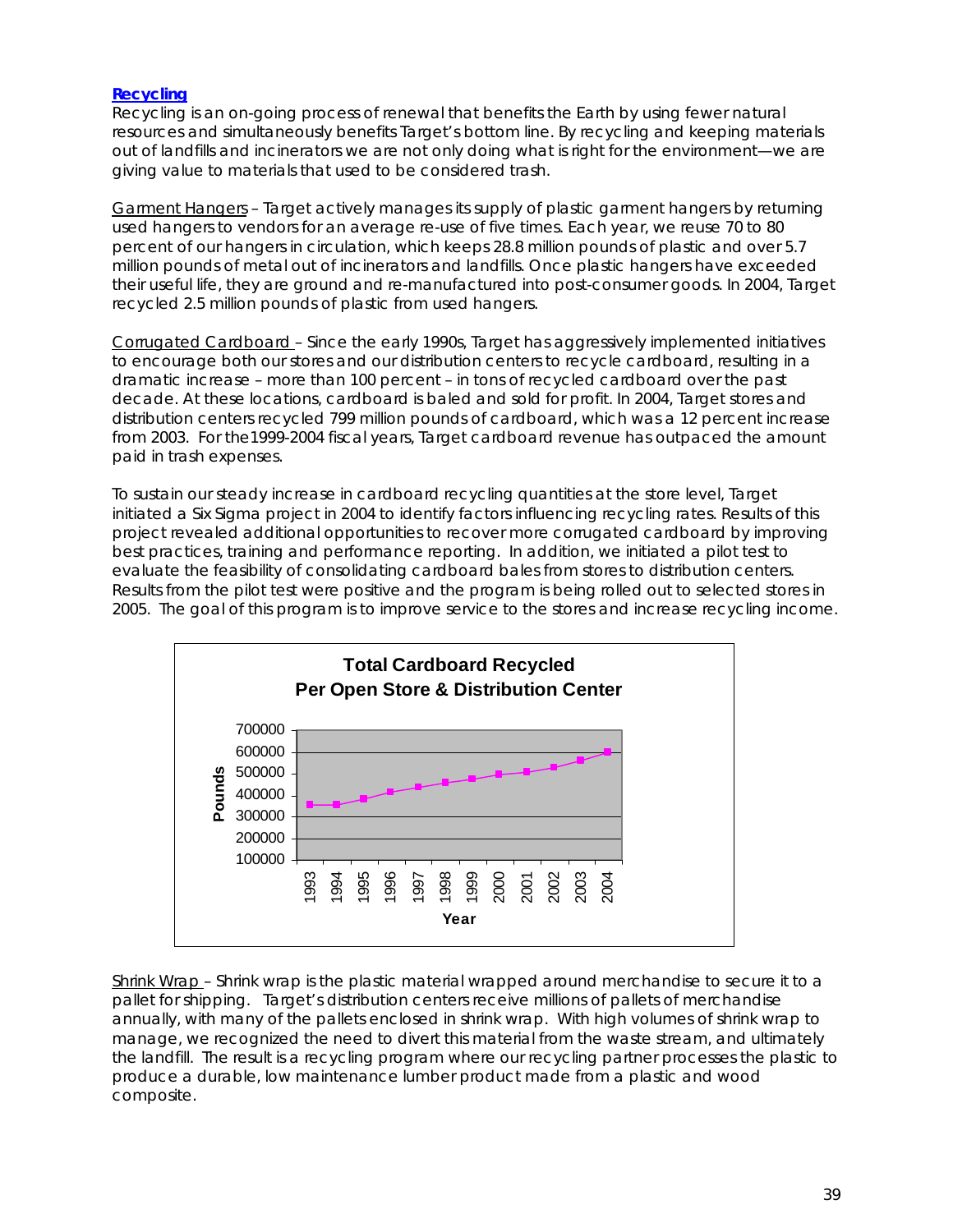### Recycling

Recycling is an on-going process of renewal that benefits the Earth by using fewer natural resources and simultaneously benefits Target's bottom line. By recycling and keeping materials out of landfills and incinerators we are not only doing what is right for the environment—we are giving value to materials that used to be considered trash.

Garment Hangers – Target actively manages its supply of plastic garment hangers by returning used hangers to vendors for an average re-use of five times. Each year, we reuse 70 to 80 percent of our hangers in circulation, which keeps 28.8 million pounds of plastic and over 5.7 million pounds of metal out of incinerators and landfills. Once plastic hangers have exceeded their useful life, they are ground and re-manufactured into post-consumer goods. In 2004, Target recycled 2.5 million pounds of plastic from used hangers.

Corrugated Cardboard – Since the early 1990s, Target has aggressively implemented initiatives to encourage both our stores and our distribution centers to recycle cardboard, resulting in a dramatic increase – more than 100 percent – in tons of recycled cardboard over the past decade. At these locations, cardboard is baled and sold for profit. In 2004, Target stores and distribution centers recycled 799 million pounds of cardboard, which was a 12 percent increase from 2003. For the1999-2004 fiscal years, Target cardboard revenue has outpaced the amount paid in trash expenses.

To sustain our steady increase in cardboard recycling quantities at the store level, Target initiated a Six Sigma project in 2004 to identify factors influencing recycling rates. Results of this project revealed additional opportunities to recover more corrugated cardboard by improving best practices, training and performance reporting. In addition, we initiated a pilot test to evaluate the feasibility of consolidating cardboard bales from stores to distribution centers. Results from the pilot test were positive and the program is being rolled out to selected stores in 2005. The goal of this program is to improve service to the stores and increase recycling income.

**Total Cardboard Recycled Per Open Store & Distribution Center**

Shrink Wrap – Shrink wrap is the plastic material wrapped around merchandise to secure it to a pallet for shipping. Target's distribution centers receive millions of pallets of merchandise annually, with many of the pallets enclosed in shrink wrap. With high volumes of shrink wrap to manage, we recognized the need to divert this material from the waste stream, and ultimately the landfill. The result is a recycling program where our recycling partner processes the plastic to produce a durable, low maintenance lumber product made from a plastic and wood composite.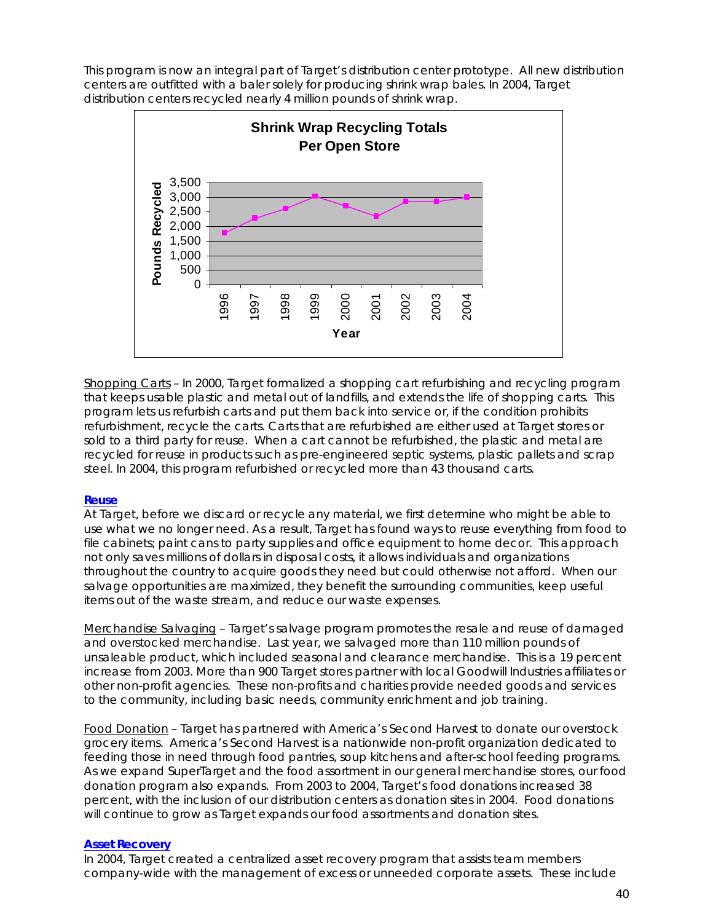This program is now an integral part of Target's distribution center prototype. All new distribution centers are outfitted with a baler solely for producing shrink wrap bales. In 2004, Target distribution centers recycled nearly 4 million pounds of shrink wrap.

**Shrink Wrap Recycling Totals Per Open Store**

Shopping Carts – In 2000, Target formalized a shopping cart refurbishing and recycling program that keeps usable plastic and metal out of landfills, and extends the life of shopping carts. This program lets us refurbish carts and put them back into service or, if the condition prohibits refurbishment, recycle the carts. Carts that are refurbished are either used at Target stores or sold to a third party for reuse. When a cart cannot be refurbished, the plastic and metal are recycled for reuse in products such as pre-engineered septic systems, plastic pallets and scrap steel. In 2004, this program refurbished or recycled more than 43 thousand carts.

### Reuse

At Target, before we discard or recycle any material, we first determine who might be able to use what we no longer need. As a result, Target has found ways to reuse everything from food to file cabinets; paint cans to party supplies and office equipment to home decor. This approach not only saves millions of dollars in disposal costs, it allows individuals and organizations throughout the country to acquire goods they need but could otherwise not afford. When our salvage opportunities are maximized, they benefit the surrounding communities, keep useful items out of the waste stream, and reduce our waste expenses.

Merchandise Salvaging – Target's salvage program promotes the resale and reuse of damaged and overstocked merchandise. Last year, we salvaged more than 110 million pounds of unsaleable product, which included seasonal and clearance merchandise. This is a 19 percent increase from 2003. More than 900 Target stores partner with local Goodwill Industries affiliates or other non-profit agencies. These non-profits and charities provide needed goods and services to the community, including basic needs, community enrichment and job training.

Food Donation – Target has partnered with America's Second Harvest to donate our overstock grocery items. America's Second Harvest is a nationwide non-profit organization dedicated to feeding those in need through food pantries, soup kitchens and after-school feeding programs. As we expand SuperTarget and the food assortment in our general merchandise stores, our food donation program also expands. From 2003 to 2004, Target's food donations increased 38 percent, with the inclusion of our distribution centers as donation sites in 2004. Food donations will continue to grow as Target expands our food assortments and donation sites.

### Asset Recovery

In 2004, Target created a centralized asset recovery program that assists team members company-wide with the management of excess or unneeded corporate assets. These include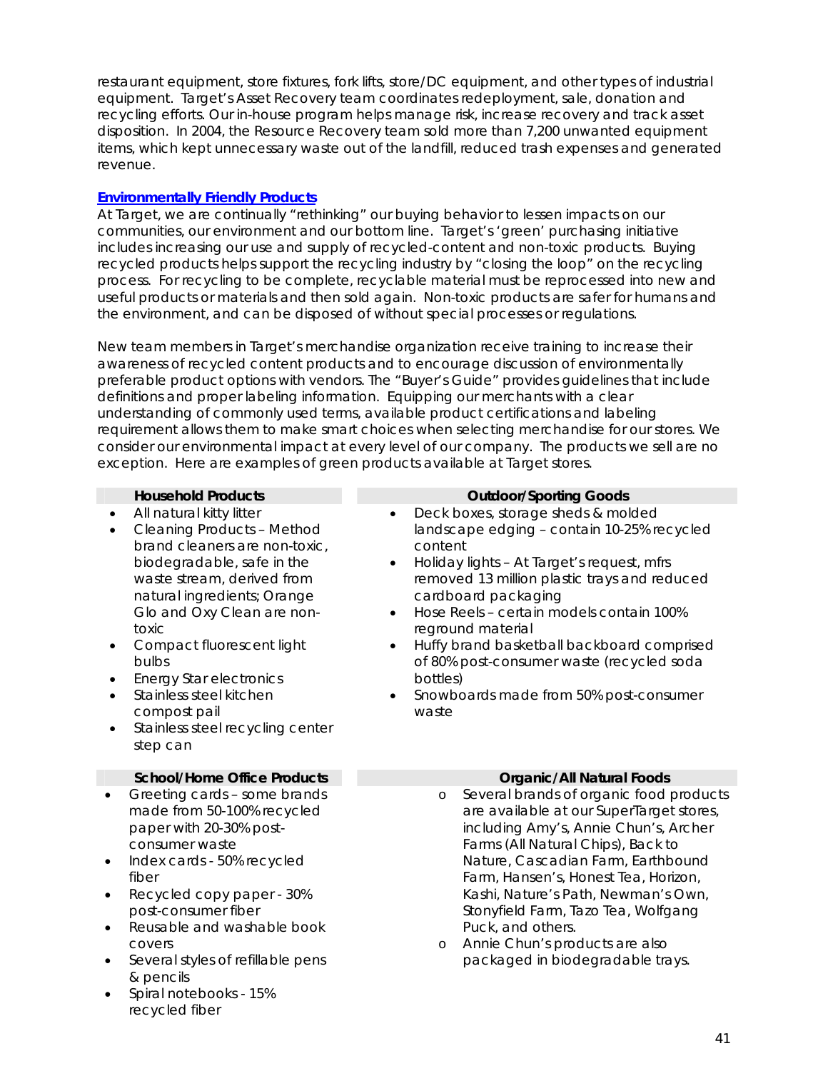restaurant equipment, store fixtures, fork lifts, store/DC equipment, and other types of industrial equipment. Target's Asset Recovery team coordinates redeployment, sale, donation and recycling efforts. Our in-house program helps manage risk, increase recovery and track asset disposition. In 2004, the Resource Recovery team sold more than 7,200 unwanted equipment items, which kept unnecessary waste out of the landfill, reduced trash expenses and generated revenue.

## Environmentally Friendly Products

At Target, we are continually "rethinking" our buying behavior to lessen impacts on our communities, our environment and our bottom line. Target's 'green' purchasing initiative includes increasing our use and supply of recycled-content and non-toxic products. Buying recycled products helps support the recycling industry by "closing the loop" on the recycling process. For recycling to be complete, recyclable material must be reprocessed into new and useful products or materials and then sold again. Non-toxic products are safer for humans and the environment, and can be disposed of without special processes or regulations.

New team members in Target's merchandise organization receive training to increase their awareness of recycled content products and to encourage discussion of environmentally preferable product options with vendors. The "Buyer's Guide" provides guidelines that include definitions and proper labeling information. Equipping our merchants with a clear understanding of commonly used terms, available product certifications and labeling requirement allows them to make smart choices when selecting merchandise for our stores. We consider our environmental impact at every level of our company. The products we sell are no exception. Here are examples of green products available at Target stores.

**Household Products**

- All natural kitty litter
- Cleaning Products – Method brand cleaners are non-toxic, biodegradable, safe in the waste stream, derived from natural ingredients; Orange Glo and Oxy Clean are non-toxic
- Compact fluorescent light bulbs
- Energy Star electronics
- Stainless steel kitchen compost pail
- Stainless steel recycling center step can

**School/Home Office Products**

- Greeting cards – some brands made from 50-100% recycled paper with 20-30% post-consumer waste
- Index cards - 50% recycled fiber
- Recycled copy paper - 30% post-consumer fiber
- Reusable and washable book covers
- Several styles of refillable pens & pencils
- Spiral notebooks - 15% recycled fiber

**Outdoor/Sporting Goods**

- Deck boxes, storage sheds & molded landscape edging – contain 10-25% recycled content
- Holiday lights – At Target's request, mfrs removed 13 million plastic trays and reduced cardboard packaging
- Hose Reels – certain models contain 100% reground material
- Huffy brand basketball backboard comprised of 80% post-consumer waste (recycled soda bottles)
- Snowboards made from 50% post-consumer waste

**Organic/All Natural Foods**

- Several brands of organic food products are available at our SuperTarget stores, including Amy's, Annie Chun's, Archer Farms (All Natural Chips), Back to Nature, Cascadian Farm, Earthbound Farm, Hansen's, Honest Tea, Horizon, Kashi, Nature's Path, Newman's Own, Stonyfield Farm, Tazo Tea, Wolfgang Puck, and others.
- Annie Chun's products are also packaged in biodegradable trays.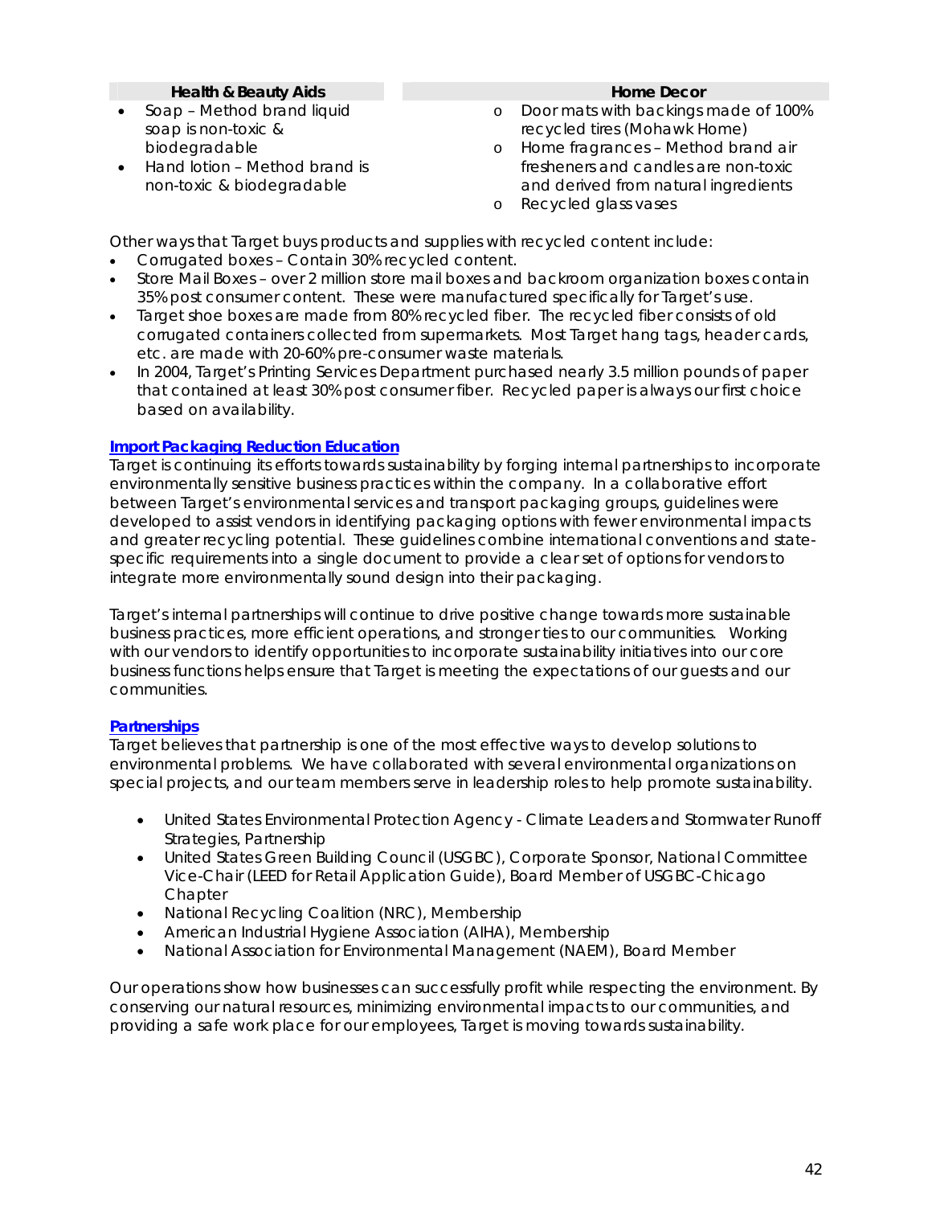**Health & Beauty Aids**

- Soap – Method brand liquid soap is non-toxic & biodegradable
- Hand lotion – Method brand is non-toxic & biodegradable

**Home Decor**

- Door mats with backings made of 100% recycled tires (Mohawk Home)
- Home fragrances – Method brand air fresheners and candles are non-toxic and derived from natural ingredients
- Recycled glass vases

Other ways that Target buys products and supplies with recycled content include:

- Corrugated boxes – Contain 30% recycled content.
- Store Mail Boxes – over 2 million store mail boxes and backroom organization boxes contain 35% post consumer content. These were manufactured specifically for Target's use.
- Target shoe boxes are made from 80% recycled fiber. The recycled fiber consists of old corrugated containers collected from supermarkets. Most Target hang tags, header cards, etc. are made with 20-60% pre-consumer waste materials.
- In 2004, Target's Printing Services Department purchased nearly 3.5 million pounds of paper that contained at least 30% post consumer fiber. Recycled paper is always our first choice based on availability.

## Import Packaging Reduction Education

Target is continuing its efforts towards sustainability by forging internal partnerships to incorporate environmentally sensitive business practices within the company. In a collaborative effort between Target's environmental services and transport packaging groups, guidelines were developed to assist vendors in identifying packaging options with fewer environmental impacts and greater recycling potential. These guidelines combine international conventions and state-specific requirements into a single document to provide a clear set of options for vendors to integrate more environmentally sound design into their packaging.

Target's internal partnerships will continue to drive positive change towards more sustainable business practices, more efficient operations, and stronger ties to our communities. Working with our vendors to identify opportunities to incorporate sustainability initiatives into our core business functions helps ensure that Target is meeting the expectations of our guests and our communities.

## Partnerships

Target believes that partnership is one of the most effective ways to develop solutions to environmental problems. We have collaborated with several environmental organizations on special projects, and our team members serve in leadership roles to help promote sustainability.

- United States Environmental Protection Agency - Climate Leaders and Stormwater Runoff Strategies, Partnership
- United States Green Building Council (USGBC), Corporate Sponsor, National Committee Vice-Chair (LEED for Retail Application Guide), Board Member of USGBC-Chicago Chapter
- National Recycling Coalition (NRC), Membership
- American Industrial Hygiene Association (AIHA), Membership
- National Association for Environmental Management (NAEM), Board Member

Our operations show how businesses can successfully profit while respecting the environment. By conserving our natural resources, minimizing environmental impacts to our communities, and providing a safe work place for our employees, Target is moving towards sustainability.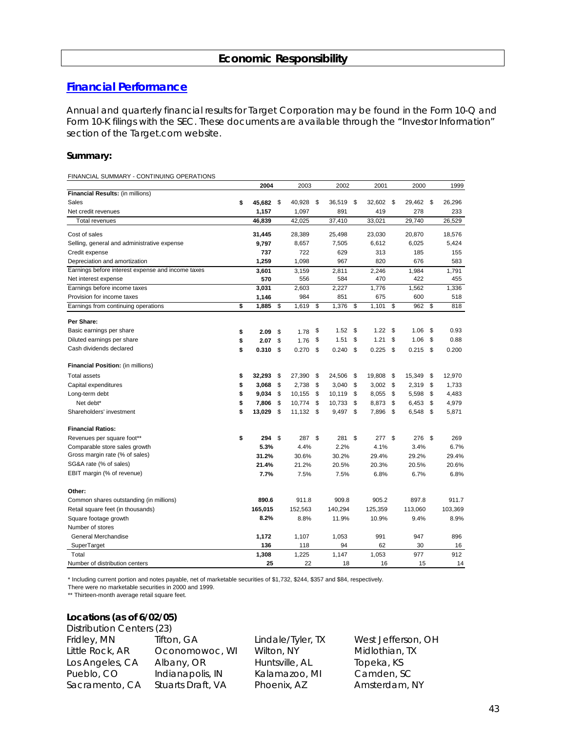# Economic Responsibility

## Financial Performance

Annual and quarterly financial results for Target Corporation may be found in the Form 10-Q and Form 10-K filings with the SEC. These documents are available through the "Investor Information" section of the Target.com website.

### Summary:

FINANCIAL SUMMARY - CONTINUING OPERATIONS

| | 2004 | 2003 | 2002 | 2001 | 2000 | 1999 |
|---|---|---|---|---|---|---|
| **Financial Results:** (in millions) | | | | | | |
| Sales | $ **45,682** | $ 40,928 | $ 36,519 | $ 32,602 | $ 29,462 | $ 26,296 |
| Net credit revenues | **1,157** | 1,097 | 891 | 419 | 278 | 233 |
| Total revenues | **46,839** | 42,025 | 37,410 | 33,021 | 29,740 | 26,529 |
| Cost of sales | **31,445** | 28,389 | 25,498 | 23,030 | 20,870 | 18,576 |
| Selling, general and administrative expense | **9,797** | 8,657 | 7,505 | 6,612 | 6,025 | 5,424 |
| Credit expense | **737** | 722 | 629 | 313 | 185 | 155 |
| Depreciation and amortization | **1,259** | 1,098 | 967 | 820 | 676 | 583 |
| Earnings before interest expense and income taxes | **3,601** | 3,159 | 2,811 | 2,246 | 1,984 | 1,791 |
| Net interest expense | **570** | 556 | 584 | 470 | 422 | 455 |
| Earnings before income taxes | **3,031** | 2,603 | 2,227 | 1,776 | 1,562 | 1,336 |
| Provision for income taxes | **1,146** | 984 | 851 | 675 | 600 | 518 |
| Earnings from continuing operations | $ **1,885** | $ 1,619 | $ 1,376 | $ 1,101 | $ 962 | $ 818 |
| **Per Share:** | | | | | | |
| Basic earnings per share | $ **2.09** | $ 1.78 | $ 1.52 | $ 1.22 | $ 1.06 | $ 0.93 |
| Diluted earnings per share | $ **2.07** | $ 1.76 | $ 1.51 | $ 1.21 | $ 1.06 | $ 0.88 |
| Cash dividends declared | $ **0.310** | $ 0.270 | $ 0.240 | $ 0.225 | $ 0.215 | $ 0.200 |
| **Financial Position:** (in millions) | | | | | | |
| Total assets | $ **32,293** | $ 27,390 | $ 24,506 | $ 19,808 | $ 15,349 | $ 12,970 |
| Capital expenditures | $ **3,068** | $ 2,738 | $ 3,040 | $ 3,002 | $ 2,319 | $ 1,733 |
| Long-term debt | $ **9,034** | $ 10,155 | $ 10,119 | $ 8,055 | $ 5,598 | $ 4,483 |
| Net debt* | $ **7,806** | $ 10,774 | $ 10,733 | $ 8,873 | $ 6,453 | $ 4,979 |
| Shareholders' investment | $ **13,029** | $ 11,132 | $ 9,497 | $ 7,896 | $ 6,548 | $ 5,871 |
| **Financial Ratios:** | | | | | | |
| Revenues per square foot** | $ **294** | $ 287 | $ 281 | $ 277 | $ 276 | $ 269 |
| Comparable store sales growth | **5.3%** | 4.4% | 2.2% | 4.1% | 3.4% | 6.7% |
| Gross margin rate (% of sales) | **31.2%** | 30.6% | 30.2% | 29.4% | 29.2% | 29.4% |
| SG&A rate (% of sales) | **21.4%** | 21.2% | 20.5% | 20.3% | 20.5% | 20.6% |
| EBIT margin (% of revenue) | **7.7%** | 7.5% | 7.5% | 6.8% | 6.7% | 6.8% |
| **Other:** | | | | | | |
| Common shares outstanding (in millions) | **890.6** | 911.8 | 909.8 | 905.2 | 897.8 | 911.7 |
| Retail square feet (in thousands) | **165,015** | 152,563 | 140,294 | 125,359 | 113,060 | 103,369 |
| Square footage growth | **8.2%** | 8.8% | 11.9% | 10.9% | 9.4% | 8.9% |
| Number of stores | | | | | | |
| General Merchandise | **1,172** | 1,107 | 1,053 | 991 | 947 | 896 |
| SuperTarget | **136** | 118 | 94 | 62 | 30 | 16 |
| Total | **1,308** | 1,225 | 1,147 | 1,053 | 977 | 912 |
| Number of distribution centers | **25** | 22 | 18 | 16 | 15 | 14 |

\* Including current portion and notes payable, net of marketable securities of $1,732, $244, $357 and $84, respectively.
There were no marketable securities in 2000 and 1999.

\*\* Thirteen-month average retail square feet.

### Locations (as of 6/02/05)

Distribution Centers (23)

| | | | |
|---|---|---|---|
| Fridley, MN | Tifton, GA | Lindale/Tyler, TX | West Jefferson, OH |
| Little Rock, AR | Oconomowoc, WI | Wilton, NY | Midlothian, TX |
| Los Angeles, CA | Albany, OR | Huntsville, AL | Topeka, KS |
| Pueblo, CO | Indianapolis, IN | Kalamazoo, MI | Camden, SC |
| Sacramento, CA | Stuarts Draft, VA | Phoenix, AZ | Amsterdam, NY |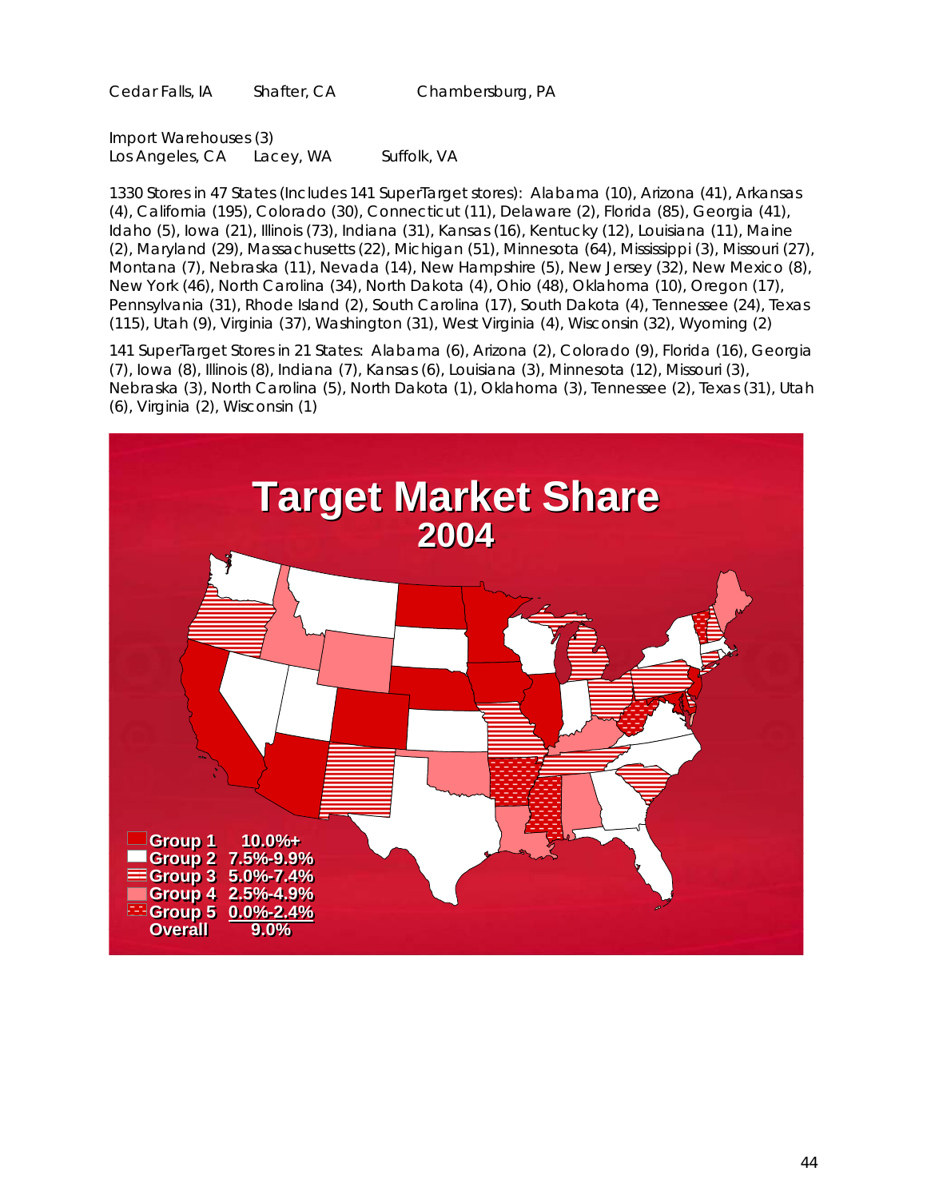Cedar Falls, IA     Shafter, CA     Chambersburg, PA

Import Warehouses (3)
Los Angeles, CA     Lacey, WA     Suffolk, VA

1330 Stores in 47 States (Includes 141 SuperTarget stores): Alabama (10), Arizona (41), Arkansas (4), California (195), Colorado (30), Connecticut (11), Delaware (2), Florida (85), Georgia (41), Idaho (5), Iowa (21), Illinois (73), Indiana (31), Kansas (16), Kentucky (12), Louisiana (11), Maine (2), Maryland (29), Massachusetts (22), Michigan (51), Minnesota (64), Mississippi (3), Missouri (27), Montana (7), Nebraska (11), Nevada (14), New Hampshire (5), New Jersey (32), New Mexico (8), New York (46), North Carolina (34), North Dakota (4), Ohio (48), Oklahoma (10), Oregon (17), Pennsylvania (31), Rhode Island (2), South Carolina (17), South Dakota (4), Tennessee (24), Texas (115), Utah (9), Virginia (37), Washington (31), West Virginia (4), Wisconsin (32), Wyoming (2)

141 SuperTarget Stores in 21 States: Alabama (6), Arizona (2), Colorado (9), Florida (16), Georgia (7), Iowa (8), Illinois (8), Indiana (7), Kansas (6), Louisiana (3), Minnesota (12), Missouri (3), Nebraska (3), North Carolina (5), North Dakota (1), Oklahoma (3), Tennessee (2), Texas (31), Utah (6), Virginia (2), Wisconsin (1)

**Target Market Share**
**2004**

| Group | Share |
|---|---|
| Group 1 | 10.0%+ |
| Group 2 | 7.5%-9.9% |
| Group 3 | 5.0%-7.4% |
| Group 4 | 2.5%-4.9% |
| Group 5 | 0.0%-2.4% |
| Overall | 9.0% |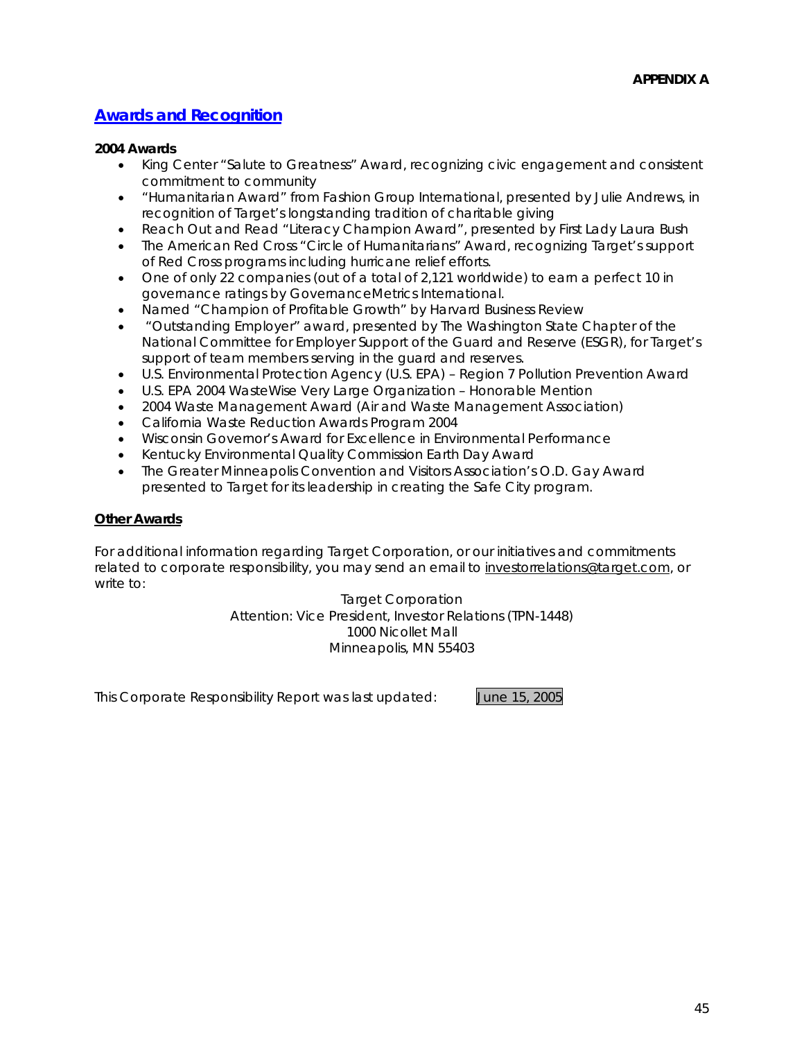**APPENDIX A**

## Awards and Recognition

**2004 Awards**

- King Center "Salute to Greatness" Award, recognizing civic engagement and consistent commitment to community
- "Humanitarian Award" from Fashion Group International, presented by Julie Andrews, in recognition of Target's longstanding tradition of charitable giving
- Reach Out and Read "Literacy Champion Award", presented by First Lady Laura Bush
- The American Red Cross "Circle of Humanitarians" Award, recognizing Target's support of Red Cross programs including hurricane relief efforts.
- One of only 22 companies (out of a total of 2,121 worldwide) to earn a perfect 10 in governance ratings by GovernanceMetrics International.
- Named "Champion of Profitable Growth" by Harvard Business Review
- "Outstanding Employer" award, presented by The Washington State Chapter of the National Committee for Employer Support of the Guard and Reserve (ESGR), for Target's support of team members serving in the guard and reserves.
- U.S. Environmental Protection Agency (U.S. EPA) – Region 7 Pollution Prevention Award
- U.S. EPA 2004 WasteWise Very Large Organization – Honorable Mention
- 2004 Waste Management Award (Air and Waste Management Association)
- California Waste Reduction Awards Program 2004
- Wisconsin Governor's Award for Excellence in Environmental Performance
- Kentucky Environmental Quality Commission Earth Day Award
- The Greater Minneapolis Convention and Visitors Association's O.D. Gay Award presented to Target for its leadership in creating the Safe City program.

**Other Awards**

For additional information regarding Target Corporation, or our initiatives and commitments related to corporate responsibility, you may send an email to investorrelations@target.com, or write to:

Target Corporation
Attention: Vice President, Investor Relations (TPN-1448)
1000 Nicollet Mall
Minneapolis, MN 55403

This Corporate Responsibility Report was last updated: June 15, 2005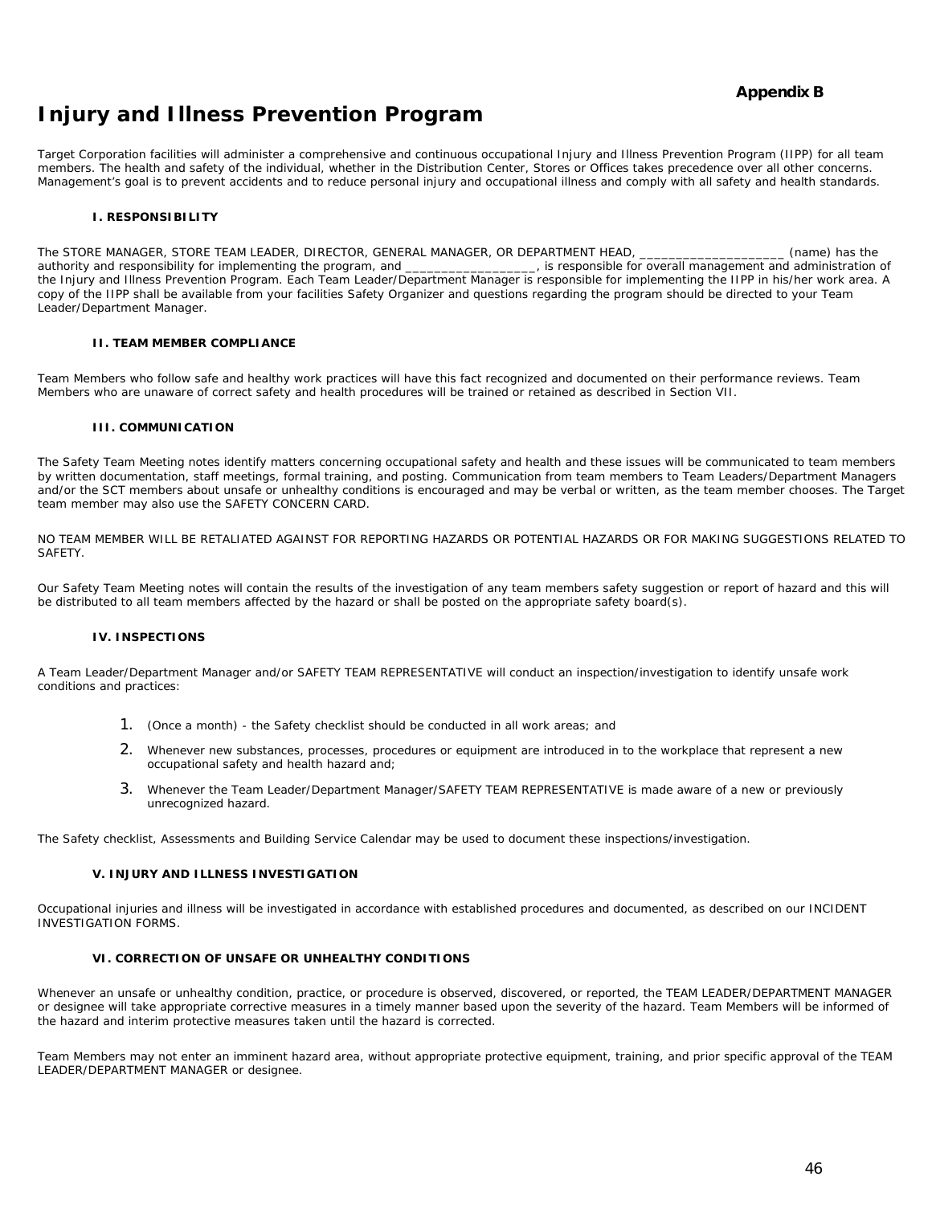**Appendix B**

# Injury and Illness Prevention Program

Target Corporation facilities will administer a comprehensive and continuous occupational Injury and Illness Prevention Program (IIPP) for all team members. The health and safety of the individual, whether in the Distribution Center, Stores or Offices takes precedence over all other concerns. Management's goal is to prevent accidents and to reduce personal injury and occupational illness and comply with all safety and health standards.

### I. RESPONSIBILITY

The STORE MANAGER, STORE TEAM LEADER, DIRECTOR, GENERAL MANAGER, OR DEPARTMENT HEAD, ____________________ (name) has the authority and responsibility for implementing the program, and __________________, is responsible for overall management and administration of the Injury and Illness Prevention Program. Each Team Leader/Department Manager is responsible for implementing the IIPP in his/her work area. A copy of the IIPP shall be available from your facilities Safety Organizer and questions regarding the program should be directed to your Team Leader/Department Manager.

### II. TEAM MEMBER COMPLIANCE

Team Members who follow safe and healthy work practices will have this fact recognized and documented on their performance reviews. Team Members who are unaware of correct safety and health procedures will be trained or retained as described in Section VII.

### III. COMMUNICATION

The Safety Team Meeting notes identify matters concerning occupational safety and health and these issues will be communicated to team members by written documentation, staff meetings, formal training, and posting. Communication from team members to Team Leaders/Department Managers and/or the SCT members about unsafe or unhealthy conditions is encouraged and may be verbal or written, as the team member chooses. The Target team member may also use the SAFETY CONCERN CARD.

NO TEAM MEMBER WILL BE RETALIATED AGAINST FOR REPORTING HAZARDS OR POTENTIAL HAZARDS OR FOR MAKING SUGGESTIONS RELATED TO SAFETY.

Our Safety Team Meeting notes will contain the results of the investigation of any team members safety suggestion or report of hazard and this will be distributed to all team members affected by the hazard or shall be posted on the appropriate safety board(s).

### IV. INSPECTIONS

A Team Leader/Department Manager and/or SAFETY TEAM REPRESENTATIVE will conduct an inspection/investigation to identify unsafe work conditions and practices:

1. (Once a month) - the Safety checklist should be conducted in all work areas; and
2. Whenever new substances, processes, procedures or equipment are introduced in to the workplace that represent a new occupational safety and health hazard and;
3. Whenever the Team Leader/Department Manager/SAFETY TEAM REPRESENTATIVE is made aware of a new or previously unrecognized hazard.

The Safety checklist, Assessments and Building Service Calendar may be used to document these inspections/investigation.

### V. INJURY AND ILLNESS INVESTIGATION

Occupational injuries and illness will be investigated in accordance with established procedures and documented, as described on our INCIDENT INVESTIGATION FORMS.

### VI. CORRECTION OF UNSAFE OR UNHEALTHY CONDITIONS

Whenever an unsafe or unhealthy condition, practice, or procedure is observed, discovered, or reported, the TEAM LEADER/DEPARTMENT MANAGER or designee will take appropriate corrective measures in a timely manner based upon the severity of the hazard. Team Members will be informed of the hazard and interim protective measures taken until the hazard is corrected.

Team Members may not enter an imminent hazard area, without appropriate protective equipment, training, and prior specific approval of the TEAM LEADER/DEPARTMENT MANAGER or designee.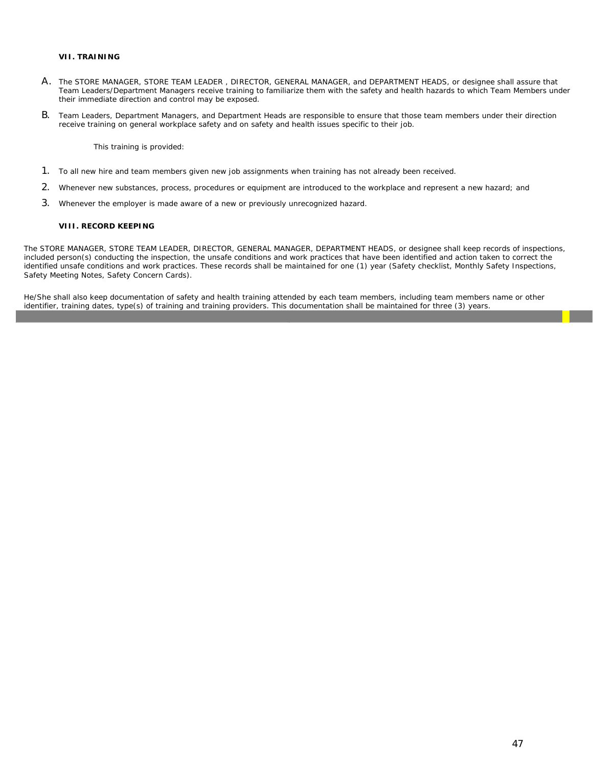### VII. TRAINING

A. The STORE MANAGER, STORE TEAM LEADER , DIRECTOR, GENERAL MANAGER, and DEPARTMENT HEADS, or designee shall assure that Team Leaders/Department Managers receive training to familiarize them with the safety and health hazards to which Team Members under their immediate direction and control may be exposed.

B. Team Leaders, Department Managers, and Department Heads are responsible to ensure that those team members under their direction receive training on general workplace safety and on safety and health issues specific to their job.

This training is provided:

1. To all new hire and team members given new job assignments when training has not already been received.
2. Whenever new substances, process, procedures or equipment are introduced to the workplace and represent a new hazard; and
3. Whenever the employer is made aware of a new or previously unrecognized hazard.

### VIII. RECORD KEEPING

The STORE MANAGER, STORE TEAM LEADER, DIRECTOR, GENERAL MANAGER, DEPARTMENT HEADS, or designee shall keep records of inspections, included person(s) conducting the inspection, the unsafe conditions and work practices that have been identified and action taken to correct the identified unsafe conditions and work practices. These records shall be maintained for one (1) year (Safety checklist, Monthly Safety Inspections, Safety Meeting Notes, Safety Concern Cards).

He/She shall also keep documentation of safety and health training attended by each team members, including team members name or other identifier, training dates, type(s) of training and training providers. This documentation shall be maintained for three (3) years.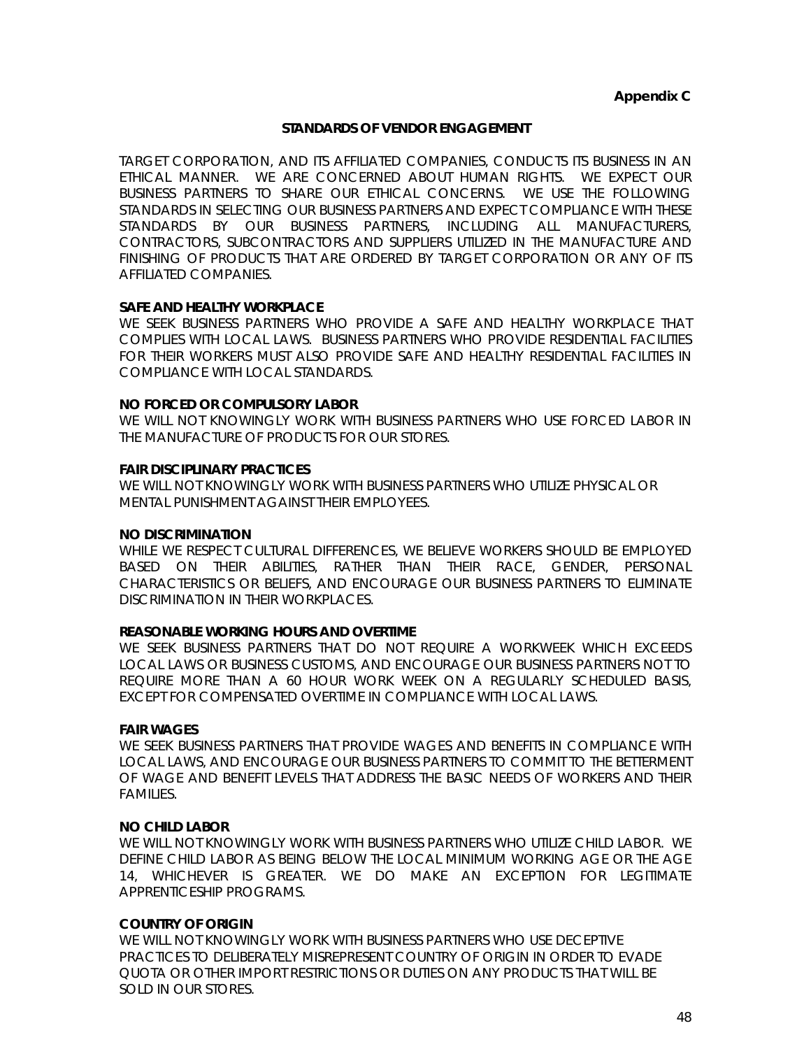**Appendix C**

**STANDARDS OF VENDOR ENGAGEMENT**

TARGET CORPORATION, AND ITS AFFILIATED COMPANIES, CONDUCTS ITS BUSINESS IN AN ETHICAL MANNER. WE ARE CONCERNED ABOUT HUMAN RIGHTS. WE EXPECT OUR BUSINESS PARTNERS TO SHARE OUR ETHICAL CONCERNS. WE USE THE FOLLOWING STANDARDS IN SELECTING OUR BUSINESS PARTNERS AND EXPECT COMPLIANCE WITH THESE STANDARDS BY OUR BUSINESS PARTNERS, INCLUDING ALL MANUFACTURERS, CONTRACTORS, SUBCONTRACTORS AND SUPPLIERS UTILIZED IN THE MANUFACTURE AND FINISHING OF PRODUCTS THAT ARE ORDERED BY TARGET CORPORATION OR ANY OF ITS AFFILIATED COMPANIES.

**SAFE AND HEALTHY WORKPLACE**
WE SEEK BUSINESS PARTNERS WHO PROVIDE A SAFE AND HEALTHY WORKPLACE THAT COMPLIES WITH LOCAL LAWS. BUSINESS PARTNERS WHO PROVIDE RESIDENTIAL FACILITIES FOR THEIR WORKERS MUST ALSO PROVIDE SAFE AND HEALTHY RESIDENTIAL FACILITIES IN COMPLIANCE WITH LOCAL STANDARDS.

**NO FORCED OR COMPULSORY LABOR**
WE WILL NOT KNOWINGLY WORK WITH BUSINESS PARTNERS WHO USE FORCED LABOR IN THE MANUFACTURE OF PRODUCTS FOR OUR STORES.

**FAIR DISCIPLINARY PRACTICES**
WE WILL NOT KNOWINGLY WORK WITH BUSINESS PARTNERS WHO UTILIZE PHYSICAL OR MENTAL PUNISHMENT AGAINST THEIR EMPLOYEES.

**NO DISCRIMINATION**
WHILE WE RESPECT CULTURAL DIFFERENCES, WE BELIEVE WORKERS SHOULD BE EMPLOYED BASED ON THEIR ABILITIES, RATHER THAN THEIR RACE, GENDER, PERSONAL CHARACTERISTICS OR BELIEFS, AND ENCOURAGE OUR BUSINESS PARTNERS TO ELIMINATE DISCRIMINATION IN THEIR WORKPLACES.

**REASONABLE WORKING HOURS AND OVERTIME**
WE SEEK BUSINESS PARTNERS THAT DO NOT REQUIRE A WORKWEEK WHICH EXCEEDS LOCAL LAWS OR BUSINESS CUSTOMS, AND ENCOURAGE OUR BUSINESS PARTNERS NOT TO REQUIRE MORE THAN A 60 HOUR WORK WEEK ON A REGULARLY SCHEDULED BASIS, EXCEPT FOR COMPENSATED OVERTIME IN COMPLIANCE WITH LOCAL LAWS.

**FAIR WAGES**
WE SEEK BUSINESS PARTNERS THAT PROVIDE WAGES AND BENEFITS IN COMPLIANCE WITH LOCAL LAWS, AND ENCOURAGE OUR BUSINESS PARTNERS TO COMMIT TO THE BETTERMENT OF WAGE AND BENEFIT LEVELS THAT ADDRESS THE BASIC NEEDS OF WORKERS AND THEIR FAMILIES.

**NO CHILD LABOR**
WE WILL NOT KNOWINGLY WORK WITH BUSINESS PARTNERS WHO UTILIZE CHILD LABOR. WE DEFINE CHILD LABOR AS BEING BELOW THE LOCAL MINIMUM WORKING AGE OR THE AGE 14, WHICHEVER IS GREATER. WE DO MAKE AN EXCEPTION FOR LEGITIMATE APPRENTICESHIP PROGRAMS.

**COUNTRY OF ORIGIN**
WE WILL NOT KNOWINGLY WORK WITH BUSINESS PARTNERS WHO USE DECEPTIVE PRACTICES TO DELIBERATELY MISREPRESENT COUNTRY OF ORIGIN IN ORDER TO EVADE QUOTA OR OTHER IMPORT RESTRICTIONS OR DUTIES ON ANY PRODUCTS THAT WILL BE SOLD IN OUR STORES.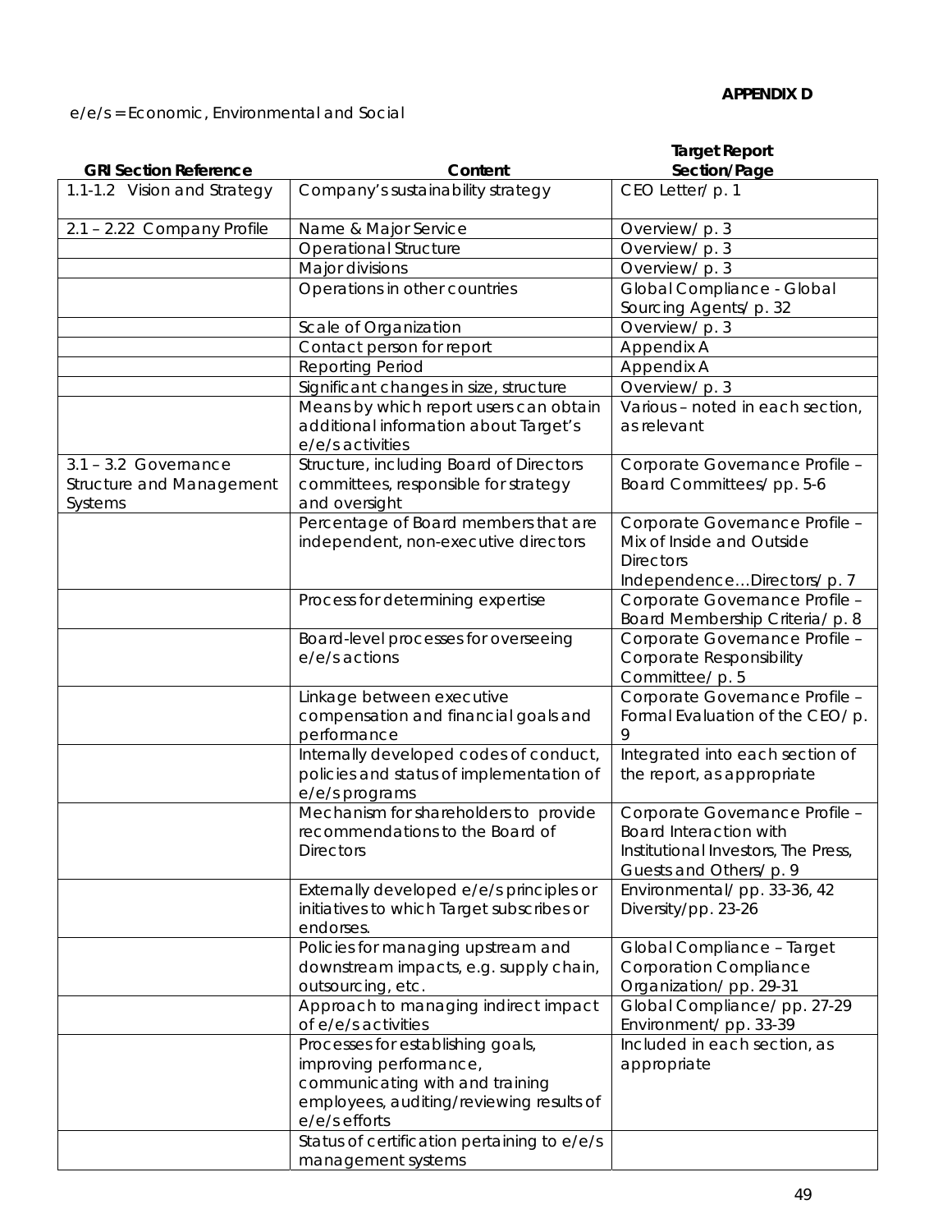**APPENDIX D**

e/e/s = Economic, Environmental and Social

| GRI Section Reference | Content | Target Report Section/Page |
|---|---|---|
| 1.1-1.2 Vision and Strategy | Company's sustainability strategy | CEO Letter/ p. 1 |
| 2.1 – 2.22 Company Profile | Name & Major Service | Overview/ p. 3 |
| | Operational Structure | Overview/ p. 3 |
| | Major divisions | Overview/ p. 3 |
| | Operations in other countries | Global Compliance - Global Sourcing Agents/ p. 32 |
| | Scale of Organization | Overview/ p. 3 |
| | Contact person for report | Appendix A |
| | Reporting Period | Appendix A |
| | Significant changes in size, structure | Overview/ p. 3 |
| | Means by which report users can obtain additional information about Target's e/e/s activities | Various – noted in each section, as relevant |
| 3.1 – 3.2 Governance Structure and Management Systems | Structure, including Board of Directors committees, responsible for strategy and oversight | Corporate Governance Profile – Board Committees/ pp. 5-6 |
| | Percentage of Board members that are independent, non-executive directors | Corporate Governance Profile – Mix of Inside and Outside Directors Independence…Directors/ p. 7 |
| | Process for determining expertise | Corporate Governance Profile – Board Membership Criteria/ p. 8 |
| | Board-level processes for overseeing e/e/s actions | Corporate Governance Profile – Corporate Responsibility Committee/ p. 5 |
| | Linkage between executive compensation and financial goals and performance | Corporate Governance Profile – Formal Evaluation of the CEO/ p. 9 |
| | Internally developed codes of conduct, policies and status of implementation of e/e/s programs | Integrated into each section of the report, as appropriate |
| | Mechanism for shareholders to provide recommendations to the Board of Directors | Corporate Governance Profile – Board Interaction with Institutional Investors, The Press, Guests and Others/ p. 9 |
| | Externally developed e/e/s principles or initiatives to which Target subscribes or endorses. | Environmental/ pp. 33-36, 42 Diversity/pp. 23-26 |
| | Policies for managing upstream and downstream impacts, e.g. supply chain, outsourcing, etc. | Global Compliance – Target Corporation Compliance Organization/ pp. 29-31 |
| | Approach to managing indirect impact of e/e/s activities | Global Compliance/ pp. 27-29 Environment/ pp. 33-39 |
| | Processes for establishing goals, improving performance, communicating with and training employees, auditing/reviewing results of e/e/s efforts | Included in each section, as appropriate |
| | Status of certification pertaining to e/e/s management systems | |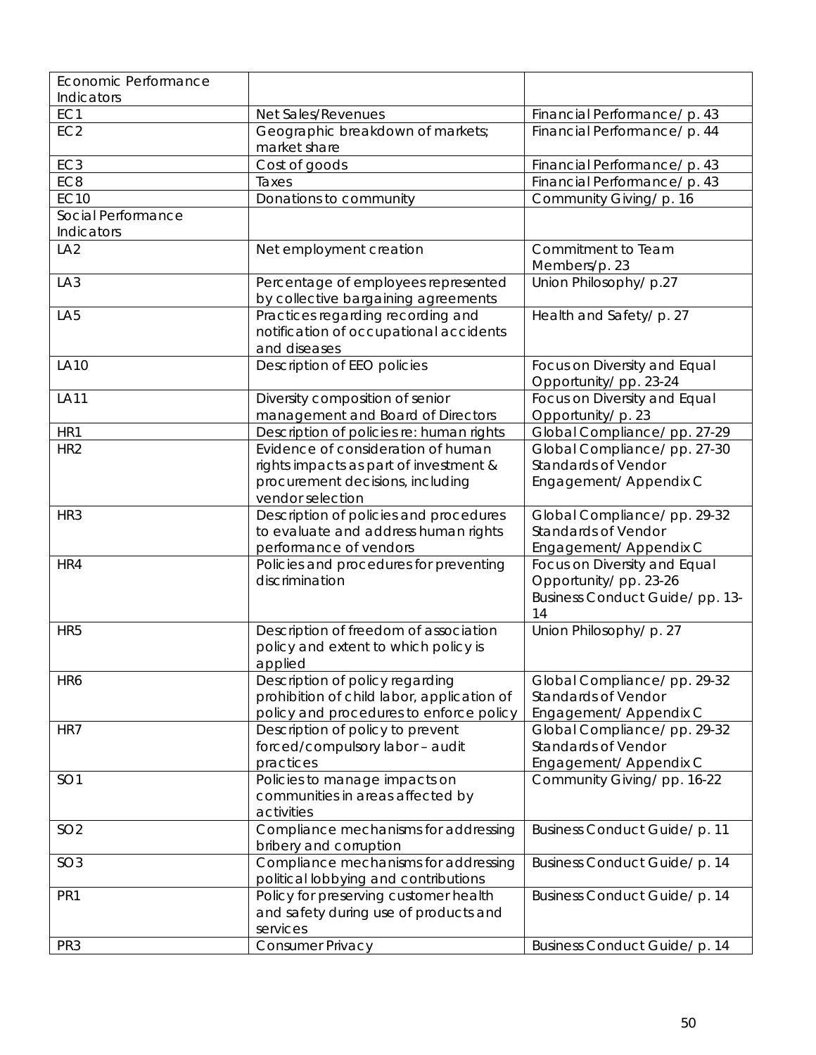| | | |
|---|---|---|
| Economic Performance Indicators | | |
| EC1 | Net Sales/Revenues | Financial Performance/ p. 43 |
| EC2 | Geographic breakdown of markets; market share | Financial Performance/ p. 44 |
| EC3 | Cost of goods | Financial Performance/ p. 43 |
| EC8 | Taxes | Financial Performance/ p. 43 |
| EC10 | Donations to community | Community Giving/ p. 16 |
| Social Performance Indicators | | |
| LA2 | Net employment creation | Commitment to Team Members/p. 23 |
| LA3 | Percentage of employees represented by collective bargaining agreements | Union Philosophy/ p.27 |
| LA5 | Practices regarding recording and notification of occupational accidents and diseases | Health and Safety/ p. 27 |
| LA10 | Description of EEO policies | Focus on Diversity and Equal Opportunity/ pp. 23-24 |
| LA11 | Diversity composition of senior management and Board of Directors | Focus on Diversity and Equal Opportunity/ p. 23 |
| HR1 | Description of policies re: human rights | Global Compliance/ pp. 27-29 |
| HR2 | Evidence of consideration of human rights impacts as part of investment & procurement decisions, including vendor selection | Global Compliance/ pp. 27-30 Standards of Vendor Engagement/ Appendix C |
| HR3 | Description of policies and procedures to evaluate and address human rights performance of vendors | Global Compliance/ pp. 29-32 Standards of Vendor Engagement/ Appendix C |
| HR4 | Policies and procedures for preventing discrimination | Focus on Diversity and Equal Opportunity/ pp. 23-26 Business Conduct Guide/ pp. 13-14 |
| HR5 | Description of freedom of association policy and extent to which policy is applied | Union Philosophy/ p. 27 |
| HR6 | Description of policy regarding prohibition of child labor, application of policy and procedures to enforce policy | Global Compliance/ pp. 29-32 Standards of Vendor Engagement/ Appendix C |
| HR7 | Description of policy to prevent forced/compulsory labor – audit practices | Global Compliance/ pp. 29-32 Standards of Vendor Engagement/ Appendix C |
| SO1 | Policies to manage impacts on communities in areas affected by activities | Community Giving/ pp. 16-22 |
| SO2 | Compliance mechanisms for addressing bribery and corruption | Business Conduct Guide/ p. 11 |
| SO3 | Compliance mechanisms for addressing political lobbying and contributions | Business Conduct Guide/ p. 14 |
| PR1 | Policy for preserving customer health and safety during use of products and services | Business Conduct Guide/ p. 14 |
| PR3 | Consumer Privacy | Business Conduct Guide/ p. 14 |